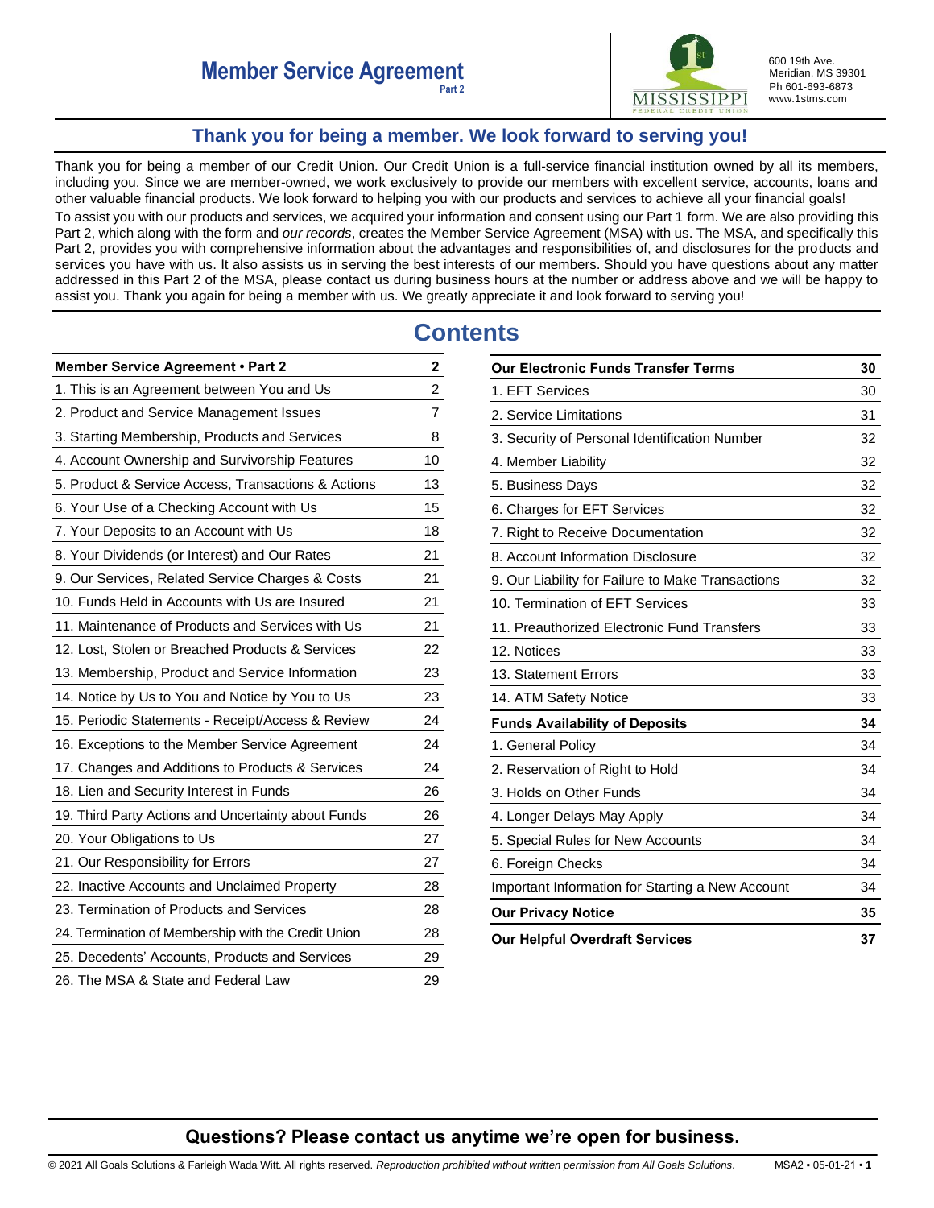# Member Service Agreement

**Part 2**

600 19th Ave.
Meridian, MS 39301
Ph 601-693-6873
www.1stms.com

## Thank you for being a member. We look forward to serving you!

Thank you for being a member of our Credit Union. Our Credit Union is a full-service financial institution owned by all its members, including you. Since we are member-owned, we work exclusively to provide our members with excellent service, accounts, loans and other valuable financial products. We look forward to helping you with our products and services to achieve all your financial goals!

To assist you with our products and services, we acquired your information and consent using our Part 1 form. We are also providing this Part 2, which along with the form and *our records*, creates the Member Service Agreement (MSA) with us. The MSA, and specifically this Part 2, provides you with comprehensive information about the advantages and responsibilities of, and disclosures for the products and services you have with us. It also assists us in serving the best interests of our members. Should you have questions about any matter addressed in this Part 2 of the MSA, please contact us during business hours at the number or address above and we will be happy to assist you. Thank you again for being a member with us. We greatly appreciate it and look forward to serving you!

## Contents

| **Member Service Agreement • Part 2** | **2** |
|---|---|
| 1. This is an Agreement between You and Us | 2 |
| 2. Product and Service Management Issues | 7 |
| 3. Starting Membership, Products and Services | 8 |
| 4. Account Ownership and Survivorship Features | 10 |
| 5. Product & Service Access, Transactions & Actions | 13 |
| 6. Your Use of a Checking Account with Us | 15 |
| 7. Your Deposits to an Account with Us | 18 |
| 8. Your Dividends (or Interest) and Our Rates | 21 |
| 9. Our Services, Related Service Charges & Costs | 21 |
| 10. Funds Held in Accounts with Us are Insured | 21 |
| 11. Maintenance of Products and Services with Us | 21 |
| 12. Lost, Stolen or Breached Products & Services | 22 |
| 13. Membership, Product and Service Information | 23 |
| 14. Notice by Us to You and Notice by You to Us | 23 |
| 15. Periodic Statements - Receipt/Access & Review | 24 |
| 16. Exceptions to the Member Service Agreement | 24 |
| 17. Changes and Additions to Products & Services | 24 |
| 18. Lien and Security Interest in Funds | 26 |
| 19. Third Party Actions and Uncertainty about Funds | 26 |
| 20. Your Obligations to Us | 27 |
| 21. Our Responsibility for Errors | 27 |
| 22. Inactive Accounts and Unclaimed Property | 28 |
| 23. Termination of Products and Services | 28 |
| 24. Termination of Membership with the Credit Union | 28 |
| 25. Decedents' Accounts, Products and Services | 29 |
| 26. The MSA & State and Federal Law | 29 |

| **Our Electronic Funds Transfer Terms** | **30** |
|---|---|
| 1. EFT Services | 30 |
| 2. Service Limitations | 31 |
| 3. Security of Personal Identification Number | 32 |
| 4. Member Liability | 32 |
| 5. Business Days | 32 |
| 6. Charges for EFT Services | 32 |
| 7. Right to Receive Documentation | 32 |
| 8. Account Information Disclosure | 32 |
| 9. Our Liability for Failure to Make Transactions | 32 |
| 10. Termination of EFT Services | 33 |
| 11. Preauthorized Electronic Fund Transfers | 33 |
| 12. Notices | 33 |
| 13. Statement Errors | 33 |
| 14. ATM Safety Notice | 33 |
| **Funds Availability of Deposits** | **34** |
| 1. General Policy | 34 |
| 2. Reservation of Right to Hold | 34 |
| 3. Holds on Other Funds | 34 |
| 4. Longer Delays May Apply | 34 |
| 5. Special Rules for New Accounts | 34 |
| 6. Foreign Checks | 34 |
| Important Information for Starting a New Account | 34 |
| **Our Privacy Notice** | **35** |
| **Our Helpful Overdraft Services** | **37** |

## Questions? Please contact us anytime we're open for business.

© 2021 All Goals Solutions & Farleigh Wada Witt. All rights reserved. *Reproduction prohibited without written permission from All Goals Solutions.* MSA2 • 05-01-21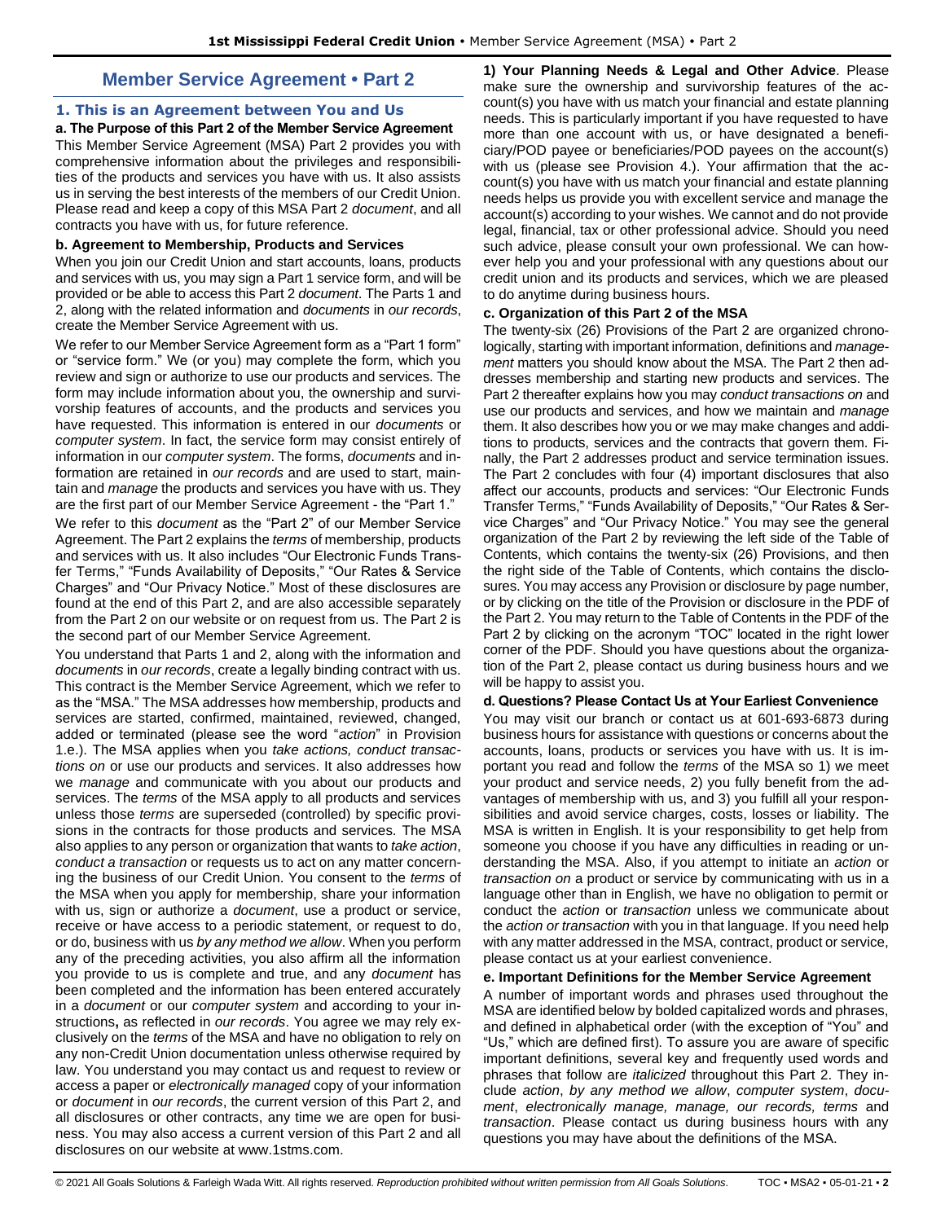# Member Service Agreement • Part 2

## 1. This is an Agreement between You and Us

**a. The Purpose of this Part 2 of the Member Service Agreement**

This Member Service Agreement (MSA) Part 2 provides you with comprehensive information about the privileges and responsibilities of the products and services you have with us. It also assists us in serving the best interests of the members of our Credit Union. Please read and keep a copy of this MSA Part 2 *document*, and all contracts you have with us, for future reference.

**b. Agreement to Membership, Products and Services**

When you join our Credit Union and start accounts, loans, products and services with us, you may sign a Part 1 service form, and will be provided or be able to access this Part 2 *document*. The Parts 1 and 2, along with the related information and *documents* in *our records*, create the Member Service Agreement with us.

We refer to our Member Service Agreement form as a "Part 1 form" or "service form." We (or you) may complete the form, which you review and sign or authorize to use our products and services. The form may include information about you, the ownership and survivorship features of accounts, and the products and services you have requested. This information is entered in our *documents* or *computer system*. In fact, the service form may consist entirely of information in our *computer system*. The forms, *documents* and information are retained in *our records* and are used to start, maintain and *manage* the products and services you have with us. They are the first part of our Member Service Agreement - the "Part 1."

We refer to this *document* as the "Part 2" of our Member Service Agreement. The Part 2 explains the *terms* of membership, products and services with us. It also includes "Our Electronic Funds Transfer Terms," "Funds Availability of Deposits," "Our Rates & Service Charges" and "Our Privacy Notice." Most of these disclosures are found at the end of this Part 2, and are also accessible separately from the Part 2 on our website or on request from us. The Part 2 is the second part of our Member Service Agreement.

You understand that Parts 1 and 2, along with the information and *documents* in *our records*, create a legally binding contract with us. This contract is the Member Service Agreement, which we refer to as the "MSA." The MSA addresses how membership, products and services are started, confirmed, maintained, reviewed, changed, added or terminated (please see the word "*action*" in Provision 1.e.). The MSA applies when you *take actions, conduct transactions on* or use our products and services. It also addresses how we *manage* and communicate with you about our products and services. The *terms* of the MSA apply to all products and services unless those *terms* are superseded (controlled) by specific provisions in the contracts for those products and services. The MSA also applies to any person or organization that wants to *take action*, *conduct a transaction* or requests us to act on any matter concerning the business of our Credit Union. You consent to the *terms* of the MSA when you apply for membership, share your information with us, sign or authorize a *document*, use a product or service, receive or have access to a periodic statement, or request to do, or do, business with us *by any method we allow*. When you perform any of the preceding activities, you also affirm all the information you provide to us is complete and true, and any *document* has been completed and the information has been entered accurately in a *document* or our *computer system* and according to your instructions**,** as reflected in *our records*. You agree we may rely exclusively on the *terms* of the MSA and have no obligation to rely on any non-Credit Union documentation unless otherwise required by law. You understand you may contact us and request to review or access a paper or *electronically managed* copy of your information or *document* in *our records*, the current version of this Part 2, and all disclosures or other contracts, any time we are open for business. You may also access a current version of this Part 2 and all disclosures on our website at www.1stms.com.

**1) Your Planning Needs & Legal and Other Advice**. Please make sure the ownership and survivorship features of the account(s) you have with us match your financial and estate planning needs. This is particularly important if you have requested to have more than one account with us, or have designated a beneficiary/POD payee or beneficiaries/POD payees on the account(s) with us (please see Provision 4.). Your affirmation that the account(s) you have with us match your financial and estate planning needs helps us provide you with excellent service and manage the account(s) according to your wishes. We cannot and do not provide legal, financial, tax or other professional advice. Should you need such advice, please consult your own professional. We can however help you and your professional with any questions about our credit union and its products and services, which we are pleased to do anytime during business hours.

**c. Organization of this Part 2 of the MSA**

The twenty-six (26) Provisions of the Part 2 are organized chronologically, starting with important information, definitions and *management* matters you should know about the MSA. The Part 2 then addresses membership and starting new products and services. The Part 2 thereafter explains how you may *conduct transactions on* and use our products and services, and how we maintain and *manage* them. It also describes how you or we may make changes and additions to products, services and the contracts that govern them. Finally, the Part 2 addresses product and service termination issues. The Part 2 concludes with four (4) important disclosures that also affect our accounts, products and services: "Our Electronic Funds Transfer Terms," "Funds Availability of Deposits," "Our Rates & Service Charges" and "Our Privacy Notice." You may see the general organization of the Part 2 by reviewing the left side of the Table of Contents, which contains the twenty-six (26) Provisions, and then the right side of the Table of Contents, which contains the disclosures. You may access any Provision or disclosure by page number, or by clicking on the title of the Provision or disclosure in the PDF of the Part 2. You may return to the Table of Contents in the PDF of the Part 2 by clicking on the acronym "TOC" located in the right lower corner of the PDF. Should you have questions about the organization of the Part 2, please contact us during business hours and we will be happy to assist you.

**d. Questions? Please Contact Us at Your Earliest Convenience**

You may visit our branch or contact us at 601-693-6873 during business hours for assistance with questions or concerns about the accounts, loans, products or services you have with us. It is important you read and follow the *terms* of the MSA so 1) we meet your product and service needs, 2) you fully benefit from the advantages of membership with us, and 3) you fulfill all your responsibilities and avoid service charges, costs, losses or liability. The MSA is written in English. It is your responsibility to get help from someone you choose if you have any difficulties in reading or understanding the MSA. Also, if you attempt to initiate an *action* or *transaction on* a product or service by communicating with us in a language other than in English, we have no obligation to permit or conduct the *action* or *transaction* unless we communicate about the *action or transaction* with you in that language. If you need help with any matter addressed in the MSA, contract, product or service, please contact us at your earliest convenience.

**e. Important Definitions for the Member Service Agreement**

A number of important words and phrases used throughout the MSA are identified below by bolded capitalized words and phrases, and defined in alphabetical order (with the exception of "You" and "Us," which are defined first). To assure you are aware of specific important definitions, several key and frequently used words and phrases that follow are *italicized* throughout this Part 2. They include *action*, *by any method we allow*, *computer system*, *document*, *electronically manage, manage, our records, terms* and *transaction*. Please contact us during business hours with any questions you may have about the definitions of the MSA.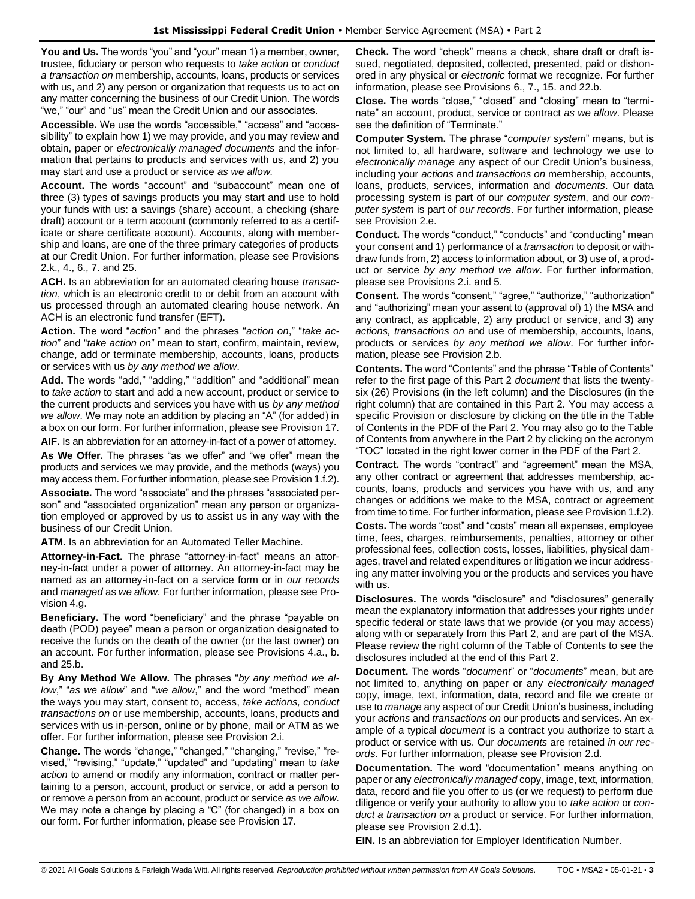**You and Us.** The words "you" and "your" mean 1) a member, owner, trustee, fiduciary or person who requests to *take action* or *conduct a transaction on* membership, accounts, loans, products or services with us, and 2) any person or organization that requests us to act on any matter concerning the business of our Credit Union. The words "we," "our" and "us" mean the Credit Union and our associates.

**Accessible.** We use the words "accessible," "access" and "accessibility" to explain how 1) we may provide, and you may review and obtain, paper or *electronically managed documents* and the information that pertains to products and services with us, and 2) you may start and use a product or service *as we allow.*

**Account.** The words "account" and "subaccount" mean one of three (3) types of savings products you may start and use to hold your funds with us: a savings (share) account, a checking (share draft) account or a term account (commonly referred to as a certificate or share certificate account). Accounts, along with membership and loans, are one of the three primary categories of products at our Credit Union. For further information, please see Provisions 2.k., 4., 6., 7. and 25.

**ACH.** Is an abbreviation for an automated clearing house *transaction*, which is an electronic credit to or debit from an account with us processed through an automated clearing house network. An ACH is an electronic fund transfer (EFT).

**Action.** The word "*action*" and the phrases "*action on*," "*take action*" and "*take action on*" mean to start, confirm, maintain, review, change, add or terminate membership, accounts, loans, products or services with us *by any method we allow*.

**Add.** The words "add," "adding," "addition" and "additional" mean to *take action* to start and add a new account, product or service to the current products and services you have with us *by any method we allow*. We may note an addition by placing an "A" (for added) in a box on our form. For further information, please see Provision 17.

**AIF.** Is an abbreviation for an attorney-in-fact of a power of attorney.

**As We Offer.** The phrases "as we offer" and "we offer" mean the products and services we may provide, and the methods (ways) you may access them. For further information, please see Provision 1.f.2).

**Associate.** The word "associate" and the phrases "associated person" and "associated organization" mean any person or organization employed or approved by us to assist us in any way with the business of our Credit Union.

**ATM.** Is an abbreviation for an Automated Teller Machine.

**Attorney-in-Fact.** The phrase "attorney-in-fact" means an attorney-in-fact under a power of attorney. An attorney-in-fact may be named as an attorney-in-fact on a service form or in *our records* and *managed* as *we allow*. For further information, please see Provision 4.g.

**Beneficiary.** The word "beneficiary" and the phrase "payable on death (POD) payee" mean a person or organization designated to receive the funds on the death of the owner (or the last owner) on an account. For further information, please see Provisions 4.a., b. and 25.b.

**By Any Method We Allow.** The phrases "*by any method we allow*," "*as we allow*" and "*we allow*," and the word "method" mean the ways you may start, consent to, access, *take actions, conduct transactions on* or use membership, accounts, loans, products and services with us in-person, online or by phone, mail or ATM as we offer. For further information, please see Provision 2.i.

**Change.** The words "change," "changed," "changing," "revise," "revised," "revising," "update," "updated" and "updating" mean to *take action* to amend or modify any information, contract or matter pertaining to a person, account, product or service, or add a person to or remove a person from an account, product or service *as we allow*. We may note a change by placing a "C" (for changed) in a box on our form. For further information, please see Provision 17.

**Check.** The word "check" means a check, share draft or draft issued, negotiated, deposited, collected, presented, paid or dishonored in any physical or *electronic* format we recognize. For further information, please see Provisions 6., 7., 15. and 22.b.

**Close.** The words "close," "closed" and "closing" mean to "terminate" an account, product, service or contract *as we allow*. Please see the definition of "Terminate."

**Computer System.** The phrase "*computer system*" means, but is not limited to, all hardware, software and technology we use to *electronically manage* any aspect of our Credit Union's business, including your *actions* and *transactions on* membership, accounts, loans, products, services, information and *documents*. Our data processing system is part of our *computer system*, and our *computer system* is part of *our records*. For further information, please see Provision 2.e.

**Conduct.** The words "conduct," "conducts" and "conducting" mean your consent and 1) performance of a *transaction* to deposit or withdraw funds from, 2) access to information about, or 3) use of, a product or service *by any method we allow*. For further information, please see Provisions 2.i. and 5.

**Consent.** The words "consent," "agree," "authorize," "authorization" and "authorizing" mean your assent to (approval of) 1) the MSA and any contract, as applicable, 2) any product or service, and 3) any *actions, transactions on* and use of membership, accounts, loans, products or services *by any method we allow*. For further information, please see Provision 2.b.

**Contents.** The word "Contents" and the phrase "Table of Contents" refer to the first page of this Part 2 *document* that lists the twenty-six (26) Provisions (in the left column) and the Disclosures (in the right column) that are contained in this Part 2. You may access a specific Provision or disclosure by clicking on the title in the Table of Contents in the PDF of the Part 2. You may also go to the Table of Contents from anywhere in the Part 2 by clicking on the acronym "TOC" located in the right lower corner in the PDF of the Part 2.

**Contract.** The words "contract" and "agreement" mean the MSA, any other contract or agreement that addresses membership, accounts, loans, products and services you have with us, and any changes or additions we make to the MSA, contract or agreement from time to time. For further information, please see Provision 1.f.2).

**Costs.** The words "cost" and "costs" mean all expenses, employee time, fees, charges, reimbursements, penalties, attorney or other professional fees, collection costs, losses, liabilities, physical damages, travel and related expenditures or litigation we incur addressing any matter involving you or the products and services you have with us.

**Disclosures.** The words "disclosure" and "disclosures" generally mean the explanatory information that addresses your rights under specific federal or state laws that we provide (or you may access) along with or separately from this Part 2, and are part of the MSA. Please review the right column of the Table of Contents to see the disclosures included at the end of this Part 2.

**Document.** The words "*document*" or "*documents*" mean, but are not limited to, anything on paper or any *electronically managed* copy, image, text, information, data, record and file we create or use to *manage* any aspect of our Credit Union's business, including your *actions* and *transactions on* our products and services. An example of a typical *document* is a contract you authorize to start a product or service with us. Our *documents* are retained *in our records*. For further information, please see Provision 2.d.

**Documentation.** The word "documentation" means anything on paper or any *electronically managed* copy, image, text, information, data, record and file you offer to us (or we request) to perform due diligence or verify your authority to allow you to *take action* or *conduct a transaction on* a product or service. For further information, please see Provision 2.d.1).

**EIN.** Is an abbreviation for Employer Identification Number.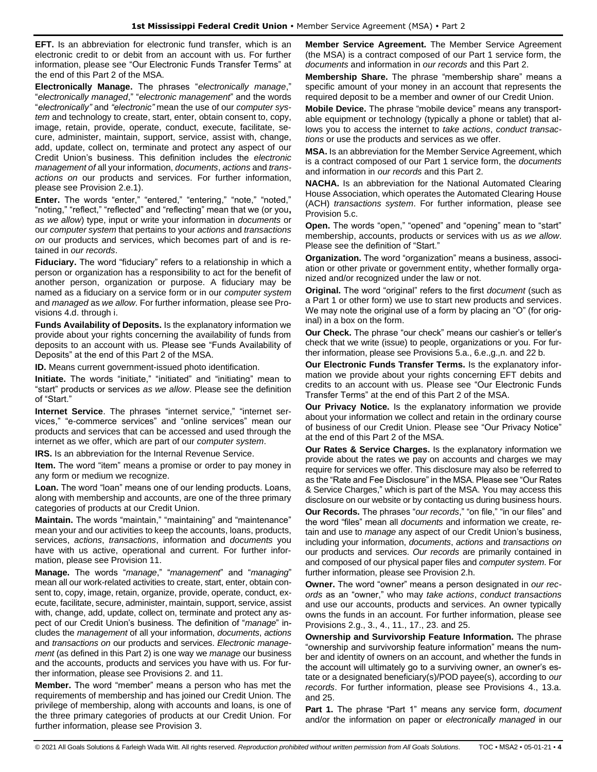**EFT.** Is an abbreviation for electronic fund transfer, which is an electronic credit to or debit from an account with us. For further information, please see "Our Electronic Funds Transfer Terms" at the end of this Part 2 of the MSA.

**Electronically Manage.** The phrases "*electronically manage*," "*electronically managed*," "*electronic management*" and the words "*electronically"* and *"electronic"* mean the use of our *computer system* and technology to create, start, enter, obtain consent to, copy, image, retain, provide, operate, conduct, execute, facilitate, secure, administer, maintain, support, service, assist with, change, add, update, collect on, terminate and protect any aspect of our Credit Union's business. This definition includes the *electronic management of* all your information, *documents*, *actions* and *transactions on* our products and services. For further information, please see Provision 2.e.1).

**Enter.** The words "enter," "entered," "entering," "note," "noted," "noting," "reflect," "reflected" and "reflecting" mean that we (or you**,** *as we allow*) type, input or write your information in *documents* or our *computer system* that pertains to your *actions* and *transactions on* our products and services, which becomes part of and is retained in *our records*.

**Fiduciary.** The word "fiduciary" refers to a relationship in which a person or organization has a responsibility to act for the benefit of another person, organization or purpose. A fiduciary may be named as a fiduciary on a service form or in our *computer system* and *managed* as *we allow*. For further information, please see Provisions 4.d. through i.

**Funds Availability of Deposits.** Is the explanatory information we provide about your rights concerning the availability of funds from deposits to an account with us. Please see "Funds Availability of Deposits" at the end of this Part 2 of the MSA.

**ID.** Means current government-issued photo identification.

**Initiate.** The words "initiate," "initiated" and "initiating" mean to "start" products or services *as we allow*. Please see the definition of "Start."

**Internet Service**. The phrases "internet service," "internet services," "e-commerce services" and "online services" mean our products and services that can be accessed and used through the internet as we offer, which are part of our *computer system*.

**IRS.** Is an abbreviation for the Internal Revenue Service.

**Item.** The word "item" means a promise or order to pay money in any form or medium we recognize.

**Loan.** The word "loan" means one of our lending products. Loans, along with membership and accounts, are one of the three primary categories of products at our Credit Union.

**Maintain.** The words "maintain," "maintaining" and "maintenance" mean your and our activities to keep the accounts, loans, products, services, *actions*, *transactions*, information and *documents* you have with us active, operational and current. For further information, please see Provision 11.

**Manage.** The words "*manage*," "*management*" and "*managing*" mean all our work-related activities to create, start, enter, obtain consent to, copy, image, retain, organize, provide, operate, conduct, execute, facilitate, secure, administer, maintain, support, service, assist with, change, add, update, collect on, terminate and protect any aspect of our Credit Union's business. The definition of "*manage*" includes the *management* of all your information, *documents*, *actions* and *transactions on* our products and services. *Electronic management* (as defined in this Part 2) is one way we *manage* our business and the accounts, products and services you have with us. For further information, please see Provisions 2. and 11.

**Member.** The word "member" means a person who has met the requirements of membership and has joined our Credit Union. The privilege of membership, along with accounts and loans, is one of the three primary categories of products at our Credit Union. For further information, please see Provision 3.

**Member Service Agreement.** The Member Service Agreement (the MSA) is a contract composed of our Part 1 service form, the *documents* and information in *our records* and this Part 2.

**Membership Share.** The phrase "membership share" means a specific amount of your money in an account that represents the required deposit to be a member and owner of our Credit Union.

**Mobile Device.** The phrase "mobile device" means any transportable equipment or technology (typically a phone or tablet) that allows you to access the internet to *take actions*, *conduct transactions* or use the products and services as we offer.

**MSA.** Is an abbreviation for the Member Service Agreement, which is a contract composed of our Part 1 service form, the *documents* and information in *our records* and this Part 2.

**NACHA.** Is an abbreviation for the National Automated Clearing House Association, which operates the Automated Clearing House (ACH) *transactions system*. For further information, please see Provision 5.c.

**Open.** The words "open," "opened" and "opening" mean to "start" membership, accounts, products or services with us *as we allow*. Please see the definition of "Start."

**Organization.** The word "organization" means a business, association or other private or government entity, whether formally organized and/or recognized under the law or not.

**Original.** The word "original" refers to the first *document* (such as a Part 1 or other form) we use to start new products and services. We may note the original use of a form by placing an "O" (for original) in a box on the form.

**Our Check.** The phrase "our check" means our cashier's or teller's check that we write (issue) to people, organizations or you. For further information, please see Provisions 5.a., 6.e.,g.,n. and 22 b.

**Our Electronic Funds Transfer Terms.** Is the explanatory information we provide about your rights concerning EFT debits and credits to an account with us. Please see "Our Electronic Funds Transfer Terms" at the end of this Part 2 of the MSA.

**Our Privacy Notice.** Is the explanatory information we provide about your information we collect and retain in the ordinary course of business of our Credit Union. Please see "Our Privacy Notice" at the end of this Part 2 of the MSA.

**Our Rates & Service Charges.** Is the explanatory information we provide about the rates we pay on accounts and charges we may require for services we offer. This disclosure may also be referred to as the "Rate and Fee Disclosure" in the MSA. Please see "Our Rates & Service Charges," which is part of the MSA. You may access this disclosure on our website or by contacting us during business hours.

**Our Records.** The phrases "*our records*," "on file," "in our files" and the word "files" mean all *documents* and information we create, retain and use to *manage* any aspect of our Credit Union's business, including your information, *documents*, *actions* and *transactions on* our products and services. *Our records* are primarily contained in and composed of our physical paper files and *computer system*. For further information, please see Provision 2.h.

**Owner.** The word "owner" means a person designated in *our records* as an "owner," who may *take actions*, *conduct transactions* and use our accounts, products and services. An owner typically owns the funds in an account. For further information, please see Provisions 2.g., 3., 4., 11., 17., 23. and 25.

**Ownership and Survivorship Feature Information.** The phrase "ownership and survivorship feature information" means the number and identity of owners on an account, and whether the funds in the account will ultimately go to a surviving owner, an owner's estate or a designated beneficiary(s)/POD payee(s), according to *our records*. For further information, please see Provisions 4., 13.a. and 25.

**Part 1.** The phrase "Part 1" means any service form, *document* and/or the information on paper or *electronically managed* in our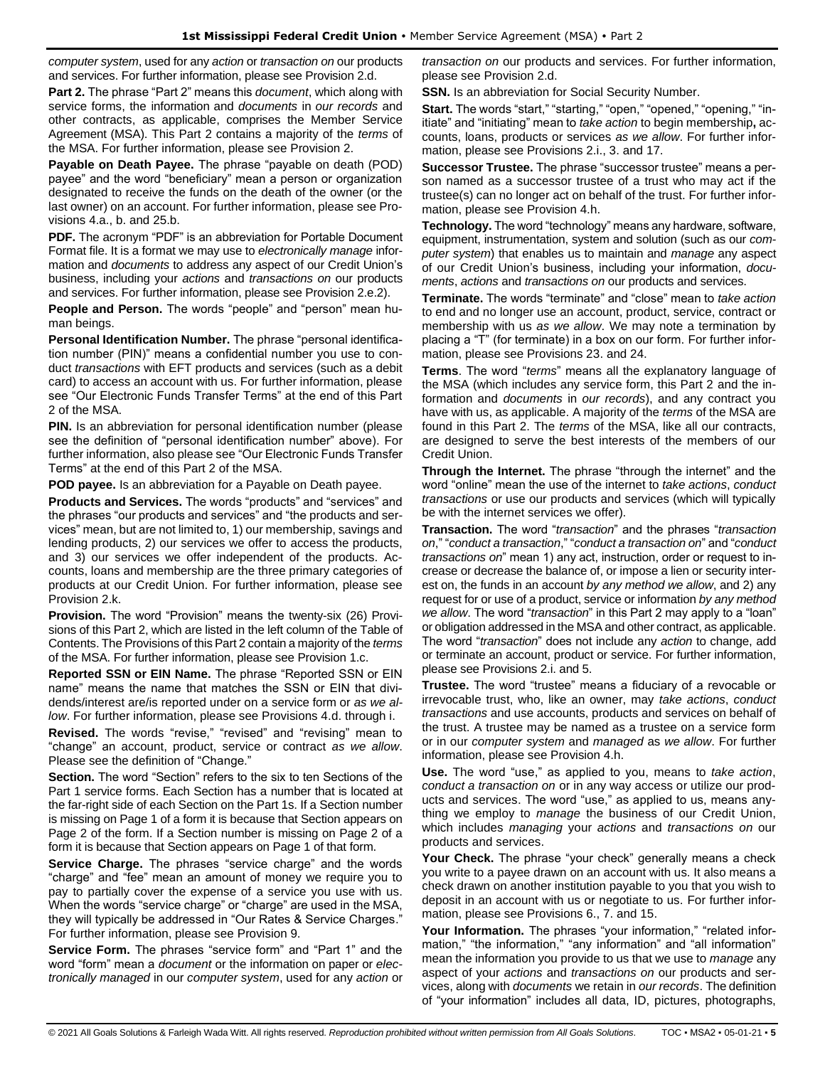*computer system*, used for any *action* or *transaction on* our products and services. For further information, please see Provision 2.d.

**Part 2.** The phrase "Part 2" means this *document*, which along with service forms, the information and *documents* in *our records* and other contracts, as applicable, comprises the Member Service Agreement (MSA). This Part 2 contains a majority of the *terms* of the MSA. For further information, please see Provision 2.

**Payable on Death Payee.** The phrase "payable on death (POD) payee" and the word "beneficiary" mean a person or organization designated to receive the funds on the death of the owner (or the last owner) on an account. For further information, please see Provisions 4.a., b. and 25.b.

**PDF.** The acronym "PDF" is an abbreviation for Portable Document Format file. It is a format we may use to *electronically manage* information and *documents* to address any aspect of our Credit Union's business, including your *actions* and *transactions on* our products and services. For further information, please see Provision 2.e.2).

**People and Person.** The words "people" and "person" mean human beings.

**Personal Identification Number.** The phrase "personal identification number (PIN)" means a confidential number you use to conduct *transactions* with EFT products and services (such as a debit card) to access an account with us. For further information, please see "Our Electronic Funds Transfer Terms" at the end of this Part 2 of the MSA.

**PIN.** Is an abbreviation for personal identification number (please see the definition of "personal identification number" above). For further information, also please see "Our Electronic Funds Transfer Terms" at the end of this Part 2 of the MSA.

**POD payee.** Is an abbreviation for a Payable on Death payee.

**Products and Services.** The words "products" and "services" and the phrases "our products and services" and "the products and services" mean, but are not limited to, 1) our membership, savings and lending products, 2) our services we offer to access the products, and 3) our services we offer independent of the products. Accounts, loans and membership are the three primary categories of products at our Credit Union. For further information, please see Provision 2.k.

**Provision.** The word "Provision" means the twenty-six (26) Provisions of this Part 2, which are listed in the left column of the Table of Contents. The Provisions of this Part 2 contain a majority of the *terms* of the MSA. For further information, please see Provision 1.c.

**Reported SSN or EIN Name.** The phrase "Reported SSN or EIN name" means the name that matches the SSN or EIN that dividends/interest are/is reported under on a service form or *as we allow*. For further information, please see Provisions 4.d. through i.

**Revised.** The words "revise," "revised" and "revising" mean to "change" an account, product, service or contract *as we allow*. Please see the definition of "Change."

**Section.** The word "Section" refers to the six to ten Sections of the Part 1 service forms. Each Section has a number that is located at the far-right side of each Section on the Part 1s. If a Section number is missing on Page 1 of a form it is because that Section appears on Page 2 of the form. If a Section number is missing on Page 2 of a form it is because that Section appears on Page 1 of that form.

**Service Charge.** The phrases "service charge" and the words "charge" and "fee" mean an amount of money we require you to pay to partially cover the expense of a service you use with us. When the words "service charge" or "charge" are used in the MSA, they will typically be addressed in "Our Rates & Service Charges." For further information, please see Provision 9.

**Service Form.** The phrases "service form" and "Part 1" and the word "form" mean a *document* or the information on paper or *electronically managed* in our *computer system*, used for any *action* or *transaction on* our products and services. For further information, please see Provision 2.d.

**SSN.** Is an abbreviation for Social Security Number.

**Start.** The words "start," "starting," "open," "opened," "opening," "initiate" and "initiating" mean to *take action* to begin membership**,** accounts, loans, products or services *as we allow*. For further information, please see Provisions 2.i., 3. and 17.

**Successor Trustee.** The phrase "successor trustee" means a person named as a successor trustee of a trust who may act if the trustee(s) can no longer act on behalf of the trust. For further information, please see Provision 4.h.

**Technology.** The word "technology" means any hardware, software, equipment, instrumentation, system and solution (such as our *computer system*) that enables us to maintain and *manage* any aspect of our Credit Union's business, including your information, *documents*, *actions* and *transactions on* our products and services.

**Terminate.** The words "terminate" and "close" mean to *take action* to end and no longer use an account, product, service, contract or membership with us *as we allow*. We may note a termination by placing a "T" (for terminate) in a box on our form. For further information, please see Provisions 23. and 24.

**Terms**. The word "*terms*" means all the explanatory language of the MSA (which includes any service form, this Part 2 and the information and *documents* in *our records*), and any contract you have with us, as applicable. A majority of the *terms* of the MSA are found in this Part 2. The *terms* of the MSA, like all our contracts, are designed to serve the best interests of the members of our Credit Union.

**Through the Internet.** The phrase "through the internet" and the word "online" mean the use of the internet to *take actions*, *conduct transactions* or use our products and services (which will typically be with the internet services we offer).

**Transaction.** The word "*transaction*" and the phrases "*transaction on*," "*conduct a transaction*," "*conduct a transaction on*" and "*conduct transactions on*" mean 1) any act, instruction, order or request to increase or decrease the balance of, or impose a lien or security interest on, the funds in an account *by any method we allow*, and 2) any request for or use of a product, service or information *by any method we allow*. The word "*transaction*" in this Part 2 may apply to a "loan" or obligation addressed in the MSA and other contract, as applicable. The word "*transaction*" does not include any *action* to change, add or terminate an account, product or service. For further information, please see Provisions 2.i. and 5.

**Trustee.** The word "trustee" means a fiduciary of a revocable or irrevocable trust, who, like an owner, may *take actions*, *conduct transactions* and use accounts, products and services on behalf of the trust. A trustee may be named as a trustee on a service form or in our *computer system* and *managed* as *we allow*. For further information, please see Provision 4.h.

**Use.** The word "use," as applied to you, means to *take action*, *conduct a transaction on* or in any way access or utilize our products and services. The word "use," as applied to us, means anything we employ to *manage* the business of our Credit Union, which includes *managing* your *actions* and *transactions on* our products and services.

**Your Check.** The phrase "your check" generally means a check you write to a payee drawn on an account with us. It also means a check drawn on another institution payable to you that you wish to deposit in an account with us or negotiate to us. For further information, please see Provisions 6., 7. and 15.

**Your Information.** The phrases "your information," "related information," "the information," "any information" and "all information" mean the information you provide to us that we use to *manage* any aspect of your *actions* and *transactions on* our products and services, along with *documents* we retain in *our records*. The definition of "your information" includes all data, ID, pictures, photographs,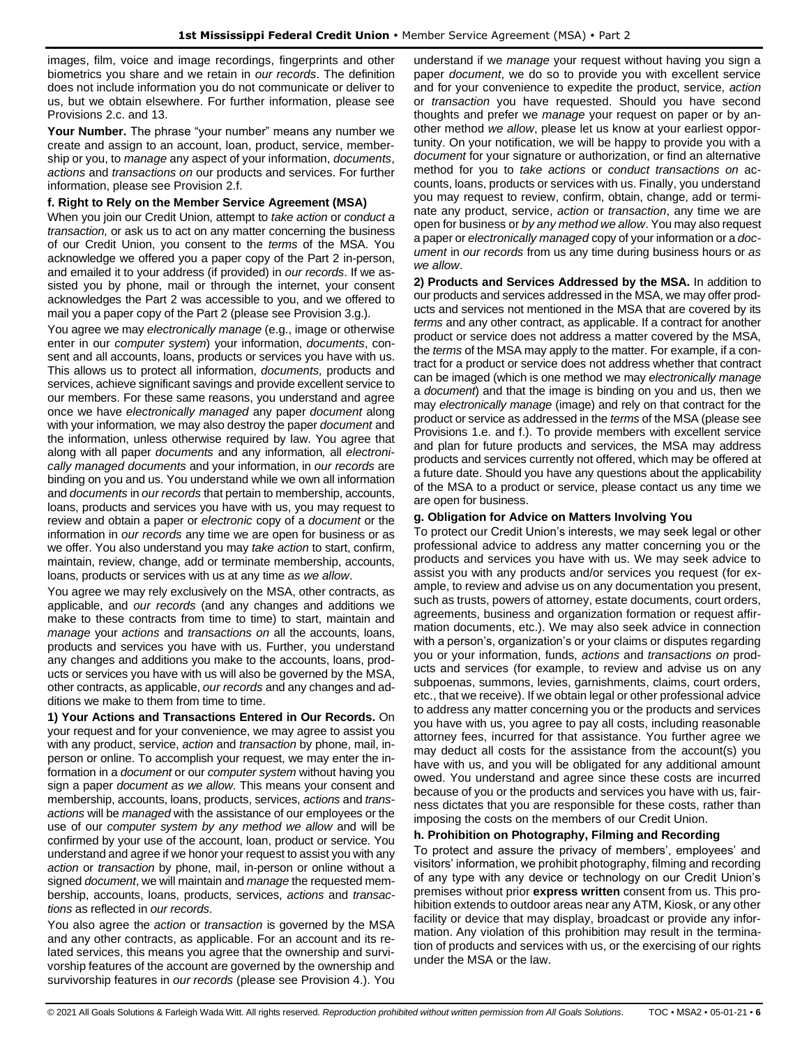images, film, voice and image recordings, fingerprints and other biometrics you share and we retain in *our records*. The definition does not include information you do not communicate or deliver to us, but we obtain elsewhere. For further information, please see Provisions 2.c. and 13.

**Your Number.** The phrase "your number" means any number we create and assign to an account, loan, product, service, membership or you, to *manage* any aspect of your information, *documents*, *actions* and *transactions on* our products and services. For further information, please see Provision 2.f.

### f. Right to Rely on the Member Service Agreement (MSA)

When you join our Credit Union, attempt to *take action* or *conduct a transaction,* or ask us to act on any matter concerning the business of our Credit Union, you consent to the *terms* of the MSA. You acknowledge we offered you a paper copy of the Part 2 in-person, and emailed it to your address (if provided) in *our records*. If we assisted you by phone, mail or through the internet, your consent acknowledges the Part 2 was accessible to you, and we offered to mail you a paper copy of the Part 2 (please see Provision 3.g.).

You agree we may *electronically manage* (e.g., image or otherwise enter in our *computer system*) your information, *documents*, consent and all accounts, loans, products or services you have with us. This allows us to protect all information, *documents,* products and services, achieve significant savings and provide excellent service to our members. For these same reasons, you understand and agree once we have *electronically managed* any paper *document* along with your information*,* we may also destroy the paper *document* and the information, unless otherwise required by law. You agree that along with all paper *documents* and any information*,* all *electronically managed documents* and your information, in *our records* are binding on you and us. You understand while we own all information and *documents* in *our records* that pertain to membership, accounts, loans, products and services you have with us, you may request to review and obtain a paper or *electronic* copy of a *document* or the information in *our records* any time we are open for business or as we offer. You also understand you may *take action* to start, confirm, maintain, review, change, add or terminate membership, accounts, loans, products or services with us at any time *as we allow*.

You agree we may rely exclusively on the MSA, other contracts, as applicable, and *our records* (and any changes and additions we make to these contracts from time to time) to start, maintain and *manage* your *actions* and *transactions on* all the accounts, loans, products and services you have with us. Further, you understand any changes and additions you make to the accounts, loans, products or services you have with us will also be governed by the MSA, other contracts, as applicable, *our records* and any changes and additions we make to them from time to time.

**1) Your Actions and Transactions Entered in Our Records.** On your request and for your convenience, we may agree to assist you with any product, service, *action* and *transaction* by phone, mail, in-person or online. To accomplish your request, we may enter the information in a *document* or our *computer system* without having you sign a paper *document as we allow*. This means your consent and membership, accounts, loans, products, services, *actions* and *transactions* will be *managed* with the assistance of our employees or the use of our *computer system by any method we allow* and will be confirmed by your use of the account, loan, product or service. You understand and agree if we honor your request to assist you with any *action* or *transaction* by phone, mail, in-person or online without a signed *document*, we will maintain and *manage* the requested membership, accounts, loans, products, services, *actions* and *transactions* as reflected in *our records*.

You also agree the *action* or *transaction* is governed by the MSA and any other contracts, as applicable. For an account and its related services, this means you agree that the ownership and survivorship features of the account are governed by the ownership and survivorship features in *our records* (please see Provision 4.). You understand if we *manage* your request without having you sign a paper *document*, we do so to provide you with excellent service and for your convenience to expedite the product, service, *action* or *transaction* you have requested. Should you have second thoughts and prefer we *manage* your request on paper or by another method *we allow*, please let us know at your earliest opportunity. On your notification, we will be happy to provide you with a *document* for your signature or authorization, or find an alternative method for you to *take actions* or *conduct transactions on* accounts, loans, products or services with us. Finally, you understand you may request to review, confirm, obtain, change, add or terminate any product, service, *action* or *transaction*, any time we are open for business or *by any method we allow*. You may also request a paper or *electronically managed* copy of your information or a *document* in *our records* from us any time during business hours or *as we allow*.

**2) Products and Services Addressed by the MSA.** In addition to our products and services addressed in the MSA, we may offer products and services not mentioned in the MSA that are covered by its *terms* and any other contract, as applicable. If a contract for another product or service does not address a matter covered by the MSA, the *terms* of the MSA may apply to the matter. For example, if a contract for a product or service does not address whether that contract can be imaged (which is one method we may *electronically manage* a *document*) and that the image is binding on you and us, then we may *electronically manage* (image) and rely on that contract for the product or service as addressed in the *terms* of the MSA (please see Provisions 1.e. and f.). To provide members with excellent service and plan for future products and services, the MSA may address products and services currently not offered, which may be offered at a future date. Should you have any questions about the applicability of the MSA to a product or service, please contact us any time we are open for business.

### g. Obligation for Advice on Matters Involving You

To protect our Credit Union's interests, we may seek legal or other professional advice to address any matter concerning you or the products and services you have with us. We may seek advice to assist you with any products and/or services you request (for example, to review and advise us on any documentation you present, such as trusts, powers of attorney, estate documents, court orders, agreements, business and organization formation or request affirmation documents, etc.). We may also seek advice in connection with a person's, organization's or your claims or disputes regarding you or your information, funds, *actions* and *transactions on* products and services (for example, to review and advise us on any subpoenas, summons, levies, garnishments, claims, court orders, etc., that we receive). If we obtain legal or other professional advice to address any matter concerning you or the products and services you have with us, you agree to pay all costs, including reasonable attorney fees, incurred for that assistance. You further agree we may deduct all costs for the assistance from the account(s) you have with us, and you will be obligated for any additional amount owed. You understand and agree since these costs are incurred because of you or the products and services you have with us, fairness dictates that you are responsible for these costs, rather than imposing the costs on the members of our Credit Union.

### h. Prohibition on Photography, Filming and Recording

To protect and assure the privacy of members', employees' and visitors' information, we prohibit photography, filming and recording of any type with any device or technology on our Credit Union's premises without prior **express written** consent from us. This prohibition extends to outdoor areas near any ATM, Kiosk, or any other facility or device that may display, broadcast or provide any information. Any violation of this prohibition may result in the termination of products and services with us, or the exercising of our rights under the MSA or the law.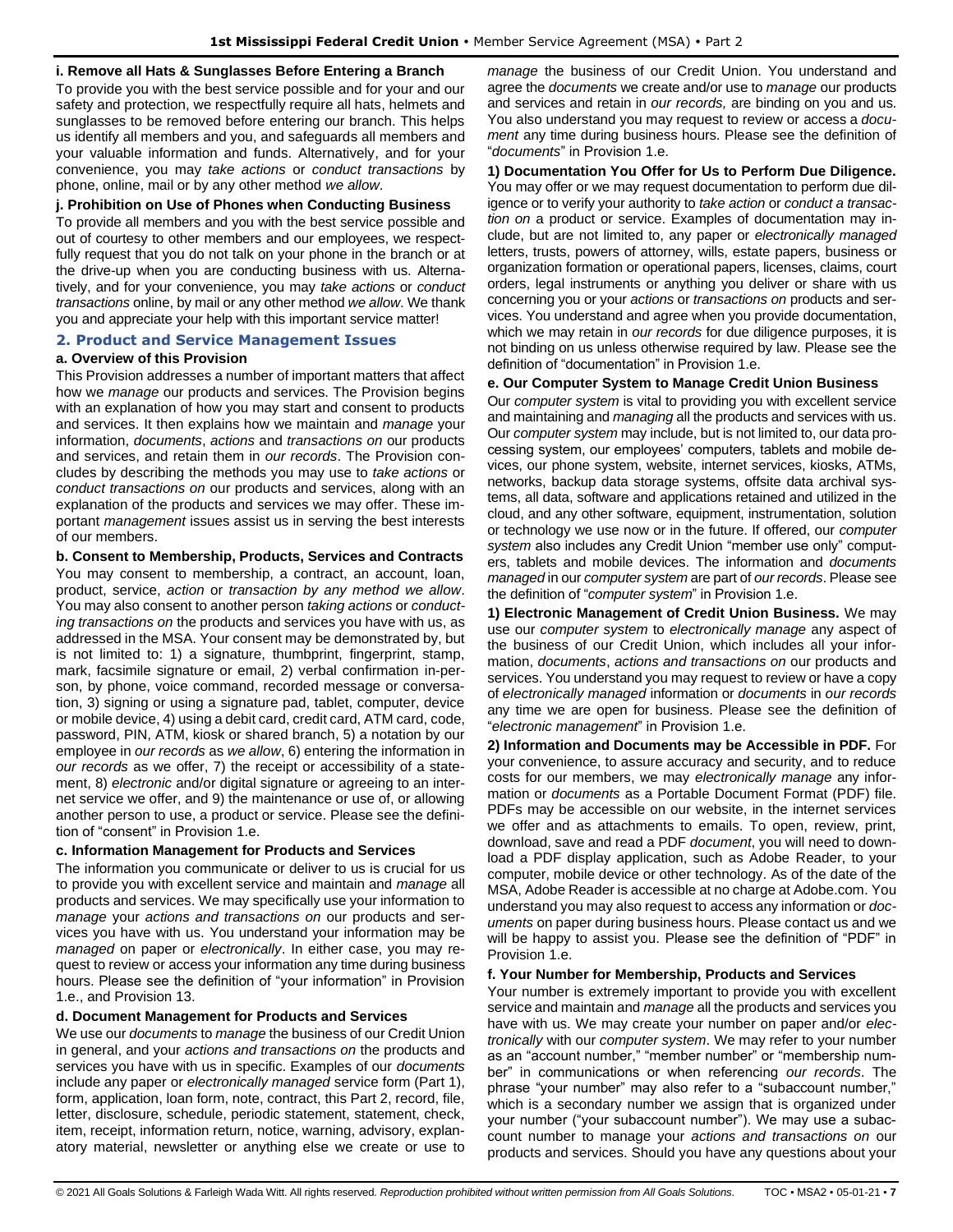**i. Remove all Hats & Sunglasses Before Entering a Branch**

To provide you with the best service possible and for your and our safety and protection, we respectfully require all hats, helmets and sunglasses to be removed before entering our branch. This helps us identify all members and you, and safeguards all members and your valuable information and funds. Alternatively, and for your convenience, you may *take actions* or *conduct transactions* by phone, online, mail or by any other method *we allow*.

**j. Prohibition on Use of Phones when Conducting Business**

To provide all members and you with the best service possible and out of courtesy to other members and our employees, we respectfully request that you do not talk on your phone in the branch or at the drive-up when you are conducting business with us. Alternatively, and for your convenience, you may *take actions* or *conduct transactions* online, by mail or any other method *we allow*. We thank you and appreciate your help with this important service matter!

## 2. Product and Service Management Issues

**a. Overview of this Provision**

This Provision addresses a number of important matters that affect how we *manage* our products and services. The Provision begins with an explanation of how you may start and consent to products and services. It then explains how we maintain and *manage* your information, *documents*, *actions* and *transactions on* our products and services, and retain them in *our records*. The Provision concludes by describing the methods you may use to *take actions* or *conduct transactions on* our products and services, along with an explanation of the products and services we may offer. These important *management* issues assist us in serving the best interests of our members.

**b. Consent to Membership, Products, Services and Contracts**

You may consent to membership, a contract, an account, loan, product, service, *action* or *transaction by any method we allow*. You may also consent to another person *taking actions* or *conducting transactions on* the products and services you have with us, as addressed in the MSA. Your consent may be demonstrated by, but is not limited to: 1) a signature, thumbprint, fingerprint, stamp, mark, facsimile signature or email, 2) verbal confirmation in-person, by phone, voice command, recorded message or conversation, 3) signing or using a signature pad, tablet, computer, device or mobile device, 4) using a debit card, credit card, ATM card, code, password, PIN, ATM, kiosk or shared branch, 5) a notation by our employee in *our records* as *we allow*, 6) entering the information in *our records* as we offer, 7) the receipt or accessibility of a statement, 8) *electronic* and/or digital signature or agreeing to an internet service we offer, and 9) the maintenance or use of, or allowing another person to use, a product or service. Please see the definition of "consent" in Provision 1.e.

**c. Information Management for Products and Services**

The information you communicate or deliver to us is crucial for us to provide you with excellent service and maintain and *manage* all products and services. We may specifically use your information to *manage* your *actions and transactions on* our products and services you have with us. You understand your information may be *managed* on paper or *electronically*. In either case, you may request to review or access your information any time during business hours. Please see the definition of "your information" in Provision 1.e., and Provision 13.

**d. Document Management for Products and Services**

We use our *documents* to *manage* the business of our Credit Union in general, and your *actions and transactions on* the products and services you have with us in specific. Examples of our *documents* include any paper or *electronically managed* service form (Part 1), form, application, loan form, note, contract, this Part 2, record, file, letter, disclosure, schedule, periodic statement, statement, check, item, receipt, information return, notice, warning, advisory, explanatory material, newsletter or anything else we create or use to *manage* the business of our Credit Union. You understand and agree the *documents* we create and/or use to *manage* our products and services and retain in *our records,* are binding on you and us. You also understand you may request to review or access a *document* any time during business hours. Please see the definition of "*documents*" in Provision 1.e.

**1) Documentation You Offer for Us to Perform Due Diligence.** You may offer or we may request documentation to perform due diligence or to verify your authority to *take action* or *conduct a transaction on* a product or service. Examples of documentation may include, but are not limited to, any paper or *electronically managed* letters, trusts, powers of attorney, wills, estate papers, business or organization formation or operational papers, licenses, claims, court orders, legal instruments or anything you deliver or share with us concerning you or your *actions* or *transactions on* products and services. You understand and agree when you provide documentation, which we may retain in *our records* for due diligence purposes, it is not binding on us unless otherwise required by law. Please see the definition of "documentation" in Provision 1.e.

**e. Our Computer System to Manage Credit Union Business**

Our *computer system* is vital to providing you with excellent service and maintaining and *managing* all the products and services with us. Our *computer system* may include, but is not limited to, our data processing system, our employees' computers, tablets and mobile devices, our phone system, website, internet services, kiosks, ATMs, networks, backup data storage systems, offsite data archival systems, all data, software and applications retained and utilized in the cloud, and any other software, equipment, instrumentation, solution or technology we use now or in the future. If offered, our *computer system* also includes any Credit Union "member use only" computers, tablets and mobile devices. The information and *documents managed* in our *computer system* are part of *our records*. Please see the definition of "*computer system*" in Provision 1.e.

**1) Electronic Management of Credit Union Business.** We may use our *computer system* to *electronically manage* any aspect of the business of our Credit Union, which includes all your information, *documents*, *actions and transactions on* our products and services. You understand you may request to review or have a copy of *electronically managed* information or *documents* in *our records* any time we are open for business. Please see the definition of "*electronic management*" in Provision 1.e.

**2) Information and Documents may be Accessible in PDF.** For your convenience, to assure accuracy and security, and to reduce costs for our members, we may *electronically manage* any information or *documents* as a Portable Document Format (PDF) file. PDFs may be accessible on our website, in the internet services we offer and as attachments to emails. To open, review, print, download, save and read a PDF *document*, you will need to download a PDF display application, such as Adobe Reader, to your computer, mobile device or other technology. As of the date of the MSA, Adobe Reader is accessible at no charge at Adobe.com. You understand you may also request to access any information or *documents* on paper during business hours. Please contact us and we will be happy to assist you. Please see the definition of "PDF" in Provision 1.e.

**f. Your Number for Membership, Products and Services**

Your number is extremely important to provide you with excellent service and maintain and *manage* all the products and services you have with us. We may create your number on paper and/or *electronically* with our *computer system*. We may refer to your number as an "account number," "member number" or "membership number" in communications or when referencing *our records*. The phrase "your number" may also refer to a "subaccount number," which is a secondary number we assign that is organized under your number ("your subaccount number"). We may use a subaccount number to manage your *actions and transactions on* our products and services. Should you have any questions about your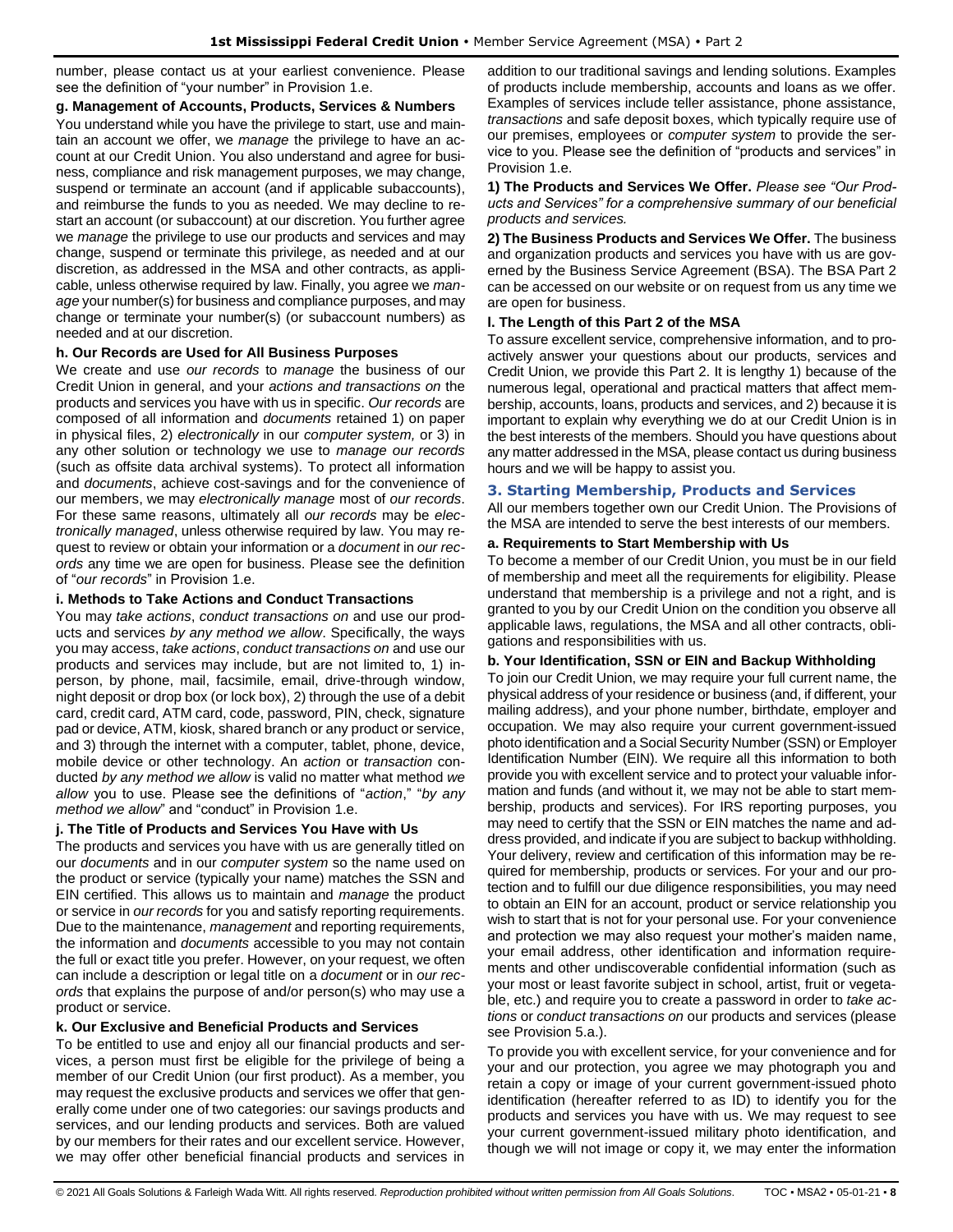number, please contact us at your earliest convenience. Please see the definition of "your number" in Provision 1.e.

**g. Management of Accounts, Products, Services & Numbers**

You understand while you have the privilege to start, use and maintain an account we offer, we *manage* the privilege to have an account at our Credit Union. You also understand and agree for business, compliance and risk management purposes, we may change, suspend or terminate an account (and if applicable subaccounts), and reimburse the funds to you as needed. We may decline to restart an account (or subaccount) at our discretion. You further agree we *manage* the privilege to use our products and services and may change, suspend or terminate this privilege, as needed and at our discretion, as addressed in the MSA and other contracts, as applicable, unless otherwise required by law. Finally, you agree we *manage* your number(s) for business and compliance purposes, and may change or terminate your number(s) (or subaccount numbers) as needed and at our discretion.

**h. Our Records are Used for All Business Purposes**

We create and use *our records* to *manage* the business of our Credit Union in general, and your *actions and transactions on* the products and services you have with us in specific. *Our records* are composed of all information and *documents* retained 1) on paper in physical files, 2) *electronically* in our *computer system,* or 3) in any other solution or technology we use to *manage our records* (such as offsite data archival systems). To protect all information and *documents*, achieve cost-savings and for the convenience of our members, we may *electronically manage* most of *our records*. For these same reasons, ultimately all *our records* may be *electronically managed*, unless otherwise required by law. You may request to review or obtain your information or a *document* in *our records* any time we are open for business. Please see the definition of "*our records*" in Provision 1.e.

**i. Methods to Take Actions and Conduct Transactions**

You may *take actions*, *conduct transactions on* and use our products and services *by any method we allow*. Specifically, the ways you may access, *take actions*, *conduct transactions on* and use our products and services may include, but are not limited to, 1) in-person, by phone, mail, facsimile, email, drive-through window, night deposit or drop box (or lock box), 2) through the use of a debit card, credit card, ATM card, code, password, PIN, check, signature pad or device, ATM, kiosk, shared branch or any product or service, and 3) through the internet with a computer, tablet, phone, device, mobile device or other technology. An *action* or *transaction* conducted *by any method we allow* is valid no matter what method *we allow* you to use. Please see the definitions of "*action*," "*by any method we allow*" and "conduct" in Provision 1.e.

**j. The Title of Products and Services You Have with Us**

The products and services you have with us are generally titled on our *documents* and in our *computer system* so the name used on the product or service (typically your name) matches the SSN and EIN certified. This allows us to maintain and *manage* the product or service in *our records* for you and satisfy reporting requirements. Due to the maintenance, *management* and reporting requirements, the information and *documents* accessible to you may not contain the full or exact title you prefer. However, on your request, we often can include a description or legal title on a *document* or in *our records* that explains the purpose of and/or person(s) who may use a product or service.

**k. Our Exclusive and Beneficial Products and Services**

To be entitled to use and enjoy all our financial products and services, a person must first be eligible for the privilege of being a member of our Credit Union (our first product). As a member, you may request the exclusive products and services we offer that generally come under one of two categories: our savings products and services, and our lending products and services. Both are valued by our members for their rates and our excellent service. However, we may offer other beneficial financial products and services in addition to our traditional savings and lending solutions. Examples of products include membership, accounts and loans as we offer. Examples of services include teller assistance, phone assistance, *transactions* and safe deposit boxes, which typically require use of our premises, employees or *computer system* to provide the service to you. Please see the definition of "products and services" in Provision 1.e.

**1) The Products and Services We Offer.** *Please see "Our Products and Services" for a comprehensive summary of our beneficial products and services.*

**2) The Business Products and Services We Offer.** The business and organization products and services you have with us are governed by the Business Service Agreement (BSA). The BSA Part 2 can be accessed on our website or on request from us any time we are open for business.

**l. The Length of this Part 2 of the MSA**

To assure excellent service, comprehensive information, and to proactively answer your questions about our products, services and Credit Union, we provide this Part 2. It is lengthy 1) because of the numerous legal, operational and practical matters that affect membership, accounts, loans, products and services, and 2) because it is important to explain why everything we do at our Credit Union is in the best interests of the members. Should you have questions about any matter addressed in the MSA, please contact us during business hours and we will be happy to assist you.

## 3. Starting Membership, Products and Services

All our members together own our Credit Union. The Provisions of the MSA are intended to serve the best interests of our members.

**a. Requirements to Start Membership with Us**

To become a member of our Credit Union, you must be in our field of membership and meet all the requirements for eligibility. Please understand that membership is a privilege and not a right, and is granted to you by our Credit Union on the condition you observe all applicable laws, regulations, the MSA and all other contracts, obligations and responsibilities with us.

**b. Your Identification, SSN or EIN and Backup Withholding**

To join our Credit Union, we may require your full current name, the physical address of your residence or business (and, if different, your mailing address), and your phone number, birthdate, employer and occupation. We may also require your current government-issued photo identification and a Social Security Number (SSN) or Employer Identification Number (EIN). We require all this information to both provide you with excellent service and to protect your valuable information and funds (and without it, we may not be able to start membership, products and services). For IRS reporting purposes, you may need to certify that the SSN or EIN matches the name and address provided, and indicate if you are subject to backup withholding. Your delivery, review and certification of this information may be required for membership, products or services. For your and our protection and to fulfill our due diligence responsibilities, you may need to obtain an EIN for an account, product or service relationship you wish to start that is not for your personal use. For your convenience and protection we may also request your mother's maiden name, your email address, other identification and information requirements and other undiscoverable confidential information (such as your most or least favorite subject in school, artist, fruit or vegetable, etc.) and require you to create a password in order to *take actions* or *conduct transactions on* our products and services (please see Provision 5.a.).

To provide you with excellent service, for your convenience and for your and our protection, you agree we may photograph you and retain a copy or image of your current government-issued photo identification (hereafter referred to as ID) to identify you for the products and services you have with us. We may request to see your current government-issued military photo identification, and though we will not image or copy it, we may enter the information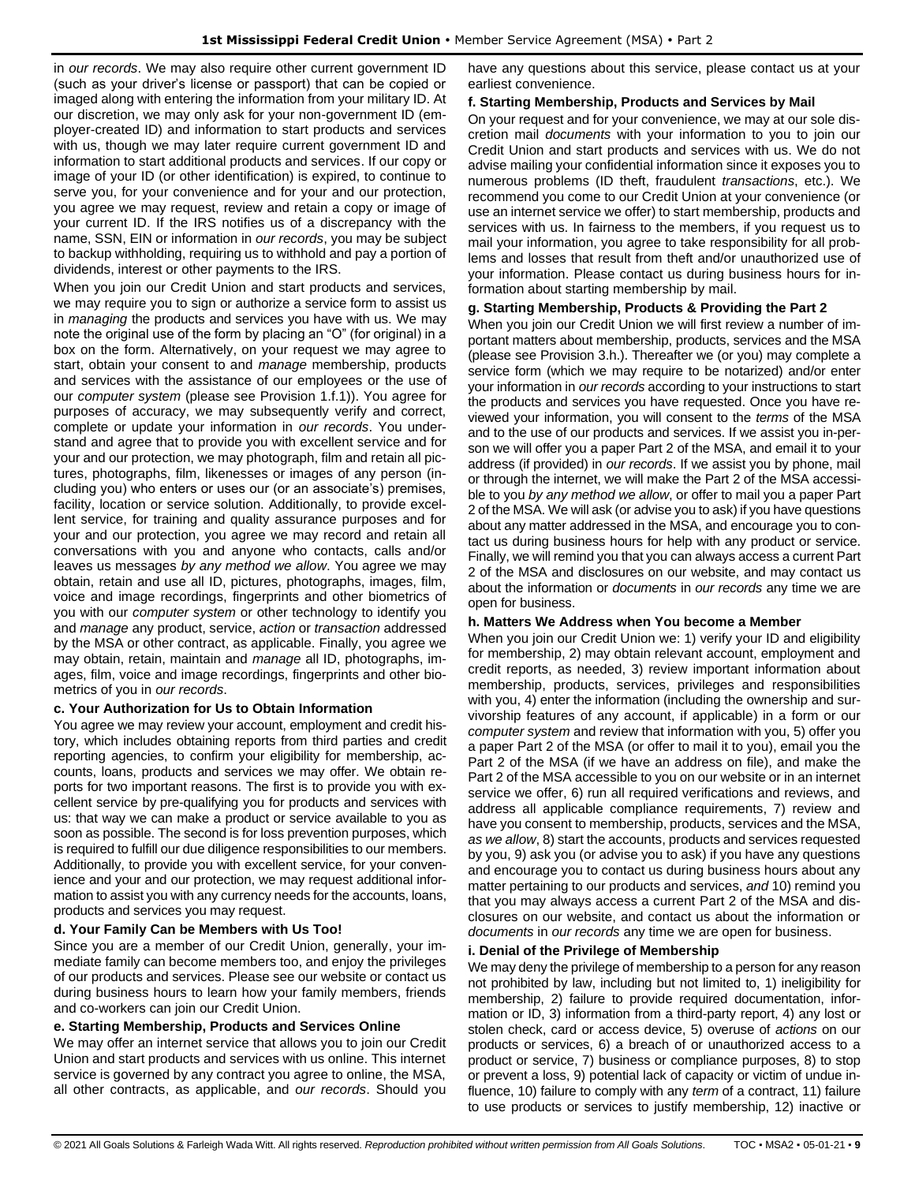in *our records*. We may also require other current government ID (such as your driver's license or passport) that can be copied or imaged along with entering the information from your military ID. At our discretion, we may only ask for your non-government ID (employer-created ID) and information to start products and services with us, though we may later require current government ID and information to start additional products and services. If our copy or image of your ID (or other identification) is expired, to continue to serve you, for your convenience and for your and our protection, you agree we may request, review and retain a copy or image of your current ID. If the IRS notifies us of a discrepancy with the name, SSN, EIN or information in *our records*, you may be subject to backup withholding, requiring us to withhold and pay a portion of dividends, interest or other payments to the IRS.

When you join our Credit Union and start products and services, we may require you to sign or authorize a service form to assist us in *managing* the products and services you have with us. We may note the original use of the form by placing an "O" (for original) in a box on the form. Alternatively, on your request we may agree to start, obtain your consent to and *manage* membership, products and services with the assistance of our employees or the use of our *computer system* (please see Provision 1.f.1)). You agree for purposes of accuracy, we may subsequently verify and correct, complete or update your information in *our records*. You understand and agree that to provide you with excellent service and for your and our protection, we may photograph, film and retain all pictures, photographs, film, likenesses or images of any person (including you) who enters or uses our (or an associate's) premises, facility, location or service solution. Additionally, to provide excellent service, for training and quality assurance purposes and for your and our protection, you agree we may record and retain all conversations with you and anyone who contacts, calls and/or leaves us messages *by any method we allow*. You agree we may obtain, retain and use all ID, pictures, photographs, images, film, voice and image recordings, fingerprints and other biometrics of you with our *computer system* or other technology to identify you and *manage* any product, service, *action* or *transaction* addressed by the MSA or other contract, as applicable. Finally, you agree we may obtain, retain, maintain and *manage* all ID, photographs, images, film, voice and image recordings, fingerprints and other biometrics of you in *our records*.

**c. Your Authorization for Us to Obtain Information**

You agree we may review your account, employment and credit history, which includes obtaining reports from third parties and credit reporting agencies, to confirm your eligibility for membership, accounts, loans, products and services we may offer. We obtain reports for two important reasons. The first is to provide you with excellent service by pre-qualifying you for products and services with us: that way we can make a product or service available to you as soon as possible. The second is for loss prevention purposes, which is required to fulfill our due diligence responsibilities to our members. Additionally, to provide you with excellent service, for your convenience and your and our protection, we may request additional information to assist you with any currency needs for the accounts, loans, products and services you may request.

**d. Your Family Can be Members with Us Too!**

Since you are a member of our Credit Union, generally, your immediate family can become members too, and enjoy the privileges of our products and services. Please see our website or contact us during business hours to learn how your family members, friends and co-workers can join our Credit Union.

**e. Starting Membership, Products and Services Online**

We may offer an internet service that allows you to join our Credit Union and start products and services with us online. This internet service is governed by any contract you agree to online, the MSA, all other contracts, as applicable, and *our records*. Should you have any questions about this service, please contact us at your earliest convenience.

**f. Starting Membership, Products and Services by Mail**

On your request and for your convenience, we may at our sole discretion mail *documents* with your information to you to join our Credit Union and start products and services with us. We do not advise mailing your confidential information since it exposes you to numerous problems (ID theft, fraudulent *transactions*, etc.). We recommend you come to our Credit Union at your convenience (or use an internet service we offer) to start membership, products and services with us. In fairness to the members, if you request us to mail your information, you agree to take responsibility for all problems and losses that result from theft and/or unauthorized use of your information. Please contact us during business hours for information about starting membership by mail.

**g. Starting Membership, Products & Providing the Part 2**

When you join our Credit Union we will first review a number of important matters about membership, products, services and the MSA (please see Provision 3.h.). Thereafter we (or you) may complete a service form (which we may require to be notarized) and/or enter your information in *our records* according to your instructions to start the products and services you have requested. Once you have reviewed your information, you will consent to the *terms* of the MSA and to the use of our products and services. If we assist you in-person we will offer you a paper Part 2 of the MSA, and email it to your address (if provided) in *our records*. If we assist you by phone, mail or through the internet, we will make the Part 2 of the MSA accessible to you *by any method we allow*, or offer to mail you a paper Part 2 of the MSA. We will ask (or advise you to ask) if you have questions about any matter addressed in the MSA, and encourage you to contact us during business hours for help with any product or service. Finally, we will remind you that you can always access a current Part 2 of the MSA and disclosures on our website, and may contact us about the information or *documents* in *our records* any time we are open for business.

**h. Matters We Address when You become a Member**

When you join our Credit Union we: 1) verify your ID and eligibility for membership, 2) may obtain relevant account, employment and credit reports, as needed, 3) review important information about membership, products, services, privileges and responsibilities with you, 4) enter the information (including the ownership and survivorship features of any account, if applicable) in a form or our *computer system* and review that information with you, 5) offer you a paper Part 2 of the MSA (or offer to mail it to you), email you the Part 2 of the MSA (if we have an address on file), and make the Part 2 of the MSA accessible to you on our website or in an internet service we offer, 6) run all required verifications and reviews, and address all applicable compliance requirements, 7) review and have you consent to membership, products, services and the MSA, *as we allow*, 8) start the accounts, products and services requested by you, 9) ask you (or advise you to ask) if you have any questions and encourage you to contact us during business hours about any matter pertaining to our products and services, *and* 10) remind you that you may always access a current Part 2 of the MSA and disclosures on our website, and contact us about the information or *documents* in *our records* any time we are open for business.

**i. Denial of the Privilege of Membership**

We may deny the privilege of membership to a person for any reason not prohibited by law, including but not limited to, 1) ineligibility for membership, 2) failure to provide required documentation, information or ID, 3) information from a third-party report, 4) any lost or stolen check, card or access device, 5) overuse of *actions* on our products or services, 6) a breach of or unauthorized access to a product or service, 7) business or compliance purposes, 8) to stop or prevent a loss, 9) potential lack of capacity or victim of undue influence, 10) failure to comply with any *term* of a contract, 11) failure to use products or services to justify membership, 12) inactive or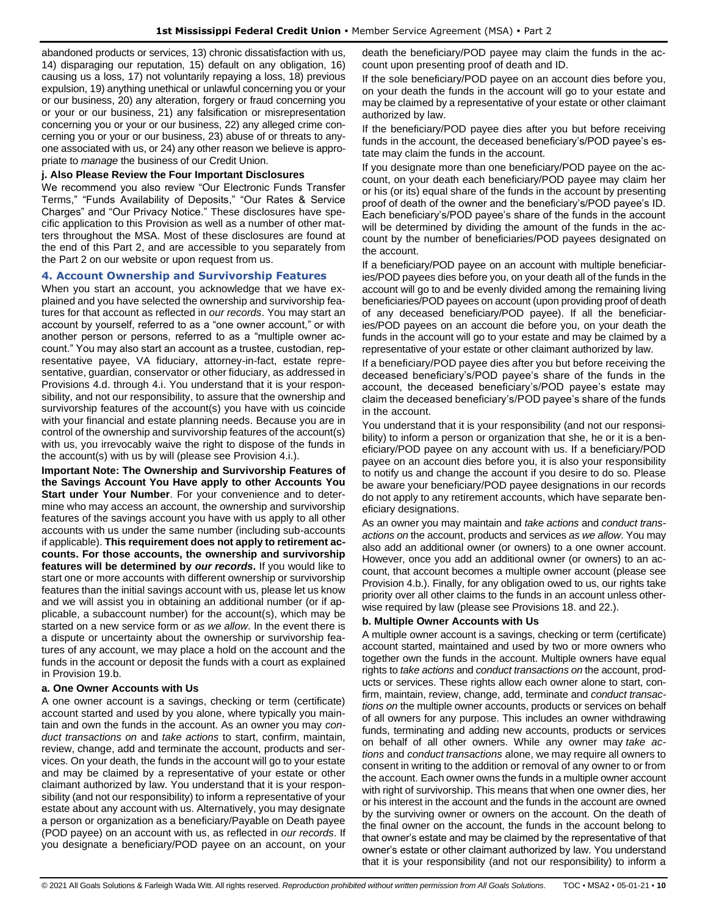abandoned products or services, 13) chronic dissatisfaction with us, 14) disparaging our reputation, 15) default on any obligation, 16) causing us a loss, 17) not voluntarily repaying a loss, 18) previous expulsion, 19) anything unethical or unlawful concerning you or your or our business, 20) any alteration, forgery or fraud concerning you or your or our business, 21) any falsification or misrepresentation concerning you or your or our business, 22) any alleged crime concerning you or your or our business, 23) abuse of or threats to anyone associated with us, or 24) any other reason we believe is appropriate to *manage* the business of our Credit Union.

**j. Also Please Review the Four Important Disclosures**

We recommend you also review "Our Electronic Funds Transfer Terms," "Funds Availability of Deposits," "Our Rates & Service Charges" and "Our Privacy Notice." These disclosures have specific application to this Provision as well as a number of other matters throughout the MSA. Most of these disclosures are found at the end of this Part 2, and are accessible to you separately from the Part 2 on our website or upon request from us.

## 4. Account Ownership and Survivorship Features

When you start an account, you acknowledge that we have explained and you have selected the ownership and survivorship features for that account as reflected in *our records*. You may start an account by yourself, referred to as a "one owner account," or with another person or persons, referred to as a "multiple owner account." You may also start an account as a trustee, custodian, representative payee, VA fiduciary, attorney-in-fact, estate representative, guardian, conservator or other fiduciary, as addressed in Provisions 4.d. through 4.i. You understand that it is your responsibility, and not our responsibility, to assure that the ownership and survivorship features of the account(s) you have with us coincide with your financial and estate planning needs. Because you are in control of the ownership and survivorship features of the account(s) with us, you irrevocably waive the right to dispose of the funds in the account(s) with us by will (please see Provision 4.i.).

**Important Note: The Ownership and Survivorship Features of the Savings Account You Have apply to other Accounts You Start under Your Number**. For your convenience and to determine who may access an account, the ownership and survivorship features of the savings account you have with us apply to all other accounts with us under the same number (including sub-accounts if applicable). **This requirement does not apply to retirement accounts. For those accounts, the ownership and survivorship features will be determined by *our records*.** If you would like to start one or more accounts with different ownership or survivorship features than the initial savings account with us, please let us know and we will assist you in obtaining an additional number (or if applicable, a subaccount number) for the account(s), which may be started on a new service form or *as we allow*. In the event there is a dispute or uncertainty about the ownership or survivorship features of any account, we may place a hold on the account and the funds in the account or deposit the funds with a court as explained in Provision 19.b.

**a. One Owner Accounts with Us**

A one owner account is a savings, checking or term (certificate) account started and used by you alone, where typically you maintain and own the funds in the account. As an owner you may *conduct transactions on* and *take actions* to start, confirm, maintain, review, change, add and terminate the account, products and services. On your death, the funds in the account will go to your estate and may be claimed by a representative of your estate or other claimant authorized by law. You understand that it is your responsibility (and not our responsibility) to inform a representative of your estate about any account with us. Alternatively, you may designate a person or organization as a beneficiary/Payable on Death payee (POD payee) on an account with us, as reflected in *our records*. If you designate a beneficiary/POD payee on an account, on your death the beneficiary/POD payee may claim the funds in the account upon presenting proof of death and ID.

If the sole beneficiary/POD payee on an account dies before you, on your death the funds in the account will go to your estate and may be claimed by a representative of your estate or other claimant authorized by law.

If the beneficiary/POD payee dies after you but before receiving funds in the account, the deceased beneficiary's/POD payee's estate may claim the funds in the account.

If you designate more than one beneficiary/POD payee on the account, on your death each beneficiary/POD payee may claim her or his (or its) equal share of the funds in the account by presenting proof of death of the owner and the beneficiary's/POD payee's ID. Each beneficiary's/POD payee's share of the funds in the account will be determined by dividing the amount of the funds in the account by the number of beneficiaries/POD payees designated on the account.

If a beneficiary/POD payee on an account with multiple beneficiaries/POD payees dies before you, on your death all of the funds in the account will go to and be evenly divided among the remaining living beneficiaries/POD payees on account (upon providing proof of death of any deceased beneficiary/POD payee). If all the beneficiaries/POD payees on an account die before you, on your death the funds in the account will go to your estate and may be claimed by a representative of your estate or other claimant authorized by law.

If a beneficiary/POD payee dies after you but before receiving the deceased beneficiary's/POD payee's share of the funds in the account, the deceased beneficiary's/POD payee's estate may claim the deceased beneficiary's/POD payee's share of the funds in the account.

You understand that it is your responsibility (and not our responsibility) to inform a person or organization that she, he or it is a beneficiary/POD payee on any account with us. If a beneficiary/POD payee on an account dies before you, it is also your responsibility to notify us and change the account if you desire to do so. Please be aware your beneficiary/POD payee designations in our records do not apply to any retirement accounts, which have separate beneficiary designations.

As an owner you may maintain and *take actions* and *conduct transactions on* the account, products and services *as we allow*. You may also add an additional owner (or owners) to a one owner account. However, once you add an additional owner (or owners) to an account, that account becomes a multiple owner account (please see Provision 4.b.). Finally, for any obligation owed to us, our rights take priority over all other claims to the funds in an account unless otherwise required by law (please see Provisions 18. and 22.).

**b. Multiple Owner Accounts with Us**

A multiple owner account is a savings, checking or term (certificate) account started, maintained and used by two or more owners who together own the funds in the account. Multiple owners have equal rights to *take actions* and *conduct transactions on* the account, products or services. These rights allow each owner alone to start, confirm, maintain, review, change, add, terminate and *conduct transactions on* the multiple owner accounts, products or services on behalf of all owners for any purpose. This includes an owner withdrawing funds, terminating and adding new accounts, products or services on behalf of all other owners. While any owner may *take actions* and *conduct transactions* alone, we may require all owners to consent in writing to the addition or removal of any owner to or from the account. Each owner owns the funds in a multiple owner account with right of survivorship. This means that when one owner dies, her or his interest in the account and the funds in the account are owned by the surviving owner or owners on the account. On the death of the final owner on the account, the funds in the account belong to that owner's estate and may be claimed by the representative of that owner's estate or other claimant authorized by law. You understand that it is your responsibility (and not our responsibility) to inform a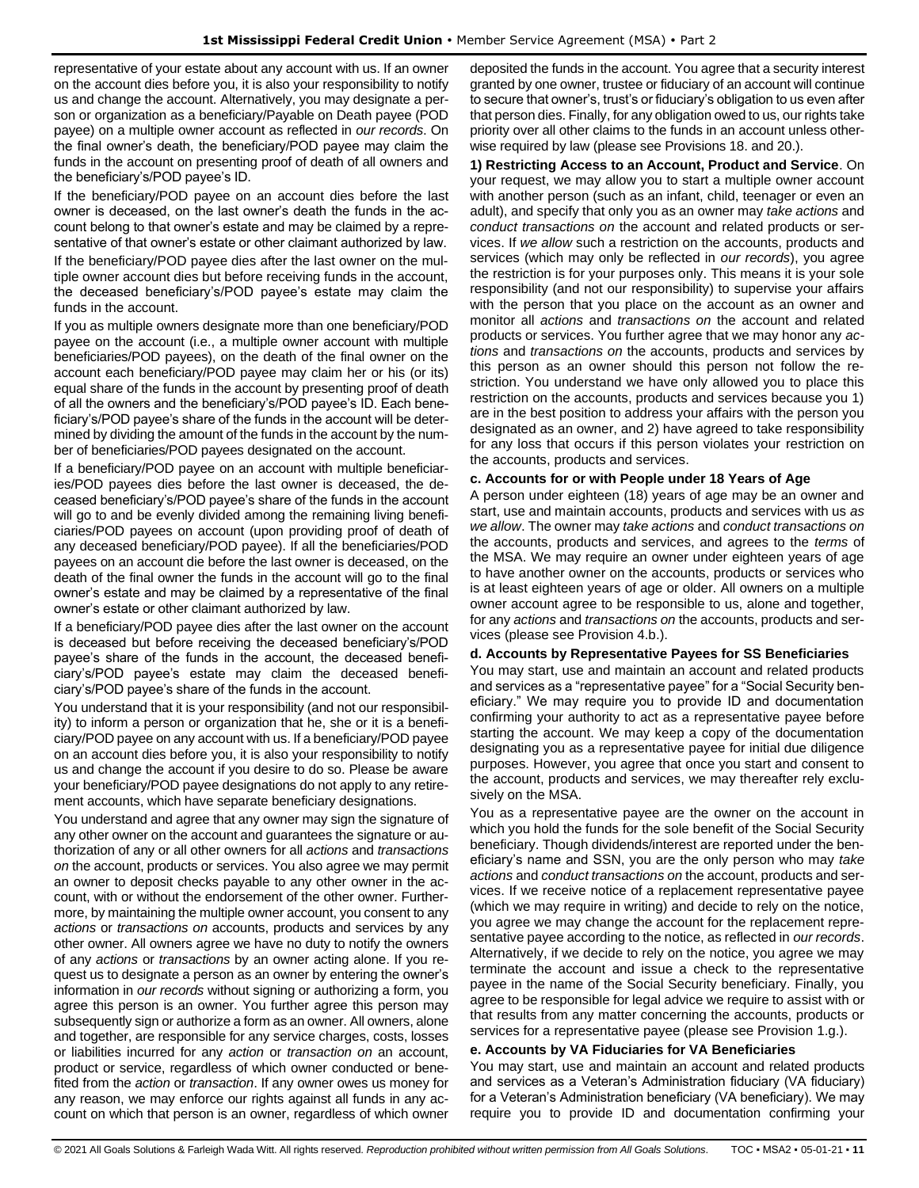representative of your estate about any account with us. If an owner on the account dies before you, it is also your responsibility to notify us and change the account. Alternatively, you may designate a person or organization as a beneficiary/Payable on Death payee (POD payee) on a multiple owner account as reflected in *our records*. On the final owner's death, the beneficiary/POD payee may claim the funds in the account on presenting proof of death of all owners and the beneficiary's/POD payee's ID.

If the beneficiary/POD payee on an account dies before the last owner is deceased, on the last owner's death the funds in the account belong to that owner's estate and may be claimed by a representative of that owner's estate or other claimant authorized by law.

If the beneficiary/POD payee dies after the last owner on the multiple owner account dies but before receiving funds in the account, the deceased beneficiary's/POD payee's estate may claim the funds in the account.

If you as multiple owners designate more than one beneficiary/POD payee on the account (i.e., a multiple owner account with multiple beneficiaries/POD payees), on the death of the final owner on the account each beneficiary/POD payee may claim her or his (or its) equal share of the funds in the account by presenting proof of death of all the owners and the beneficiary's/POD payee's ID. Each beneficiary's/POD payee's share of the funds in the account will be determined by dividing the amount of the funds in the account by the number of beneficiaries/POD payees designated on the account.

If a beneficiary/POD payee on an account with multiple beneficiaries/POD payees dies before the last owner is deceased, the deceased beneficiary's/POD payee's share of the funds in the account will go to and be evenly divided among the remaining living beneficiaries/POD payees on account (upon providing proof of death of any deceased beneficiary/POD payee). If all the beneficiaries/POD payees on an account die before the last owner is deceased, on the death of the final owner the funds in the account will go to the final owner's estate and may be claimed by a representative of the final owner's estate or other claimant authorized by law.

If a beneficiary/POD payee dies after the last owner on the account is deceased but before receiving the deceased beneficiary's/POD payee's share of the funds in the account, the deceased beneficiary's/POD payee's estate may claim the deceased beneficiary's/POD payee's share of the funds in the account.

You understand that it is your responsibility (and not our responsibility) to inform a person or organization that he, she or it is a beneficiary/POD payee on any account with us. If a beneficiary/POD payee on an account dies before you, it is also your responsibility to notify us and change the account if you desire to do so. Please be aware your beneficiary/POD payee designations do not apply to any retirement accounts, which have separate beneficiary designations.

You understand and agree that any owner may sign the signature of any other owner on the account and guarantees the signature or authorization of any or all other owners for all *actions* and *transactions on* the account, products or services. You also agree we may permit an owner to deposit checks payable to any other owner in the account, with or without the endorsement of the other owner. Furthermore, by maintaining the multiple owner account, you consent to any *actions* or *transactions on* accounts, products and services by any other owner. All owners agree we have no duty to notify the owners of any *actions* or *transactions* by an owner acting alone. If you request us to designate a person as an owner by entering the owner's information in *our records* without signing or authorizing a form, you agree this person is an owner. You further agree this person may subsequently sign or authorize a form as an owner. All owners, alone and together, are responsible for any service charges, costs, losses or liabilities incurred for any *action* or *transaction on* an account, product or service, regardless of which owner conducted or benefited from the *action* or *transaction*. If any owner owes us money for any reason, we may enforce our rights against all funds in any account on which that person is an owner, regardless of which owner deposited the funds in the account. You agree that a security interest granted by one owner, trustee or fiduciary of an account will continue to secure that owner's, trust's or fiduciary's obligation to us even after that person dies. Finally, for any obligation owed to us, our rights take priority over all other claims to the funds in an account unless otherwise required by law (please see Provisions 18. and 20.).

**1) Restricting Access to an Account, Product and Service**. On your request, we may allow you to start a multiple owner account with another person (such as an infant, child, teenager or even an adult), and specify that only you as an owner may *take actions* and *conduct transactions on* the account and related products or services. If *we allow* such a restriction on the accounts, products and services (which may only be reflected in *our records*), you agree the restriction is for your purposes only. This means it is your sole responsibility (and not our responsibility) to supervise your affairs with the person that you place on the account as an owner and monitor all *actions* and *transactions on* the account and related products or services. You further agree that we may honor any *actions* and *transactions on* the accounts, products and services by this person as an owner should this person not follow the restriction. You understand we have only allowed you to place this restriction on the accounts, products and services because you 1) are in the best position to address your affairs with the person you designated as an owner, and 2) have agreed to take responsibility for any loss that occurs if this person violates your restriction on the accounts, products and services.

**c. Accounts for or with People under 18 Years of Age**

A person under eighteen (18) years of age may be an owner and start, use and maintain accounts, products and services with us *as we allow*. The owner may *take actions* and *conduct transactions on* the accounts, products and services, and agrees to the *terms* of the MSA. We may require an owner under eighteen years of age to have another owner on the accounts, products or services who is at least eighteen years of age or older. All owners on a multiple owner account agree to be responsible to us, alone and together, for any *actions* and *transactions on* the accounts, products and services (please see Provision 4.b.).

**d. Accounts by Representative Payees for SS Beneficiaries**

You may start, use and maintain an account and related products and services as a "representative payee" for a "Social Security beneficiary." We may require you to provide ID and documentation confirming your authority to act as a representative payee before starting the account. We may keep a copy of the documentation designating you as a representative payee for initial due diligence purposes. However, you agree that once you start and consent to the account, products and services, we may thereafter rely exclusively on the MSA.

You as a representative payee are the owner on the account in which you hold the funds for the sole benefit of the Social Security beneficiary. Though dividends/interest are reported under the beneficiary's name and SSN, you are the only person who may *take actions* and *conduct transactions on* the account, products and services. If we receive notice of a replacement representative payee (which we may require in writing) and decide to rely on the notice, you agree we may change the account for the replacement representative payee according to the notice, as reflected in *our records*. Alternatively, if we decide to rely on the notice, you agree we may terminate the account and issue a check to the representative payee in the name of the Social Security beneficiary. Finally, you agree to be responsible for legal advice we require to assist with or that results from any matter concerning the accounts, products or services for a representative payee (please see Provision 1.g.).

**e. Accounts by VA Fiduciaries for VA Beneficiaries**

You may start, use and maintain an account and related products and services as a Veteran's Administration fiduciary (VA fiduciary) for a Veteran's Administration beneficiary (VA beneficiary). We may require you to provide ID and documentation confirming your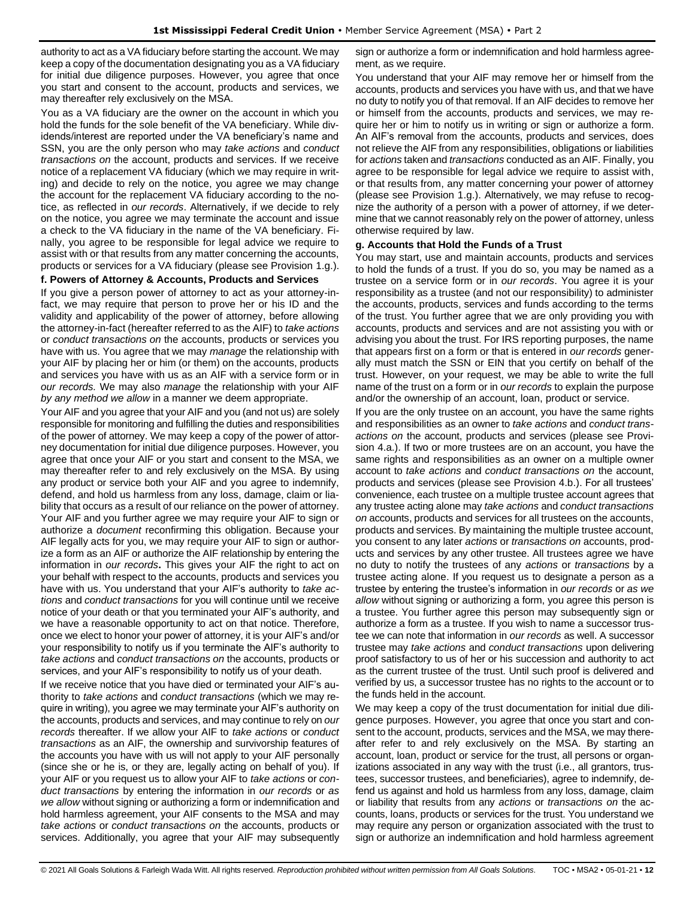authority to act as a VA fiduciary before starting the account. We may keep a copy of the documentation designating you as a VA fiduciary for initial due diligence purposes. However, you agree that once you start and consent to the account, products and services, we may thereafter rely exclusively on the MSA.

You as a VA fiduciary are the owner on the account in which you hold the funds for the sole benefit of the VA beneficiary. While dividends/interest are reported under the VA beneficiary's name and SSN, you are the only person who may *take actions* and *conduct transactions on* the account, products and services. If we receive notice of a replacement VA fiduciary (which we may require in writing) and decide to rely on the notice, you agree we may change the account for the replacement VA fiduciary according to the notice, as reflected in *our records*. Alternatively, if we decide to rely on the notice, you agree we may terminate the account and issue a check to the VA fiduciary in the name of the VA beneficiary. Finally, you agree to be responsible for legal advice we require to assist with or that results from any matter concerning the accounts, products or services for a VA fiduciary (please see Provision 1.g.).

#### f. Powers of Attorney & Accounts, Products and Services

If you give a person power of attorney to act as your attorney-in-fact, we may require that person to prove her or his ID and the validity and applicability of the power of attorney, before allowing the attorney-in-fact (hereafter referred to as the AIF) to *take actions* or *conduct transactions on* the accounts, products or services you have with us. You agree that we may *manage* the relationship with your AIF by placing her or him (or them) on the accounts, products and services you have with us as an AIF with a service form or in *our records.* We may also *manage* the relationship with your AIF *by any method we allow* in a manner we deem appropriate.

Your AIF and you agree that your AIF and you (and not us) are solely responsible for monitoring and fulfilling the duties and responsibilities of the power of attorney. We may keep a copy of the power of attorney documentation for initial due diligence purposes. However, you agree that once your AIF or you start and consent to the MSA, we may thereafter refer to and rely exclusively on the MSA. By using any product or service both your AIF and you agree to indemnify, defend, and hold us harmless from any loss, damage, claim or liability that occurs as a result of our reliance on the power of attorney. Your AIF and you further agree we may require your AIF to sign or authorize a *document* reconfirming this obligation. Because your AIF legally acts for you, we may require your AIF to sign or authorize a form as an AIF or authorize the AIF relationship by entering the information in *our records*. This gives your AIF the right to act on your behalf with respect to the accounts, products and services you have with us. You understand that your AIF's authority to *take actions* and *conduct transactions* for you will continue until we receive notice of your death or that you terminated your AIF's authority, and we have a reasonable opportunity to act on that notice. Therefore, once we elect to honor your power of attorney, it is your AIF's and/or your responsibility to notify us if you terminate the AIF's authority to *take actions* and *conduct transactions on* the accounts, products or services, and your AIF's responsibility to notify us of your death.

If we receive notice that you have died or terminated your AIF's authority to *take actions* and *conduct transactions* (which we may require in writing), you agree we may terminate your AIF's authority on the accounts, products and services, and may continue to rely on *our records* thereafter. If we allow your AIF to *take actions* or *conduct transactions* as an AIF, the ownership and survivorship features of the accounts you have with us will not apply to your AIF personally (since she or he is, or they are, legally acting on behalf of you). If your AIF or you request us to allow your AIF to *take actions* or *conduct transactions* by entering the information in *our records* or *as we allow* without signing or authorizing a form or indemnification and hold harmless agreement, your AIF consents to the MSA and may *take actions* or *conduct transactions on* the accounts, products or services. Additionally, you agree that your AIF may subsequently sign or authorize a form or indemnification and hold harmless agreement, as we require.

You understand that your AIF may remove her or himself from the accounts, products and services you have with us, and that we have no duty to notify you of that removal. If an AIF decides to remove her or himself from the accounts, products and services, we may require her or him to notify us in writing or sign or authorize a form. An AIF's removal from the accounts, products and services, does not relieve the AIF from any responsibilities, obligations or liabilities for *actions* taken and *transactions* conducted as an AIF. Finally, you agree to be responsible for legal advice we require to assist with, or that results from, any matter concerning your power of attorney (please see Provision 1.g.). Alternatively, we may refuse to recognize the authority of a person with a power of attorney, if we determine that we cannot reasonably rely on the power of attorney, unless otherwise required by law.

#### g. Accounts that Hold the Funds of a Trust

You may start, use and maintain accounts, products and services to hold the funds of a trust. If you do so, you may be named as a trustee on a service form or in *our records*. You agree it is your responsibility as a trustee (and not our responsibility) to administer the accounts, products, services and funds according to the terms of the trust. You further agree that we are only providing you with accounts, products and services and are not assisting you with or advising you about the trust. For IRS reporting purposes, the name that appears first on a form or that is entered in *our records* generally must match the SSN or EIN that you certify on behalf of the trust. However, on your request, we may be able to write the full name of the trust on a form or in *our records* to explain the purpose and/or the ownership of an account, loan, product or service.

If you are the only trustee on an account, you have the same rights and responsibilities as an owner to *take actions* and *conduct transactions on* the account, products and services (please see Provision 4.a.). If two or more trustees are on an account, you have the same rights and responsibilities as an owner on a multiple owner account to *take actions* and *conduct transactions on* the account, products and services (please see Provision 4.b.). For all trustees' convenience, each trustee on a multiple trustee account agrees that any trustee acting alone may *take actions* and *conduct transactions on* accounts, products and services for all trustees on the accounts, products and services. By maintaining the multiple trustee account, you consent to any later *actions* or *transactions on* accounts, products and services by any other trustee. All trustees agree we have no duty to notify the trustees of any *actions* or *transactions* by a trustee acting alone. If you request us to designate a person as a trustee by entering the trustee's information in *our records* or *as we allow* without signing or authorizing a form, you agree this person is a trustee. You further agree this person may subsequently sign or authorize a form as a trustee. If you wish to name a successor trustee we can note that information in *our records* as well. A successor trustee may *take actions* and *conduct transactions* upon delivering proof satisfactory to us of her or his succession and authority to act as the current trustee of the trust. Until such proof is delivered and verified by us, a successor trustee has no rights to the account or to the funds held in the account.

We may keep a copy of the trust documentation for initial due diligence purposes. However, you agree that once you start and consent to the account, products, services and the MSA, we may thereafter refer to and rely exclusively on the MSA. By starting an account, loan, product or service for the trust, all persons or organizations associated in any way with the trust (i.e., all grantors, trustees, successor trustees, and beneficiaries), agree to indemnify, defend us against and hold us harmless from any loss, damage, claim or liability that results from any *actions* or *transactions on* the accounts, loans, products or services for the trust. You understand we may require any person or organization associated with the trust to sign or authorize an indemnification and hold harmless agreement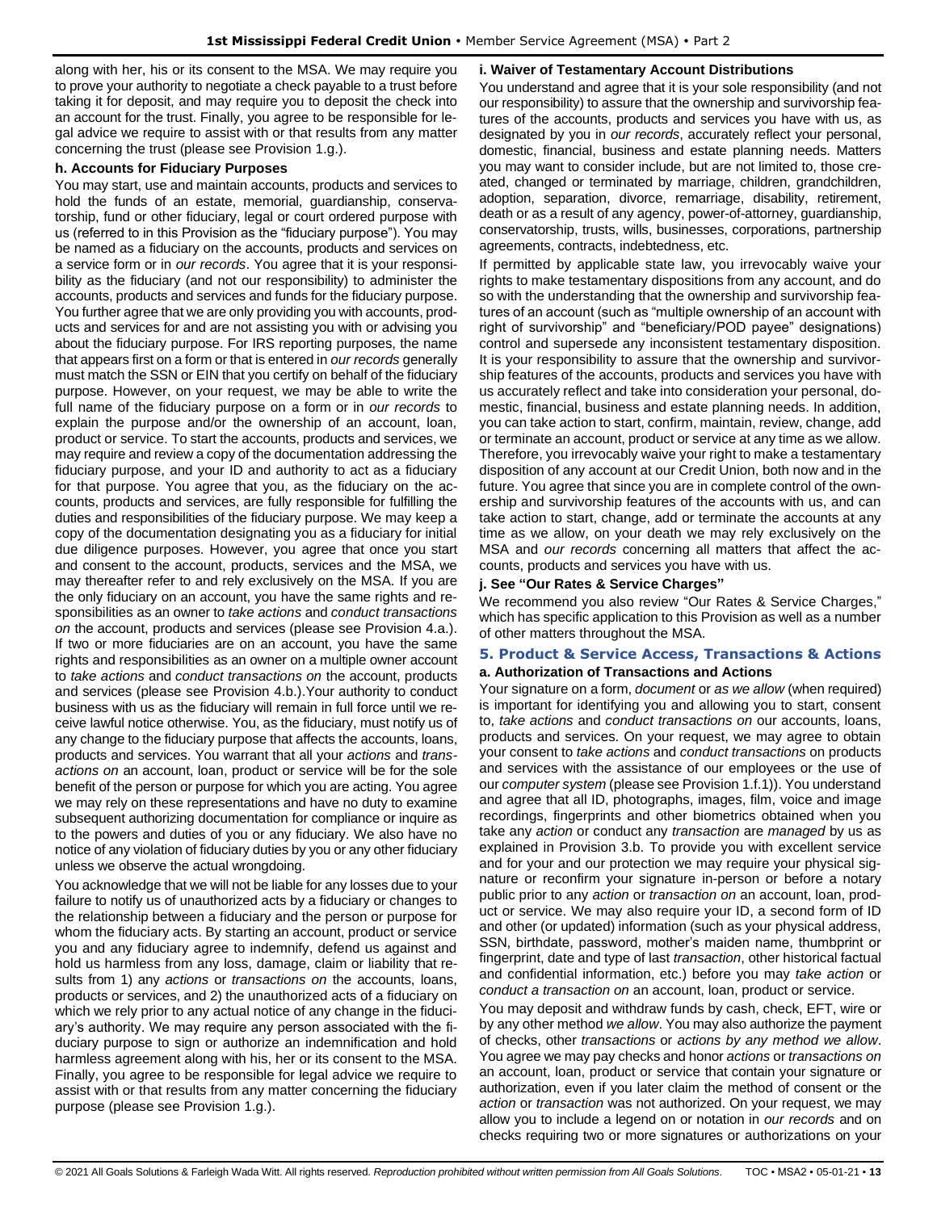along with her, his or its consent to the MSA. We may require you to prove your authority to negotiate a check payable to a trust before taking it for deposit, and may require you to deposit the check into an account for the trust. Finally, you agree to be responsible for legal advice we require to assist with or that results from any matter concerning the trust (please see Provision 1.g.).

**h. Accounts for Fiduciary Purposes**

You may start, use and maintain accounts, products and services to hold the funds of an estate, memorial, guardianship, conservatorship, fund or other fiduciary, legal or court ordered purpose with us (referred to in this Provision as the "fiduciary purpose"). You may be named as a fiduciary on the accounts, products and services on a service form or in *our records*. You agree that it is your responsibility as the fiduciary (and not our responsibility) to administer the accounts, products and services and funds for the fiduciary purpose. You further agree that we are only providing you with accounts, products and services for and are not assisting you with or advising you about the fiduciary purpose. For IRS reporting purposes, the name that appears first on a form or that is entered in *our records* generally must match the SSN or EIN that you certify on behalf of the fiduciary purpose. However, on your request, we may be able to write the full name of the fiduciary purpose on a form or in *our records* to explain the purpose and/or the ownership of an account, loan, product or service. To start the accounts, products and services, we may require and review a copy of the documentation addressing the fiduciary purpose, and your ID and authority to act as a fiduciary for that purpose. You agree that you, as the fiduciary on the accounts, products and services, are fully responsible for fulfilling the duties and responsibilities of the fiduciary purpose. We may keep a copy of the documentation designating you as a fiduciary for initial due diligence purposes. However, you agree that once you start and consent to the account, products, services and the MSA, we may thereafter refer to and rely exclusively on the MSA. If you are the only fiduciary on an account, you have the same rights and responsibilities as an owner to *take actions* and *conduct transactions on* the account, products and services (please see Provision 4.a.). If two or more fiduciaries are on an account, you have the same rights and responsibilities as an owner on a multiple owner account to *take actions* and *conduct transactions on* the account, products and services (please see Provision 4.b.).Your authority to conduct business with us as the fiduciary will remain in full force until we receive lawful notice otherwise. You, as the fiduciary, must notify us of any change to the fiduciary purpose that affects the accounts, loans, products and services. You warrant that all your *actions* and *transactions on* an account, loan, product or service will be for the sole benefit of the person or purpose for which you are acting. You agree we may rely on these representations and have no duty to examine subsequent authorizing documentation for compliance or inquire as to the powers and duties of you or any fiduciary. We also have no notice of any violation of fiduciary duties by you or any other fiduciary unless we observe the actual wrongdoing.

You acknowledge that we will not be liable for any losses due to your failure to notify us of unauthorized acts by a fiduciary or changes to the relationship between a fiduciary and the person or purpose for whom the fiduciary acts. By starting an account, product or service you and any fiduciary agree to indemnify, defend us against and hold us harmless from any loss, damage, claim or liability that results from 1) any *actions* or *transactions on* the accounts, loans, products or services, and 2) the unauthorized acts of a fiduciary on which we rely prior to any actual notice of any change in the fiduciary's authority. We may require any person associated with the fiduciary purpose to sign or authorize an indemnification and hold harmless agreement along with his, her or its consent to the MSA. Finally, you agree to be responsible for legal advice we require to assist with or that results from any matter concerning the fiduciary purpose (please see Provision 1.g.).

**i. Waiver of Testamentary Account Distributions**

You understand and agree that it is your sole responsibility (and not our responsibility) to assure that the ownership and survivorship features of the accounts, products and services you have with us, as designated by you in *our records*, accurately reflect your personal, domestic, financial, business and estate planning needs. Matters you may want to consider include, but are not limited to, those created, changed or terminated by marriage, children, grandchildren, adoption, separation, divorce, remarriage, disability, retirement, death or as a result of any agency, power-of-attorney, guardianship, conservatorship, trusts, wills, businesses, corporations, partnership agreements, contracts, indebtedness, etc.

If permitted by applicable state law, you irrevocably waive your rights to make testamentary dispositions from any account, and do so with the understanding that the ownership and survivorship features of an account (such as "multiple ownership of an account with right of survivorship" and "beneficiary/POD payee" designations) control and supersede any inconsistent testamentary disposition. It is your responsibility to assure that the ownership and survivorship features of the accounts, products and services you have with us accurately reflect and take into consideration your personal, domestic, financial, business and estate planning needs. In addition, you can take action to start, confirm, maintain, review, change, add or terminate an account, product or service at any time as we allow. Therefore, you irrevocably waive your right to make a testamentary disposition of any account at our Credit Union, both now and in the future. You agree that since you are in complete control of the ownership and survivorship features of the accounts with us, and can take action to start, change, add or terminate the accounts at any time as we allow, on your death we may rely exclusively on the MSA and *our records* concerning all matters that affect the accounts, products and services you have with us.

**j. See "Our Rates & Service Charges"**

We recommend you also review "Our Rates & Service Charges," which has specific application to this Provision as well as a number of other matters throughout the MSA.

## 5. Product & Service Access, Transactions & Actions

**a. Authorization of Transactions and Actions**

Your signature on a form, *document* or *as we allow* (when required) is important for identifying you and allowing you to start, consent to, *take actions* and *conduct transactions on* our accounts, loans, products and services. On your request, we may agree to obtain your consent to *take actions* and *conduct transactions* on products and services with the assistance of our employees or the use of our *computer system* (please see Provision 1.f.1)). You understand and agree that all ID, photographs, images, film, voice and image recordings, fingerprints and other biometrics obtained when you take any *action* or conduct any *transaction* are *managed* by us as explained in Provision 3.b. To provide you with excellent service and for your and our protection we may require your physical signature or reconfirm your signature in-person or before a notary public prior to any *action* or *transaction on* an account, loan, product or service. We may also require your ID, a second form of ID and other (or updated) information (such as your physical address, SSN, birthdate, password, mother's maiden name, thumbprint or fingerprint, date and type of last *transaction*, other historical factual and confidential information, etc.) before you may *take action* or *conduct a transaction on* an account, loan, product or service.

You may deposit and withdraw funds by cash, check, EFT, wire or by any other method *we allow*. You may also authorize the payment of checks, other *transactions* or *actions by any method we allow*. You agree we may pay checks and honor *actions* or *transactions on* an account, loan, product or service that contain your signature or authorization, even if you later claim the method of consent or the *action* or *transaction* was not authorized. On your request, we may allow you to include a legend on or notation in *our records* and on checks requiring two or more signatures or authorizations on your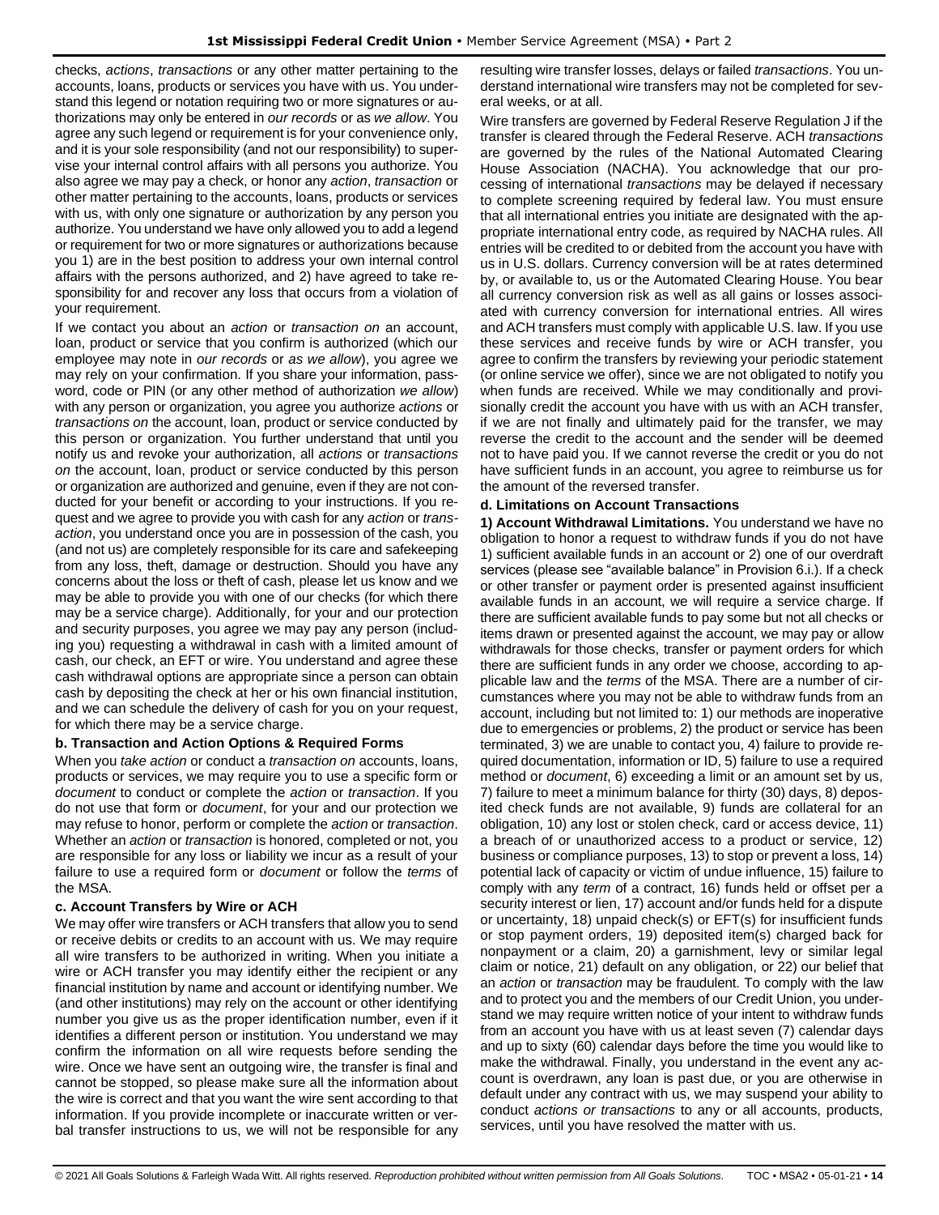checks, *actions*, *transactions* or any other matter pertaining to the accounts, loans, products or services you have with us. You understand this legend or notation requiring two or more signatures or authorizations may only be entered in *our records* or as *we allow*. You agree any such legend or requirement is for your convenience only, and it is your sole responsibility (and not our responsibility) to supervise your internal control affairs with all persons you authorize. You also agree we may pay a check, or honor any *action*, *transaction* or other matter pertaining to the accounts, loans, products or services with us, with only one signature or authorization by any person you authorize. You understand we have only allowed you to add a legend or requirement for two or more signatures or authorizations because you 1) are in the best position to address your own internal control affairs with the persons authorized, and 2) have agreed to take responsibility for and recover any loss that occurs from a violation of your requirement.

If we contact you about an *action* or *transaction on* an account, loan, product or service that you confirm is authorized (which our employee may note in *our records* or *as we allow*), you agree we may rely on your confirmation. If you share your information, password, code or PIN (or any other method of authorization *we allow*) with any person or organization, you agree you authorize *actions* or *transactions on* the account, loan, product or service conducted by this person or organization. You further understand that until you notify us and revoke your authorization, all *actions* or *transactions on* the account, loan, product or service conducted by this person or organization are authorized and genuine, even if they are not conducted for your benefit or according to your instructions. If you request and we agree to provide you with cash for any *action* or *transaction*, you understand once you are in possession of the cash, you (and not us) are completely responsible for its care and safekeeping from any loss, theft, damage or destruction. Should you have any concerns about the loss or theft of cash, please let us know and we may be able to provide you with one of our checks (for which there may be a service charge). Additionally, for your and our protection and security purposes, you agree we may pay any person (including you) requesting a withdrawal in cash with a limited amount of cash, our check, an EFT or wire. You understand and agree these cash withdrawal options are appropriate since a person can obtain cash by depositing the check at her or his own financial institution, and we can schedule the delivery of cash for you on your request, for which there may be a service charge.

**b. Transaction and Action Options & Required Forms**

When you *take action* or conduct a *transaction on* accounts, loans, products or services, we may require you to use a specific form or *document* to conduct or complete the *action* or *transaction*. If you do not use that form or *document*, for your and our protection we may refuse to honor, perform or complete the *action* or *transaction*. Whether an *action* or *transaction* is honored, completed or not, you are responsible for any loss or liability we incur as a result of your failure to use a required form or *document* or follow the *terms* of the MSA.

**c. Account Transfers by Wire or ACH**

We may offer wire transfers or ACH transfers that allow you to send or receive debits or credits to an account with us. We may require all wire transfers to be authorized in writing. When you initiate a wire or ACH transfer you may identify either the recipient or any financial institution by name and account or identifying number. We (and other institutions) may rely on the account or other identifying number you give us as the proper identification number, even if it identifies a different person or institution. You understand we may confirm the information on all wire requests before sending the wire. Once we have sent an outgoing wire, the transfer is final and cannot be stopped, so please make sure all the information about the wire is correct and that you want the wire sent according to that information. If you provide incomplete or inaccurate written or verbal transfer instructions to us, we will not be responsible for any resulting wire transfer losses, delays or failed *transactions*. You understand international wire transfers may not be completed for several weeks, or at all.

Wire transfers are governed by Federal Reserve Regulation J if the transfer is cleared through the Federal Reserve. ACH *transactions* are governed by the rules of the National Automated Clearing House Association (NACHA). You acknowledge that our processing of international *transactions* may be delayed if necessary to complete screening required by federal law. You must ensure that all international entries you initiate are designated with the appropriate international entry code, as required by NACHA rules. All entries will be credited to or debited from the account you have with us in U.S. dollars. Currency conversion will be at rates determined by, or available to, us or the Automated Clearing House. You bear all currency conversion risk as well as all gains or losses associated with currency conversion for international entries. All wires and ACH transfers must comply with applicable U.S. law. If you use these services and receive funds by wire or ACH transfer, you agree to confirm the transfers by reviewing your periodic statement (or online service we offer), since we are not obligated to notify you when funds are received. While we may conditionally and provisionally credit the account you have with us with an ACH transfer, if we are not finally and ultimately paid for the transfer, we may reverse the credit to the account and the sender will be deemed not to have paid you. If we cannot reverse the credit or you do not have sufficient funds in an account, you agree to reimburse us for the amount of the reversed transfer.

**d. Limitations on Account Transactions**

**1) Account Withdrawal Limitations.** You understand we have no obligation to honor a request to withdraw funds if you do not have 1) sufficient available funds in an account or 2) one of our overdraft services (please see "available balance" in Provision 6.i.). If a check or other transfer or payment order is presented against insufficient available funds in an account, we will require a service charge. If there are sufficient available funds to pay some but not all checks or items drawn or presented against the account, we may pay or allow withdrawals for those checks, transfer or payment orders for which there are sufficient funds in any order we choose, according to applicable law and the *terms* of the MSA. There are a number of circumstances where you may not be able to withdraw funds from an account, including but not limited to: 1) our methods are inoperative due to emergencies or problems, 2) the product or service has been terminated, 3) we are unable to contact you, 4) failure to provide required documentation, information or ID, 5) failure to use a required method or *document*, 6) exceeding a limit or an amount set by us, 7) failure to meet a minimum balance for thirty (30) days, 8) deposited check funds are not available, 9) funds are collateral for an obligation, 10) any lost or stolen check, card or access device, 11) a breach of or unauthorized access to a product or service, 12) business or compliance purposes, 13) to stop or prevent a loss, 14) potential lack of capacity or victim of undue influence, 15) failure to comply with any *term* of a contract, 16) funds held or offset per a security interest or lien, 17) account and/or funds held for a dispute or uncertainty, 18) unpaid check(s) or EFT(s) for insufficient funds or stop payment orders, 19) deposited item(s) charged back for nonpayment or a claim, 20) a garnishment, levy or similar legal claim or notice, 21) default on any obligation, or 22) our belief that an *action* or *transaction* may be fraudulent. To comply with the law and to protect you and the members of our Credit Union, you understand we may require written notice of your intent to withdraw funds from an account you have with us at least seven (7) calendar days and up to sixty (60) calendar days before the time you would like to make the withdrawal. Finally, you understand in the event any account is overdrawn, any loan is past due, or you are otherwise in default under any contract with us, we may suspend your ability to conduct *actions or transactions* to any or all accounts, products, services, until you have resolved the matter with us.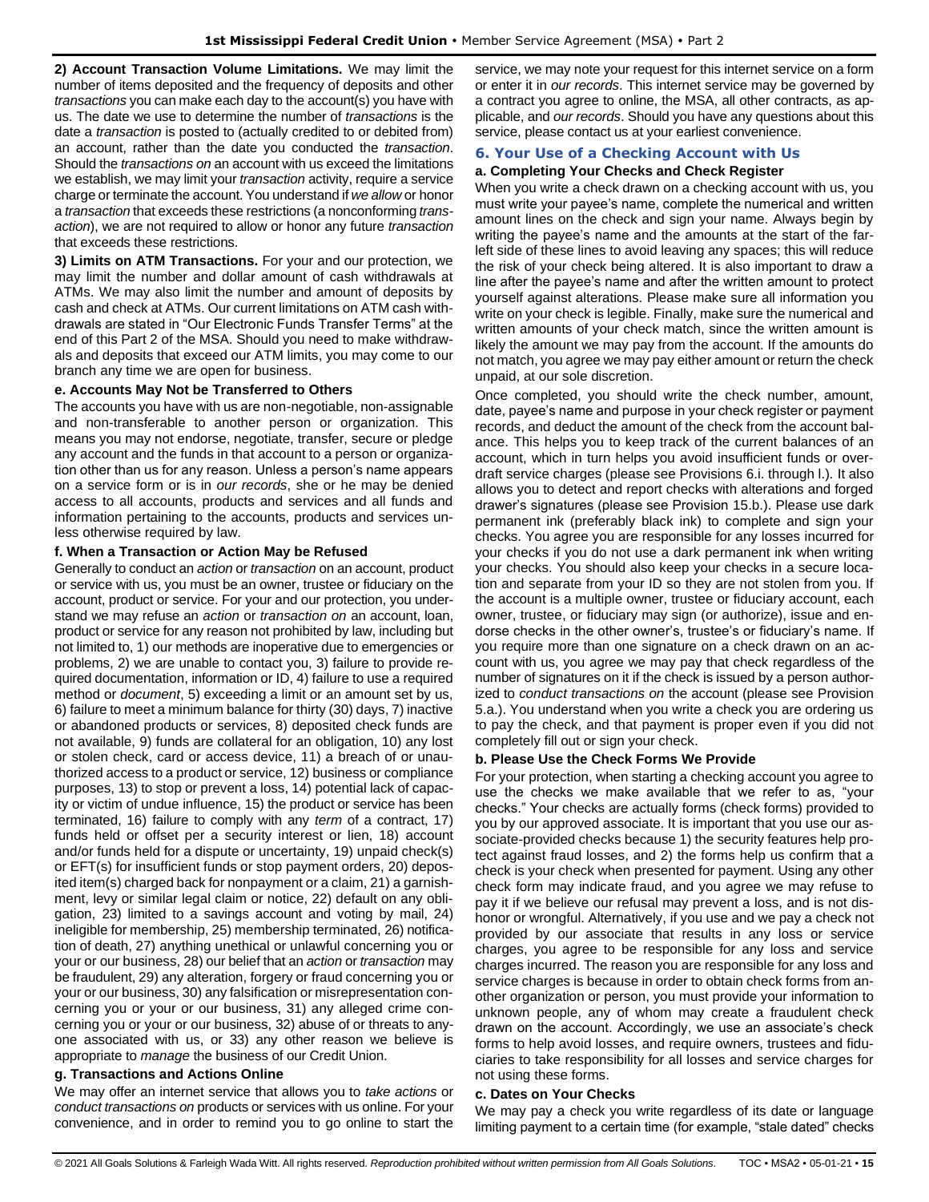**2) Account Transaction Volume Limitations.** We may limit the number of items deposited and the frequency of deposits and other *transactions* you can make each day to the account(s) you have with us. The date we use to determine the number of *transactions* is the date a *transaction* is posted to (actually credited to or debited from) an account, rather than the date you conducted the *transaction*. Should the *transactions on* an account with us exceed the limitations we establish, we may limit your *transaction* activity, require a service charge or terminate the account. You understand if *we allow* or honor a *transaction* that exceeds these restrictions (a nonconforming *transaction*), we are not required to allow or honor any future *transaction* that exceeds these restrictions.

**3) Limits on ATM Transactions.** For your and our protection, we may limit the number and dollar amount of cash withdrawals at ATMs. We may also limit the number and amount of deposits by cash and check at ATMs. Our current limitations on ATM cash withdrawals are stated in "Our Electronic Funds Transfer Terms" at the end of this Part 2 of the MSA. Should you need to make withdrawals and deposits that exceed our ATM limits, you may come to our branch any time we are open for business.

**e. Accounts May Not be Transferred to Others**

The accounts you have with us are non-negotiable, non-assignable and non-transferable to another person or organization. This means you may not endorse, negotiate, transfer, secure or pledge any account and the funds in that account to a person or organization other than us for any reason. Unless a person's name appears on a service form or is in *our records*, she or he may be denied access to all accounts, products and services and all funds and information pertaining to the accounts, products and services unless otherwise required by law.

**f. When a Transaction or Action May be Refused**

Generally to conduct an *action* or *transaction* on an account, product or service with us, you must be an owner, trustee or fiduciary on the account, product or service. For your and our protection, you understand we may refuse an *action* or *transaction on* an account, loan, product or service for any reason not prohibited by law, including but not limited to, 1) our methods are inoperative due to emergencies or problems, 2) we are unable to contact you, 3) failure to provide required documentation, information or ID, 4) failure to use a required method or *document*, 5) exceeding a limit or an amount set by us, 6) failure to meet a minimum balance for thirty (30) days, 7) inactive or abandoned products or services, 8) deposited check funds are not available, 9) funds are collateral for an obligation, 10) any lost or stolen check, card or access device, 11) a breach of or unauthorized access to a product or service, 12) business or compliance purposes, 13) to stop or prevent a loss, 14) potential lack of capacity or victim of undue influence, 15) the product or service has been terminated, 16) failure to comply with any *term* of a contract, 17) funds held or offset per a security interest or lien, 18) account and/or funds held for a dispute or uncertainty, 19) unpaid check(s) or EFT(s) for insufficient funds or stop payment orders, 20) deposited item(s) charged back for nonpayment or a claim, 21) a garnishment, levy or similar legal claim or notice, 22) default on any obligation, 23) limited to a savings account and voting by mail, 24) ineligible for membership, 25) membership terminated, 26) notification of death, 27) anything unethical or unlawful concerning you or your or our business, 28) our belief that an *action* or *transaction* may be fraudulent, 29) any alteration, forgery or fraud concerning you or your or our business, 30) any falsification or misrepresentation concerning you or your or our business, 31) any alleged crime concerning you or your or our business, 32) abuse of or threats to anyone associated with us, or 33) any other reason we believe is appropriate to *manage* the business of our Credit Union.

**g. Transactions and Actions Online**

We may offer an internet service that allows you to *take actions* or *conduct transactions on* products or services with us online. For your convenience, and in order to remind you to go online to start the service, we may note your request for this internet service on a form or enter it in *our records*. This internet service may be governed by a contract you agree to online, the MSA, all other contracts, as applicable, and *our records*. Should you have any questions about this service, please contact us at your earliest convenience.

## 6. Your Use of a Checking Account with Us

**a. Completing Your Checks and Check Register**

When you write a check drawn on a checking account with us, you must write your payee's name, complete the numerical and written amount lines on the check and sign your name. Always begin by writing the payee's name and the amounts at the start of the far-left side of these lines to avoid leaving any spaces; this will reduce the risk of your check being altered. It is also important to draw a line after the payee's name and after the written amount to protect yourself against alterations. Please make sure all information you write on your check is legible. Finally, make sure the numerical and written amounts of your check match, since the written amount is likely the amount we may pay from the account. If the amounts do not match, you agree we may pay either amount or return the check unpaid, at our sole discretion.

Once completed, you should write the check number, amount, date, payee's name and purpose in your check register or payment records, and deduct the amount of the check from the account balance. This helps you to keep track of the current balances of an account, which in turn helps you avoid insufficient funds or overdraft service charges (please see Provisions 6.i. through l.). It also allows you to detect and report checks with alterations and forged drawer's signatures (please see Provision 15.b.). Please use dark permanent ink (preferably black ink) to complete and sign your checks. You agree you are responsible for any losses incurred for your checks if you do not use a dark permanent ink when writing your checks. You should also keep your checks in a secure location and separate from your ID so they are not stolen from you. If the account is a multiple owner, trustee or fiduciary account, each owner, trustee, or fiduciary may sign (or authorize), issue and endorse checks in the other owner's, trustee's or fiduciary's name. If you require more than one signature on a check drawn on an account with us, you agree we may pay that check regardless of the number of signatures on it if the check is issued by a person authorized to *conduct transactions on* the account (please see Provision 5.a.). You understand when you write a check you are ordering us to pay the check, and that payment is proper even if you did not completely fill out or sign your check.

**b. Please Use the Check Forms We Provide**

For your protection, when starting a checking account you agree to use the checks we make available that we refer to as, "your checks." Your checks are actually forms (check forms) provided to you by our approved associate. It is important that you use our associate-provided checks because 1) the security features help protect against fraud losses, and 2) the forms help us confirm that a check is your check when presented for payment. Using any other check form may indicate fraud, and you agree we may refuse to pay it if we believe our refusal may prevent a loss, and is not dishonor or wrongful. Alternatively, if you use and we pay a check not provided by our associate that results in any loss or service charges, you agree to be responsible for any loss and service charges incurred. The reason you are responsible for any loss and service charges is because in order to obtain check forms from another organization or person, you must provide your information to unknown people, any of whom may create a fraudulent check drawn on the account. Accordingly, we use an associate's check forms to help avoid losses, and require owners, trustees and fiduciaries to take responsibility for all losses and service charges for not using these forms.

**c. Dates on Your Checks**

We may pay a check you write regardless of its date or language limiting payment to a certain time (for example, "stale dated" checks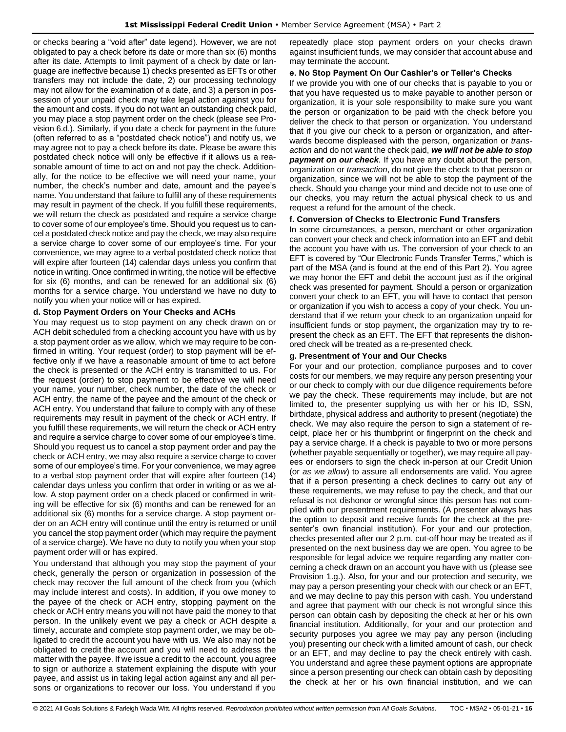or checks bearing a "void after" date legend). However, we are not obligated to pay a check before its date or more than six (6) months after its date. Attempts to limit payment of a check by date or language are ineffective because 1) checks presented as EFTs or other transfers may not include the date, 2) our processing technology may not allow for the examination of a date, and 3) a person in possession of your unpaid check may take legal action against you for the amount and costs. If you do not want an outstanding check paid, you may place a stop payment order on the check (please see Provision 6.d.). Similarly, if you date a check for payment in the future (often referred to as a "postdated check notice") and notify us, we may agree not to pay a check before its date. Please be aware this postdated check notice will only be effective if it allows us a reasonable amount of time to act on and not pay the check. Additionally, for the notice to be effective we will need your name, your number, the check's number and date, amount and the payee's name. You understand that failure to fulfill any of these requirements may result in payment of the check. If you fulfill these requirements, we will return the check as postdated and require a service charge to cover some of our employee's time. Should you request us to cancel a postdated check notice and pay the check, we may also require a service charge to cover some of our employee's time. For your convenience, we may agree to a verbal postdated check notice that will expire after fourteen (14) calendar days unless you confirm that notice in writing. Once confirmed in writing, the notice will be effective for six (6) months, and can be renewed for an additional six (6) months for a service charge. You understand we have no duty to notify you when your notice will or has expired.

### d. Stop Payment Orders on Your Checks and ACHs

You may request us to stop payment on any check drawn on or ACH debit scheduled from a checking account you have with us by a stop payment order as we allow, which we may require to be confirmed in writing. Your request (order) to stop payment will be effective only if we have a reasonable amount of time to act before the check is presented or the ACH entry is transmitted to us. For the request (order) to stop payment to be effective we will need your name, your number, check number, the date of the check or ACH entry, the name of the payee and the amount of the check or ACH entry. You understand that failure to comply with any of these requirements may result in payment of the check or ACH entry. If you fulfill these requirements, we will return the check or ACH entry and require a service charge to cover some of our employee's time. Should you request us to cancel a stop payment order and pay the check or ACH entry, we may also require a service charge to cover some of our employee's time. For your convenience, we may agree to a verbal stop payment order that will expire after fourteen (14) calendar days unless you confirm that order in writing or as we allow. A stop payment order on a check placed or confirmed in writing will be effective for six (6) months and can be renewed for an additional six (6) months for a service charge. A stop payment order on an ACH entry will continue until the entry is returned or until you cancel the stop payment order (which may require the payment of a service charge). We have no duty to notify you when your stop payment order will or has expired.

You understand that although you may stop the payment of your check, generally the person or organization in possession of the check may recover the full amount of the check from you (which may include interest and costs). In addition, if you owe money to the payee of the check or ACH entry, stopping payment on the check or ACH entry means you will not have paid the money to that person. In the unlikely event we pay a check or ACH despite a timely, accurate and complete stop payment order, we may be obligated to credit the account you have with us. We also may not be obligated to credit the account and you will need to address the matter with the payee. If we issue a credit to the account, you agree to sign or authorize a statement explaining the dispute with your payee, and assist us in taking legal action against any and all persons or organizations to recover our loss. You understand if you repeatedly place stop payment orders on your checks drawn against insufficient funds, we may consider that account abuse and may terminate the account.

### e. No Stop Payment On Our Cashier's or Teller's Checks

If we provide you with one of our checks that is payable to you or that you have requested us to make payable to another person or organization, it is your sole responsibility to make sure you want the person or organization to be paid with the check before you deliver the check to that person or organization. You understand that if you give our check to a person or organization, and afterwards become displeased with the person, organization or *transaction* and do not want the check paid, ***we will not be able to stop payment on our check***. If you have any doubt about the person, organization or *transaction*, do not give the check to that person or organization, since we will not be able to stop the payment of the check. Should you change your mind and decide not to use one of our checks, you may return the actual physical check to us and request a refund for the amount of the check.

### f. Conversion of Checks to Electronic Fund Transfers

In some circumstances, a person, merchant or other organization can convert your check and check information into an EFT and debit the account you have with us. The conversion of your check to an EFT is covered by "Our Electronic Funds Transfer Terms," which is part of the MSA (and is found at the end of this Part 2). You agree we may honor the EFT and debit the account just as if the original check was presented for payment. Should a person or organization convert your check to an EFT, you will have to contact that person or organization if you wish to access a copy of your check. You understand that if we return your check to an organization unpaid for insufficient funds or stop payment, the organization may try to re-present the check as an EFT. The EFT that represents the dishonored check will be treated as a re-presented check.

### g. Presentment of Your and Our Checks

For your and our protection, compliance purposes and to cover costs for our members, we may require any person presenting your or our check to comply with our due diligence requirements before we pay the check. These requirements may include, but are not limited to, the presenter supplying us with her or his ID, SSN, birthdate, physical address and authority to present (negotiate) the check. We may also require the person to sign a statement of receipt, place her or his thumbprint or fingerprint on the check and pay a service charge. If a check is payable to two or more persons (whether payable sequentially or together), we may require all payees or endorsers to sign the check in-person at our Credit Union (or *as we allow*) to assure all endorsements are valid. You agree that if a person presenting a check declines to carry out any of these requirements, we may refuse to pay the check, and that our refusal is not dishonor or wrongful since this person has not complied with our presentment requirements. (A presenter always has the option to deposit and receive funds for the check at the presenter's own financial institution). For your and our protection, checks presented after our 2 p.m. cut-off hour may be treated as if presented on the next business day we are open. You agree to be responsible for legal advice we require regarding any matter concerning a check drawn on an account you have with us (please see Provision 1.g.). Also, for your and our protection and security, we may pay a person presenting your check with our check or an EFT, and we may decline to pay this person with cash. You understand and agree that payment with our check is not wrongful since this person can obtain cash by depositing the check at her or his own financial institution. Additionally, for your and our protection and security purposes you agree we may pay any person (including you) presenting our check with a limited amount of cash, our check or an EFT, and may decline to pay the check entirely with cash. You understand and agree these payment options are appropriate since a person presenting our check can obtain cash by depositing the check at her or his own financial institution, and we can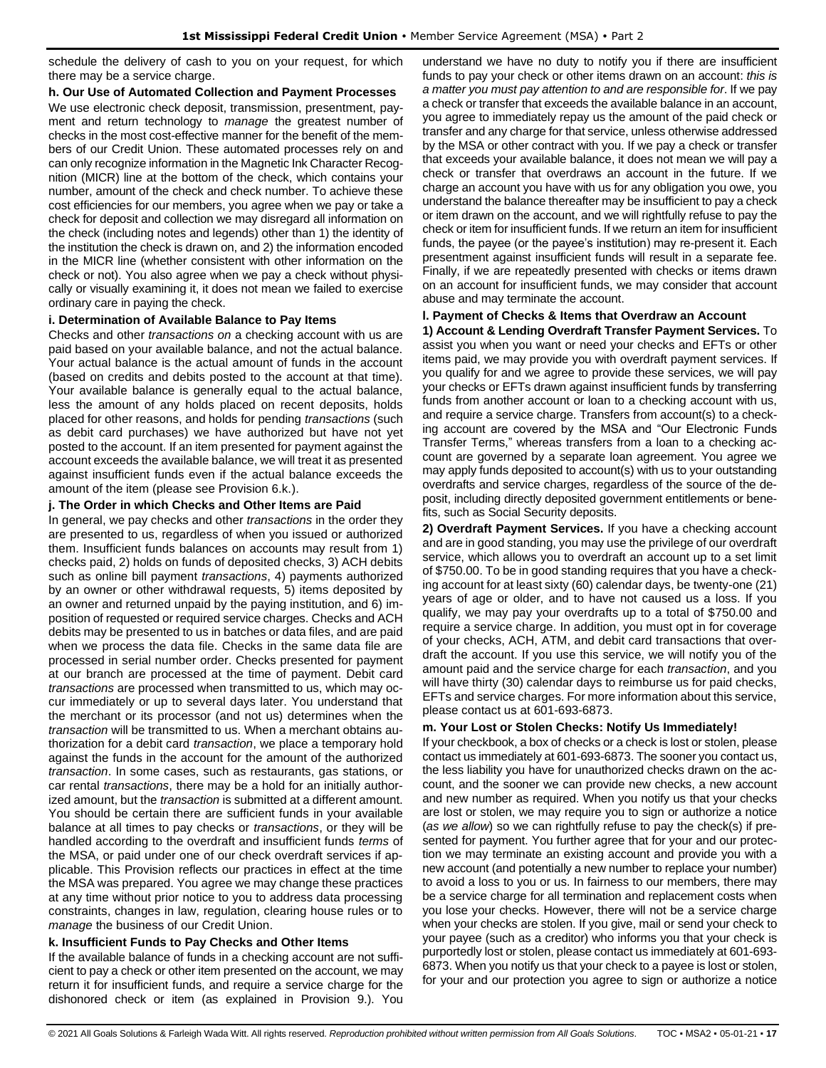schedule the delivery of cash to you on your request, for which there may be a service charge.

**h. Our Use of Automated Collection and Payment Processes**

We use electronic check deposit, transmission, presentment, payment and return technology to *manage* the greatest number of checks in the most cost-effective manner for the benefit of the members of our Credit Union. These automated processes rely on and can only recognize information in the Magnetic Ink Character Recognition (MICR) line at the bottom of the check, which contains your number, amount of the check and check number. To achieve these cost efficiencies for our members, you agree when we pay or take a check for deposit and collection we may disregard all information on the check (including notes and legends) other than 1) the identity of the institution the check is drawn on, and 2) the information encoded in the MICR line (whether consistent with other information on the check or not). You also agree when we pay a check without physically or visually examining it, it does not mean we failed to exercise ordinary care in paying the check.

**i. Determination of Available Balance to Pay Items**

Checks and other *transactions on* a checking account with us are paid based on your available balance, and not the actual balance. Your actual balance is the actual amount of funds in the account (based on credits and debits posted to the account at that time). Your available balance is generally equal to the actual balance, less the amount of any holds placed on recent deposits, holds placed for other reasons, and holds for pending *transactions* (such as debit card purchases) we have authorized but have not yet posted to the account. If an item presented for payment against the account exceeds the available balance, we will treat it as presented against insufficient funds even if the actual balance exceeds the amount of the item (please see Provision 6.k.).

**j. The Order in which Checks and Other Items are Paid**

In general, we pay checks and other *transactions* in the order they are presented to us, regardless of when you issued or authorized them. Insufficient funds balances on accounts may result from 1) checks paid, 2) holds on funds of deposited checks, 3) ACH debits such as online bill payment *transactions*, 4) payments authorized by an owner or other withdrawal requests, 5) items deposited by an owner and returned unpaid by the paying institution, and 6) imposition of requested or required service charges. Checks and ACH debits may be presented to us in batches or data files, and are paid when we process the data file. Checks in the same data file are processed in serial number order. Checks presented for payment at our branch are processed at the time of payment. Debit card *transactions* are processed when transmitted to us, which may occur immediately or up to several days later. You understand that the merchant or its processor (and not us) determines when the *transaction* will be transmitted to us. When a merchant obtains authorization for a debit card *transaction*, we place a temporary hold against the funds in the account for the amount of the authorized *transaction*. In some cases, such as restaurants, gas stations, or car rental *transactions*, there may be a hold for an initially authorized amount, but the *transaction* is submitted at a different amount. You should be certain there are sufficient funds in your available balance at all times to pay checks or *transactions*, or they will be handled according to the overdraft and insufficient funds *terms* of the MSA, or paid under one of our check overdraft services if applicable. This Provision reflects our practices in effect at the time the MSA was prepared. You agree we may change these practices at any time without prior notice to you to address data processing constraints, changes in law, regulation, clearing house rules or to *manage* the business of our Credit Union.

**k. Insufficient Funds to Pay Checks and Other Items**

If the available balance of funds in a checking account are not sufficient to pay a check or other item presented on the account, we may return it for insufficient funds, and require a service charge for the dishonored check or item (as explained in Provision 9.). You understand we have no duty to notify you if there are insufficient funds to pay your check or other items drawn on an account: *this is a matter you must pay attention to and are responsible for*. If we pay a check or transfer that exceeds the available balance in an account, you agree to immediately repay us the amount of the paid check or transfer and any charge for that service, unless otherwise addressed by the MSA or other contract with you. If we pay a check or transfer that exceeds your available balance, it does not mean we will pay a check or transfer that overdraws an account in the future. If we charge an account you have with us for any obligation you owe, you understand the balance thereafter may be insufficient to pay a check or item drawn on the account, and we will rightfully refuse to pay the check or item for insufficient funds. If we return an item for insufficient funds, the payee (or the payee's institution) may re-present it. Each presentment against insufficient funds will result in a separate fee. Finally, if we are repeatedly presented with checks or items drawn on an account for insufficient funds, we may consider that account abuse and may terminate the account.

**l. Payment of Checks & Items that Overdraw an Account**

**1) Account & Lending Overdraft Transfer Payment Services.** To assist you when you want or need your checks and EFTs or other items paid, we may provide you with overdraft payment services. If you qualify for and we agree to provide these services, we will pay your checks or EFTs drawn against insufficient funds by transferring funds from another account or loan to a checking account with us, and require a service charge. Transfers from account(s) to a checking account are covered by the MSA and "Our Electronic Funds Transfer Terms," whereas transfers from a loan to a checking account are governed by a separate loan agreement. You agree we may apply funds deposited to account(s) with us to your outstanding overdrafts and service charges, regardless of the source of the deposit, including directly deposited government entitlements or benefits, such as Social Security deposits.

**2) Overdraft Payment Services.** If you have a checking account and are in good standing, you may use the privilege of our overdraft service, which allows you to overdraft an account up to a set limit of $750.00. To be in good standing requires that you have a checking account for at least sixty (60) calendar days, be twenty-one (21) years of age or older, and to have not caused us a loss. If you qualify, we may pay your overdrafts up to a total of $750.00 and require a service charge. In addition, you must opt in for coverage of your checks, ACH, ATM, and debit card transactions that overdraft the account. If you use this service, we will notify you of the amount paid and the service charge for each *transaction*, and you will have thirty (30) calendar days to reimburse us for paid checks, EFTs and service charges. For more information about this service, please contact us at 601-693-6873.

**m. Your Lost or Stolen Checks: Notify Us Immediately!**

If your checkbook, a box of checks or a check is lost or stolen, please contact us immediately at 601-693-6873. The sooner you contact us, the less liability you have for unauthorized checks drawn on the account, and the sooner we can provide new checks, a new account and new number as required. When you notify us that your checks are lost or stolen, we may require you to sign or authorize a notice (*as we allow*) so we can rightfully refuse to pay the check(s) if presented for payment. You further agree that for your and our protection we may terminate an existing account and provide you with a new account (and potentially a new number to replace your number) to avoid a loss to you or us. In fairness to our members, there may be a service charge for all termination and replacement costs when you lose your checks. However, there will not be a service charge when your checks are stolen. If you give, mail or send your check to your payee (such as a creditor) who informs you that your check is purportedly lost or stolen, please contact us immediately at 601-693-6873. When you notify us that your check to a payee is lost or stolen, for your and our protection you agree to sign or authorize a notice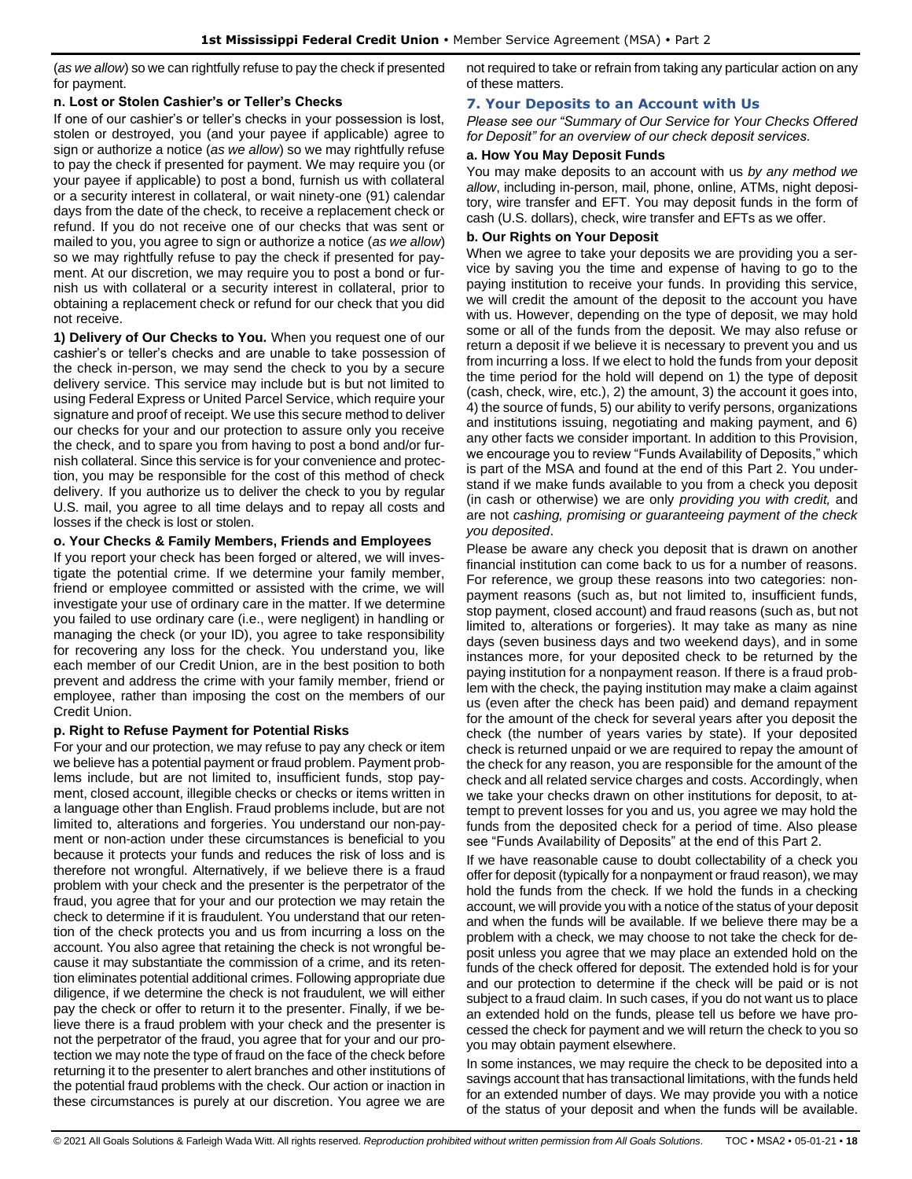(*as we allow*) so we can rightfully refuse to pay the check if presented for payment.

**n. Lost or Stolen Cashier's or Teller's Checks**

If one of our cashier's or teller's checks in your possession is lost, stolen or destroyed, you (and your payee if applicable) agree to sign or authorize a notice (*as we allow*) so we may rightfully refuse to pay the check if presented for payment. We may require you (or your payee if applicable) to post a bond, furnish us with collateral or a security interest in collateral, or wait ninety-one (91) calendar days from the date of the check, to receive a replacement check or refund. If you do not receive one of our checks that was sent or mailed to you, you agree to sign or authorize a notice (*as we allow*) so we may rightfully refuse to pay the check if presented for payment. At our discretion, we may require you to post a bond or furnish us with collateral or a security interest in collateral, prior to obtaining a replacement check or refund for our check that you did not receive.

**1) Delivery of Our Checks to You.** When you request one of our cashier's or teller's checks and are unable to take possession of the check in-person, we may send the check to you by a secure delivery service. This service may include but is but not limited to using Federal Express or United Parcel Service, which require your signature and proof of receipt. We use this secure method to deliver our checks for your and our protection to assure only you receive the check, and to spare you from having to post a bond and/or furnish collateral. Since this service is for your convenience and protection, you may be responsible for the cost of this method of check delivery. If you authorize us to deliver the check to you by regular U.S. mail, you agree to all time delays and to repay all costs and losses if the check is lost or stolen.

**o. Your Checks & Family Members, Friends and Employees**

If you report your check has been forged or altered, we will investigate the potential crime. If we determine your family member, friend or employee committed or assisted with the crime, we will investigate your use of ordinary care in the matter. If we determine you failed to use ordinary care (i.e., were negligent) in handling or managing the check (or your ID), you agree to take responsibility for recovering any loss for the check. You understand you, like each member of our Credit Union, are in the best position to both prevent and address the crime with your family member, friend or employee, rather than imposing the cost on the members of our Credit Union.

**p. Right to Refuse Payment for Potential Risks**

For your and our protection, we may refuse to pay any check or item we believe has a potential payment or fraud problem. Payment problems include, but are not limited to, insufficient funds, stop payment, closed account, illegible checks or checks or items written in a language other than English. Fraud problems include, but are not limited to, alterations and forgeries. You understand our non-payment or non-action under these circumstances is beneficial to you because it protects your funds and reduces the risk of loss and is therefore not wrongful. Alternatively, if we believe there is a fraud problem with your check and the presenter is the perpetrator of the fraud, you agree that for your and our protection we may retain the check to determine if it is fraudulent. You understand that our retention of the check protects you and us from incurring a loss on the account. You also agree that retaining the check is not wrongful because it may substantiate the commission of a crime, and its retention eliminates potential additional crimes. Following appropriate due diligence, if we determine the check is not fraudulent, we will either pay the check or offer to return it to the presenter. Finally, if we believe there is a fraud problem with your check and the presenter is not the perpetrator of the fraud, you agree that for your and our protection we may note the type of fraud on the face of the check before returning it to the presenter to alert branches and other institutions of the potential fraud problems with the check. Our action or inaction in these circumstances is purely at our discretion. You agree we are not required to take or refrain from taking any particular action on any of these matters.

## 7. Your Deposits to an Account with Us

*Please see our "Summary of Our Service for Your Checks Offered for Deposit" for an overview of our check deposit services.*

**a. How You May Deposit Funds**

You may make deposits to an account with us *by any method we allow*, including in-person, mail, phone, online, ATMs, night depository, wire transfer and EFT. You may deposit funds in the form of cash (U.S. dollars), check, wire transfer and EFTs as we offer.

**b. Our Rights on Your Deposit**

When we agree to take your deposits we are providing you a service by saving you the time and expense of having to go to the paying institution to receive your funds. In providing this service, we will credit the amount of the deposit to the account you have with us. However, depending on the type of deposit, we may hold some or all of the funds from the deposit. We may also refuse or return a deposit if we believe it is necessary to prevent you and us from incurring a loss. If we elect to hold the funds from your deposit the time period for the hold will depend on 1) the type of deposit (cash, check, wire, etc.), 2) the amount, 3) the account it goes into, 4) the source of funds, 5) our ability to verify persons, organizations and institutions issuing, negotiating and making payment, and 6) any other facts we consider important. In addition to this Provision, we encourage you to review "Funds Availability of Deposits," which is part of the MSA and found at the end of this Part 2. You understand if we make funds available to you from a check you deposit (in cash or otherwise) we are only *providing you with credit,* and are not *cashing, promising or guaranteeing payment of the check you deposited*.

Please be aware any check you deposit that is drawn on another financial institution can come back to us for a number of reasons. For reference, we group these reasons into two categories: nonpayment reasons (such as, but not limited to, insufficient funds, stop payment, closed account) and fraud reasons (such as, but not limited to, alterations or forgeries). It may take as many as nine days (seven business days and two weekend days), and in some instances more, for your deposited check to be returned by the paying institution for a nonpayment reason. If there is a fraud problem with the check, the paying institution may make a claim against us (even after the check has been paid) and demand repayment for the amount of the check for several years after you deposit the check (the number of years varies by state). If your deposited check is returned unpaid or we are required to repay the amount of the check for any reason, you are responsible for the amount of the check and all related service charges and costs. Accordingly, when we take your checks drawn on other institutions for deposit, to attempt to prevent losses for you and us, you agree we may hold the funds from the deposited check for a period of time. Also please see "Funds Availability of Deposits" at the end of this Part 2.

If we have reasonable cause to doubt collectability of a check you offer for deposit (typically for a nonpayment or fraud reason), we may hold the funds from the check. If we hold the funds in a checking account, we will provide you with a notice of the status of your deposit and when the funds will be available. If we believe there may be a problem with a check, we may choose to not take the check for deposit unless you agree that we may place an extended hold on the funds of the check offered for deposit. The extended hold is for your and our protection to determine if the check will be paid or is not subject to a fraud claim. In such cases, if you do not want us to place an extended hold on the funds, please tell us before we have processed the check for payment and we will return the check to you so you may obtain payment elsewhere.

In some instances, we may require the check to be deposited into a savings account that has transactional limitations, with the funds held for an extended number of days. We may provide you with a notice of the status of your deposit and when the funds will be available.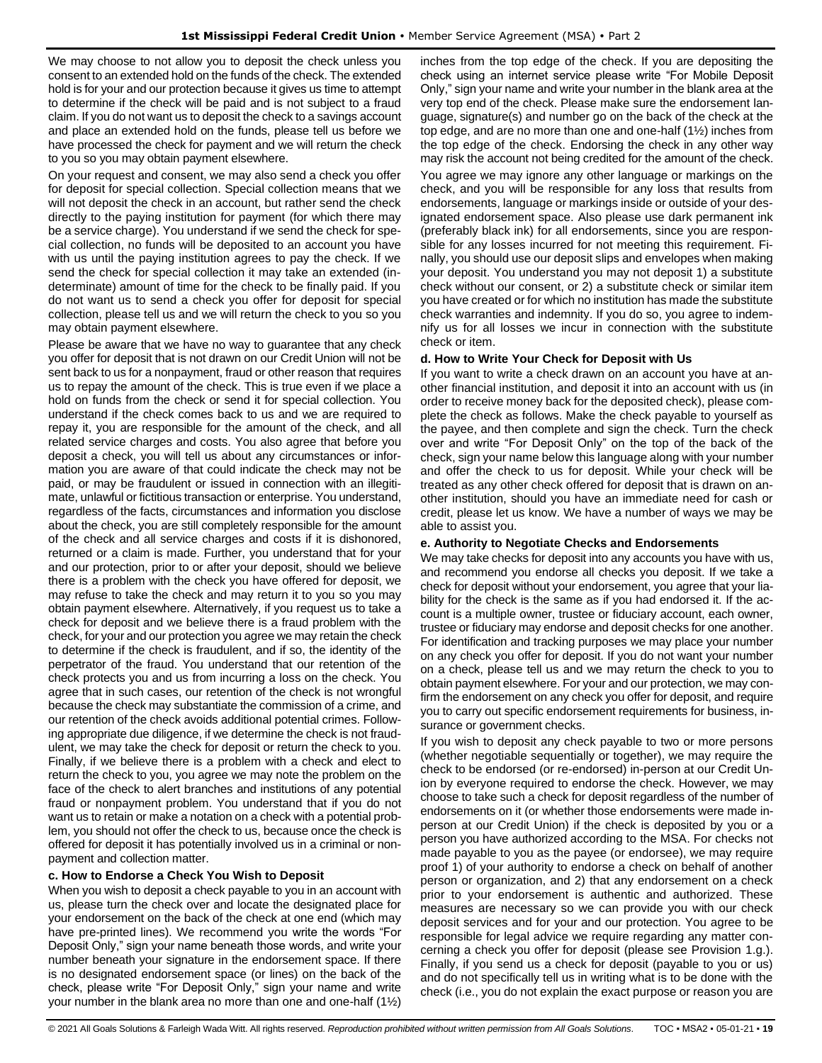We may choose to not allow you to deposit the check unless you consent to an extended hold on the funds of the check. The extended hold is for your and our protection because it gives us time to attempt to determine if the check will be paid and is not subject to a fraud claim. If you do not want us to deposit the check to a savings account and place an extended hold on the funds, please tell us before we have processed the check for payment and we will return the check to you so you may obtain payment elsewhere.

On your request and consent, we may also send a check you offer for deposit for special collection. Special collection means that we will not deposit the check in an account, but rather send the check directly to the paying institution for payment (for which there may be a service charge). You understand if we send the check for special collection, no funds will be deposited to an account you have with us until the paying institution agrees to pay the check. If we send the check for special collection it may take an extended (indeterminate) amount of time for the check to be finally paid. If you do not want us to send a check you offer for deposit for special collection, please tell us and we will return the check to you so you may obtain payment elsewhere.

Please be aware that we have no way to guarantee that any check you offer for deposit that is not drawn on our Credit Union will not be sent back to us for a nonpayment, fraud or other reason that requires us to repay the amount of the check. This is true even if we place a hold on funds from the check or send it for special collection. You understand if the check comes back to us and we are required to repay it, you are responsible for the amount of the check, and all related service charges and costs. You also agree that before you deposit a check, you will tell us about any circumstances or information you are aware of that could indicate the check may not be paid, or may be fraudulent or issued in connection with an illegitimate, unlawful or fictitious transaction or enterprise. You understand, regardless of the facts, circumstances and information you disclose about the check, you are still completely responsible for the amount of the check and all service charges and costs if it is dishonored, returned or a claim is made. Further, you understand that for your and our protection, prior to or after your deposit, should we believe there is a problem with the check you have offered for deposit, we may refuse to take the check and may return it to you so you may obtain payment elsewhere. Alternatively, if you request us to take a check for deposit and we believe there is a fraud problem with the check, for your and our protection you agree we may retain the check to determine if the check is fraudulent, and if so, the identity of the perpetrator of the fraud. You understand that our retention of the check protects you and us from incurring a loss on the check. You agree that in such cases, our retention of the check is not wrongful because the check may substantiate the commission of a crime, and our retention of the check avoids additional potential crimes. Following appropriate due diligence, if we determine the check is not fraudulent, we may take the check for deposit or return the check to you. Finally, if we believe there is a problem with a check and elect to return the check to you, you agree we may note the problem on the face of the check to alert branches and institutions of any potential fraud or nonpayment problem. You understand that if you do not want us to retain or make a notation on a check with a potential problem, you should not offer the check to us, because once the check is offered for deposit it has potentially involved us in a criminal or nonpayment and collection matter.

**c. How to Endorse a Check You Wish to Deposit**

When you wish to deposit a check payable to you in an account with us, please turn the check over and locate the designated place for your endorsement on the back of the check at one end (which may have pre-printed lines). We recommend you write the words "For Deposit Only," sign your name beneath those words, and write your number beneath your signature in the endorsement space. If there is no designated endorsement space (or lines) on the back of the check, please write "For Deposit Only," sign your name and write your number in the blank area no more than one and one-half (1½) inches from the top edge of the check. If you are depositing the check using an internet service please write "For Mobile Deposit Only," sign your name and write your number in the blank area at the very top end of the check. Please make sure the endorsement language, signature(s) and number go on the back of the check at the top edge, and are no more than one and one-half (1½) inches from the top edge of the check. Endorsing the check in any other way may risk the account not being credited for the amount of the check.

You agree we may ignore any other language or markings on the check, and you will be responsible for any loss that results from endorsements, language or markings inside or outside of your designated endorsement space. Also please use dark permanent ink (preferably black ink) for all endorsements, since you are responsible for any losses incurred for not meeting this requirement. Finally, you should use our deposit slips and envelopes when making your deposit. You understand you may not deposit 1) a substitute check without our consent, or 2) a substitute check or similar item you have created or for which no institution has made the substitute check warranties and indemnity. If you do so, you agree to indemnify us for all losses we incur in connection with the substitute check or item.

**d. How to Write Your Check for Deposit with Us**

If you want to write a check drawn on an account you have at another financial institution, and deposit it into an account with us (in order to receive money back for the deposited check), please complete the check as follows. Make the check payable to yourself as the payee, and then complete and sign the check. Turn the check over and write "For Deposit Only" on the top of the back of the check, sign your name below this language along with your number and offer the check to us for deposit. While your check will be treated as any other check offered for deposit that is drawn on another institution, should you have an immediate need for cash or credit, please let us know. We have a number of ways we may be able to assist you.

**e. Authority to Negotiate Checks and Endorsements**

We may take checks for deposit into any accounts you have with us, and recommend you endorse all checks you deposit. If we take a check for deposit without your endorsement, you agree that your liability for the check is the same as if you had endorsed it. If the account is a multiple owner, trustee or fiduciary account, each owner, trustee or fiduciary may endorse and deposit checks for one another. For identification and tracking purposes we may place your number on any check you offer for deposit. If you do not want your number on a check, please tell us and we may return the check to you to obtain payment elsewhere. For your and our protection, we may confirm the endorsement on any check you offer for deposit, and require you to carry out specific endorsement requirements for business, insurance or government checks.

If you wish to deposit any check payable to two or more persons (whether negotiable sequentially or together), we may require the check to be endorsed (or re-endorsed) in-person at our Credit Union by everyone required to endorse the check. However, we may choose to take such a check for deposit regardless of the number of endorsements on it (or whether those endorsements were made in-person at our Credit Union) if the check is deposited by you or a person you have authorized according to the MSA. For checks not made payable to you as the payee (or endorsee), we may require proof 1) of your authority to endorse a check on behalf of another person or organization, and 2) that any endorsement on a check prior to your endorsement is authentic and authorized. These measures are necessary so we can provide you with our check deposit services and for your and our protection. You agree to be responsible for legal advice we require regarding any matter concerning a check you offer for deposit (please see Provision 1.g.). Finally, if you send us a check for deposit (payable to you or us) and do not specifically tell us in writing what is to be done with the check (i.e., you do not explain the exact purpose or reason you are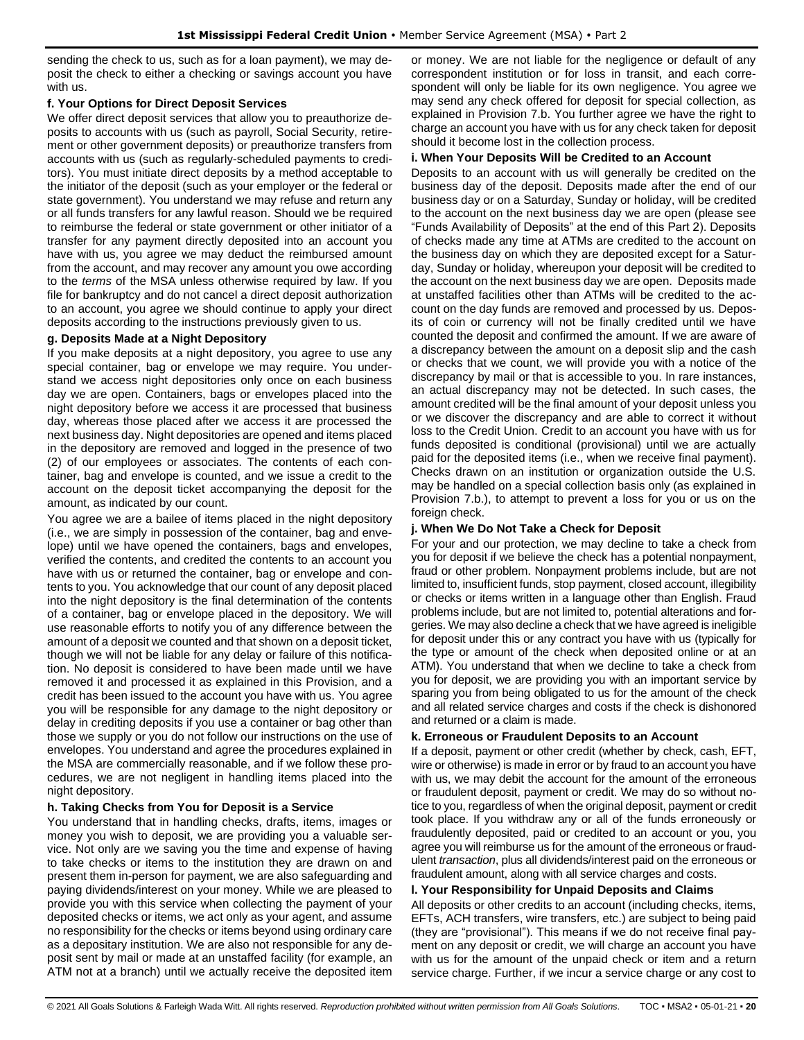sending the check to us, such as for a loan payment), we may deposit the check to either a checking or savings account you have with us.

### f. Your Options for Direct Deposit Services

We offer direct deposit services that allow you to preauthorize deposits to accounts with us (such as payroll, Social Security, retirement or other government deposits) or preauthorize transfers from accounts with us (such as regularly-scheduled payments to creditors). You must initiate direct deposits by a method acceptable to the initiator of the deposit (such as your employer or the federal or state government). You understand we may refuse and return any or all funds transfers for any lawful reason. Should we be required to reimburse the federal or state government or other initiator of a transfer for any payment directly deposited into an account you have with us, you agree we may deduct the reimbursed amount from the account, and may recover any amount you owe according to the *terms* of the MSA unless otherwise required by law. If you file for bankruptcy and do not cancel a direct deposit authorization to an account, you agree we should continue to apply your direct deposits according to the instructions previously given to us.

### g. Deposits Made at a Night Depository

If you make deposits at a night depository, you agree to use any special container, bag or envelope we may require. You understand we access night depositories only once on each business day we are open. Containers, bags or envelopes placed into the night depository before we access it are processed that business day, whereas those placed after we access it are processed the next business day. Night depositories are opened and items placed in the depository are removed and logged in the presence of two (2) of our employees or associates. The contents of each container, bag and envelope is counted, and we issue a credit to the account on the deposit ticket accompanying the deposit for the amount, as indicated by our count.

You agree we are a bailee of items placed in the night depository (i.e., we are simply in possession of the container, bag and envelope) until we have opened the containers, bags and envelopes, verified the contents, and credited the contents to an account you have with us or returned the container, bag or envelope and contents to you. You acknowledge that our count of any deposit placed into the night depository is the final determination of the contents of a container, bag or envelope placed in the depository. We will use reasonable efforts to notify you of any difference between the amount of a deposit we counted and that shown on a deposit ticket, though we will not be liable for any delay or failure of this notification. No deposit is considered to have been made until we have removed it and processed it as explained in this Provision, and a credit has been issued to the account you have with us. You agree you will be responsible for any damage to the night depository or delay in crediting deposits if you use a container or bag other than those we supply or you do not follow our instructions on the use of envelopes. You understand and agree the procedures explained in the MSA are commercially reasonable, and if we follow these procedures, we are not negligent in handling items placed into the night depository.

### h. Taking Checks from You for Deposit is a Service

You understand that in handling checks, drafts, items, images or money you wish to deposit, we are providing you a valuable service. Not only are we saving you the time and expense of having to take checks or items to the institution they are drawn on and present them in-person for payment, we are also safeguarding and paying dividends/interest on your money. While we are pleased to provide you with this service when collecting the payment of your deposited checks or items, we act only as your agent, and assume no responsibility for the checks or items beyond using ordinary care as a depositary institution. We are also not responsible for any deposit sent by mail or made at an unstaffed facility (for example, an ATM not at a branch) until we actually receive the deposited item or money. We are not liable for the negligence or default of any correspondent institution or for loss in transit, and each correspondent will only be liable for its own negligence. You agree we may send any check offered for deposit for special collection, as explained in Provision 7.b. You further agree we have the right to charge an account you have with us for any check taken for deposit should it become lost in the collection process.

### i. When Your Deposits Will be Credited to an Account

Deposits to an account with us will generally be credited on the business day of the deposit. Deposits made after the end of our business day or on a Saturday, Sunday or holiday, will be credited to the account on the next business day we are open (please see "Funds Availability of Deposits" at the end of this Part 2). Deposits of checks made any time at ATMs are credited to the account on the business day on which they are deposited except for a Saturday, Sunday or holiday, whereupon your deposit will be credited to the account on the next business day we are open. Deposits made at unstaffed facilities other than ATMs will be credited to the account on the day funds are removed and processed by us. Deposits of coin or currency will not be finally credited until we have counted the deposit and confirmed the amount. If we are aware of a discrepancy between the amount on a deposit slip and the cash or checks that we count, we will provide you with a notice of the discrepancy by mail or that is accessible to you. In rare instances, an actual discrepancy may not be detected. In such cases, the amount credited will be the final amount of your deposit unless you or we discover the discrepancy and are able to correct it without loss to the Credit Union. Credit to an account you have with us for funds deposited is conditional (provisional) until we are actually paid for the deposited items (i.e., when we receive final payment). Checks drawn on an institution or organization outside the U.S. may be handled on a special collection basis only (as explained in Provision 7.b.), to attempt to prevent a loss for you or us on the foreign check.

### j. When We Do Not Take a Check for Deposit

For your and our protection, we may decline to take a check from you for deposit if we believe the check has a potential nonpayment, fraud or other problem. Nonpayment problems include, but are not limited to, insufficient funds, stop payment, closed account, illegibility or checks or items written in a language other than English. Fraud problems include, but are not limited to, potential alterations and forgeries. We may also decline a check that we have agreed is ineligible for deposit under this or any contract you have with us (typically for the type or amount of the check when deposited online or at an ATM). You understand that when we decline to take a check from you for deposit, we are providing you with an important service by sparing you from being obligated to us for the amount of the check and all related service charges and costs if the check is dishonored and returned or a claim is made.

### k. Erroneous or Fraudulent Deposits to an Account

If a deposit, payment or other credit (whether by check, cash, EFT, wire or otherwise) is made in error or by fraud to an account you have with us, we may debit the account for the amount of the erroneous or fraudulent deposit, payment or credit. We may do so without notice to you, regardless of when the original deposit, payment or credit took place. If you withdraw any or all of the funds erroneously or fraudulently deposited, paid or credited to an account or you, you agree you will reimburse us for the amount of the erroneous or fraudulent *transaction*, plus all dividends/interest paid on the erroneous or fraudulent amount, along with all service charges and costs.

### l. Your Responsibility for Unpaid Deposits and Claims

All deposits or other credits to an account (including checks, items, EFTs, ACH transfers, wire transfers, etc.) are subject to being paid (they are "provisional"). This means if we do not receive final payment on any deposit or credit, we will charge an account you have with us for the amount of the unpaid check or item and a return service charge. Further, if we incur a service charge or any cost to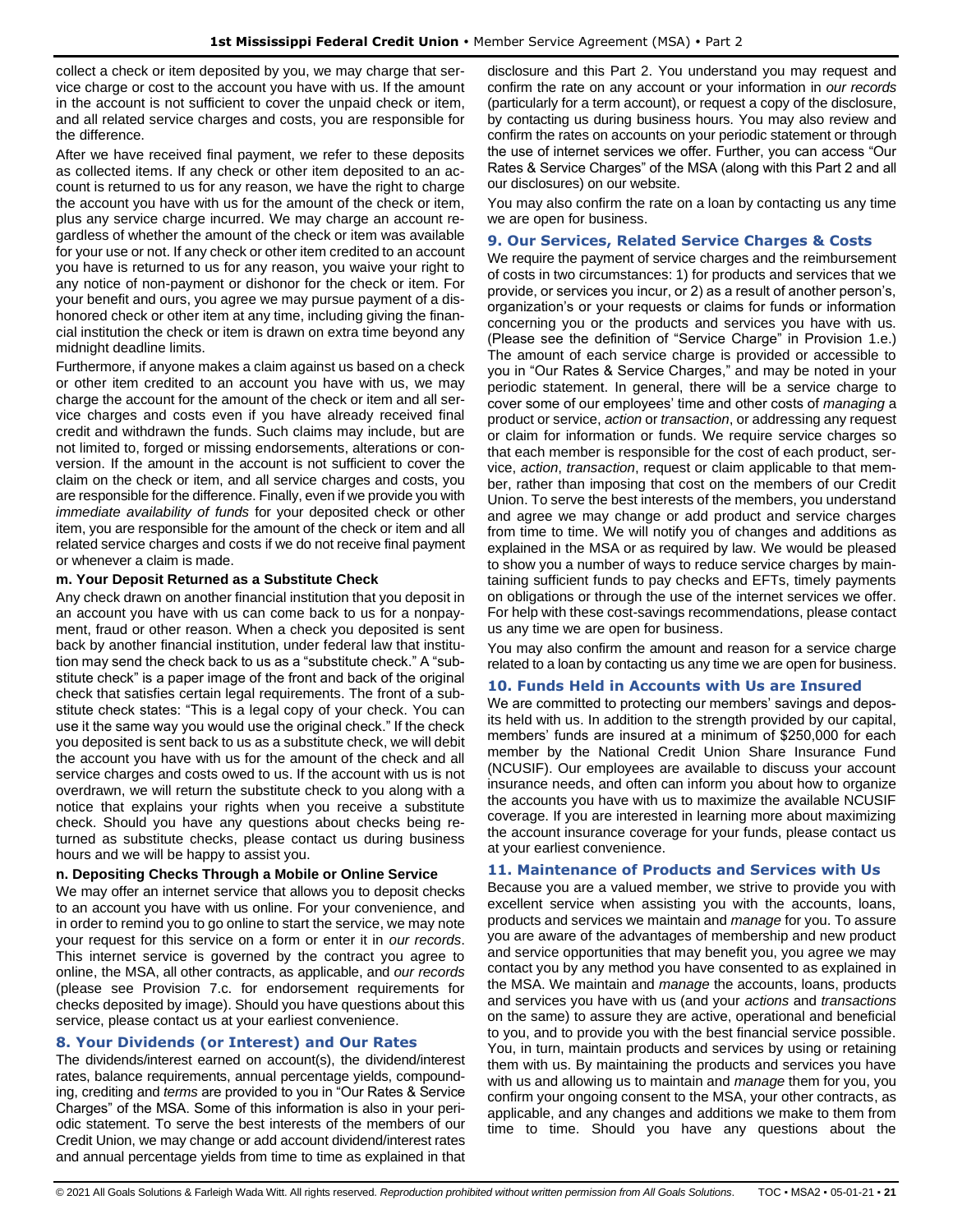collect a check or item deposited by you, we may charge that service charge or cost to the account you have with us. If the amount in the account is not sufficient to cover the unpaid check or item, and all related service charges and costs, you are responsible for the difference.

After we have received final payment, we refer to these deposits as collected items. If any check or other item deposited to an account is returned to us for any reason, we have the right to charge the account you have with us for the amount of the check or item, plus any service charge incurred. We may charge an account regardless of whether the amount of the check or item was available for your use or not. If any check or other item credited to an account you have is returned to us for any reason, you waive your right to any notice of non-payment or dishonor for the check or item. For your benefit and ours, you agree we may pursue payment of a dishonored check or other item at any time, including giving the financial institution the check or item is drawn on extra time beyond any midnight deadline limits.

Furthermore, if anyone makes a claim against us based on a check or other item credited to an account you have with us, we may charge the account for the amount of the check or item and all service charges and costs even if you have already received final credit and withdrawn the funds. Such claims may include, but are not limited to, forged or missing endorsements, alterations or conversion. If the amount in the account is not sufficient to cover the claim on the check or item, and all service charges and costs, you are responsible for the difference. Finally, even if we provide you with *immediate availability of funds* for your deposited check or other item, you are responsible for the amount of the check or item and all related service charges and costs if we do not receive final payment or whenever a claim is made.

**m. Your Deposit Returned as a Substitute Check**

Any check drawn on another financial institution that you deposit in an account you have with us can come back to us for a nonpayment, fraud or other reason. When a check you deposited is sent back by another financial institution, under federal law that institution may send the check back to us as a "substitute check." A "substitute check" is a paper image of the front and back of the original check that satisfies certain legal requirements. The front of a substitute check states: "This is a legal copy of your check. You can use it the same way you would use the original check." If the check you deposited is sent back to us as a substitute check, we will debit the account you have with us for the amount of the check and all service charges and costs owed to us. If the account with us is not overdrawn, we will return the substitute check to you along with a notice that explains your rights when you receive a substitute check. Should you have any questions about checks being returned as substitute checks, please contact us during business hours and we will be happy to assist you.

**n. Depositing Checks Through a Mobile or Online Service**

We may offer an internet service that allows you to deposit checks to an account you have with us online. For your convenience, and in order to remind you to go online to start the service, we may note your request for this service on a form or enter it in *our records*. This internet service is governed by the contract you agree to online, the MSA, all other contracts, as applicable, and *our records* (please see Provision 7.c. for endorsement requirements for checks deposited by image). Should you have questions about this service, please contact us at your earliest convenience.

## 8. Your Dividends (or Interest) and Our Rates

The dividends/interest earned on account(s), the dividend/interest rates, balance requirements, annual percentage yields, compounding, crediting and *terms* are provided to you in "Our Rates & Service Charges" of the MSA. Some of this information is also in your periodic statement. To serve the best interests of the members of our Credit Union, we may change or add account dividend/interest rates and annual percentage yields from time to time as explained in that disclosure and this Part 2. You understand you may request and confirm the rate on any account or your information in *our records* (particularly for a term account), or request a copy of the disclosure, by contacting us during business hours. You may also review and confirm the rates on accounts on your periodic statement or through the use of internet services we offer. Further, you can access "Our Rates & Service Charges" of the MSA (along with this Part 2 and all our disclosures) on our website.

You may also confirm the rate on a loan by contacting us any time we are open for business.

## 9. Our Services, Related Service Charges & Costs

We require the payment of service charges and the reimbursement of costs in two circumstances: 1) for products and services that we provide, or services you incur, or 2) as a result of another person's, organization's or your requests or claims for funds or information concerning you or the products and services you have with us. (Please see the definition of "Service Charge" in Provision 1.e.) The amount of each service charge is provided or accessible to you in "Our Rates & Service Charges," and may be noted in your periodic statement. In general, there will be a service charge to cover some of our employees' time and other costs of *managing* a product or service, *action* or *transaction*, or addressing any request or claim for information or funds. We require service charges so that each member is responsible for the cost of each product, service, *action*, *transaction*, request or claim applicable to that member, rather than imposing that cost on the members of our Credit Union. To serve the best interests of the members, you understand and agree we may change or add product and service charges from time to time. We will notify you of changes and additions as explained in the MSA or as required by law. We would be pleased to show you a number of ways to reduce service charges by maintaining sufficient funds to pay checks and EFTs, timely payments on obligations or through the use of the internet services we offer. For help with these cost-savings recommendations, please contact us any time we are open for business.

You may also confirm the amount and reason for a service charge related to a loan by contacting us any time we are open for business.

## 10. Funds Held in Accounts with Us are Insured

We are committed to protecting our members' savings and deposits held with us. In addition to the strength provided by our capital, members' funds are insured at a minimum of $250,000 for each member by the National Credit Union Share Insurance Fund (NCUSIF). Our employees are available to discuss your account insurance needs, and often can inform you about how to organize the accounts you have with us to maximize the available NCUSIF coverage. If you are interested in learning more about maximizing the account insurance coverage for your funds, please contact us at your earliest convenience.

## 11. Maintenance of Products and Services with Us

Because you are a valued member, we strive to provide you with excellent service when assisting you with the accounts, loans, products and services we maintain and *manage* for you. To assure you are aware of the advantages of membership and new product and service opportunities that may benefit you, you agree we may contact you by any method you have consented to as explained in the MSA. We maintain and *manage* the accounts, loans, products and services you have with us (and your *actions* and *transactions* on the same) to assure they are active, operational and beneficial to you, and to provide you with the best financial service possible. You, in turn, maintain products and services by using or retaining them with us. By maintaining the products and services you have with us and allowing us to maintain and *manage* them for you, you confirm your ongoing consent to the MSA, your other contracts, as applicable, and any changes and additions we make to them from time to time. Should you have any questions about the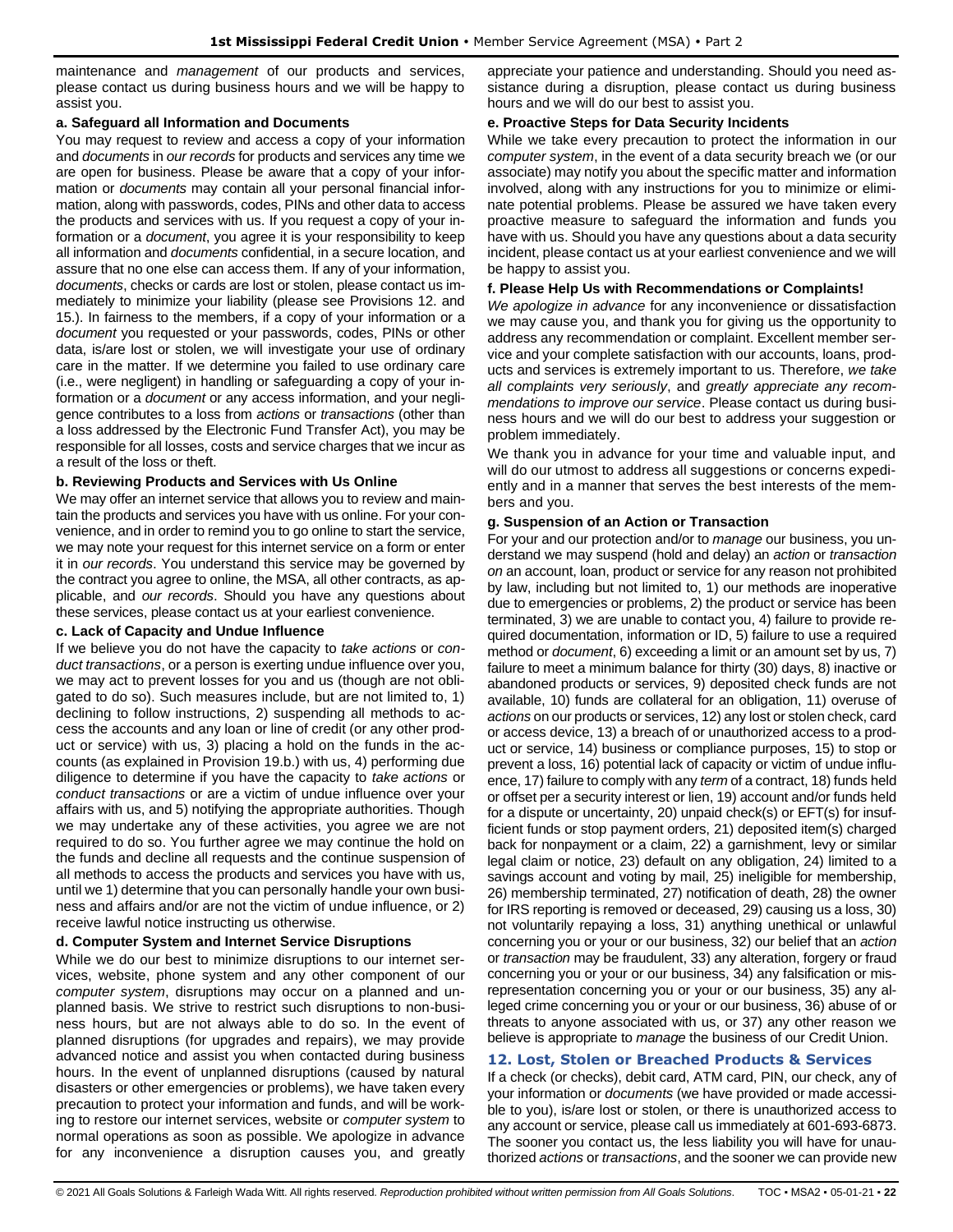maintenance and *management* of our products and services, please contact us during business hours and we will be happy to assist you.

**a. Safeguard all Information and Documents**

You may request to review and access a copy of your information and *documents* in *our records* for products and services any time we are open for business. Please be aware that a copy of your information or *documents* may contain all your personal financial information, along with passwords, codes, PINs and other data to access the products and services with us. If you request a copy of your information or a *document*, you agree it is your responsibility to keep all information and *documents* confidential, in a secure location, and assure that no one else can access them. If any of your information, *documents*, checks or cards are lost or stolen, please contact us immediately to minimize your liability (please see Provisions 12. and 15.). In fairness to the members, if a copy of your information or a *document* you requested or your passwords, codes, PINs or other data, is/are lost or stolen, we will investigate your use of ordinary care in the matter. If we determine you failed to use ordinary care (i.e., were negligent) in handling or safeguarding a copy of your information or a *document* or any access information, and your negligence contributes to a loss from *actions* or *transactions* (other than a loss addressed by the Electronic Fund Transfer Act), you may be responsible for all losses, costs and service charges that we incur as a result of the loss or theft.

**b. Reviewing Products and Services with Us Online**

We may offer an internet service that allows you to review and maintain the products and services you have with us online. For your convenience, and in order to remind you to go online to start the service, we may note your request for this internet service on a form or enter it in *our records*. You understand this service may be governed by the contract you agree to online, the MSA, all other contracts, as applicable, and *our records*. Should you have any questions about these services, please contact us at your earliest convenience.

**c. Lack of Capacity and Undue Influence**

If we believe you do not have the capacity to *take actions* or *conduct transactions*, or a person is exerting undue influence over you, we may act to prevent losses for you and us (though are not obligated to do so). Such measures include, but are not limited to, 1) declining to follow instructions, 2) suspending all methods to access the accounts and any loan or line of credit (or any other product or service) with us, 3) placing a hold on the funds in the accounts (as explained in Provision 19.b.) with us, 4) performing due diligence to determine if you have the capacity to *take actions* or *conduct transactions* or are a victim of undue influence over your affairs with us, and 5) notifying the appropriate authorities. Though we may undertake any of these activities, you agree we are not required to do so. You further agree we may continue the hold on the funds and decline all requests and the continue suspension of all methods to access the products and services you have with us, until we 1) determine that you can personally handle your own business and affairs and/or are not the victim of undue influence, or 2) receive lawful notice instructing us otherwise.

**d. Computer System and Internet Service Disruptions**

While we do our best to minimize disruptions to our internet services, website, phone system and any other component of our *computer system*, disruptions may occur on a planned and unplanned basis. We strive to restrict such disruptions to non-business hours, but are not always able to do so. In the event of planned disruptions (for upgrades and repairs), we may provide advanced notice and assist you when contacted during business hours. In the event of unplanned disruptions (caused by natural disasters or other emergencies or problems), we have taken every precaution to protect your information and funds, and will be working to restore our internet services, website or *computer system* to normal operations as soon as possible. We apologize in advance for any inconvenience a disruption causes you, and greatly appreciate your patience and understanding. Should you need assistance during a disruption, please contact us during business hours and we will do our best to assist you.

**e. Proactive Steps for Data Security Incidents**

While we take every precaution to protect the information in our *computer system*, in the event of a data security breach we (or our associate) may notify you about the specific matter and information involved, along with any instructions for you to minimize or eliminate potential problems. Please be assured we have taken every proactive measure to safeguard the information and funds you have with us. Should you have any questions about a data security incident, please contact us at your earliest convenience and we will be happy to assist you.

**f. Please Help Us with Recommendations or Complaints!**

*We apologize in advance* for any inconvenience or dissatisfaction we may cause you, and thank you for giving us the opportunity to address any recommendation or complaint. Excellent member service and your complete satisfaction with our accounts, loans, products and services is extremely important to us. Therefore, *we take all complaints very seriously*, and *greatly appreciate any recommendations to improve our service*. Please contact us during business hours and we will do our best to address your suggestion or problem immediately.

We thank you in advance for your time and valuable input, and will do our utmost to address all suggestions or concerns expediently and in a manner that serves the best interests of the members and you.

**g. Suspension of an Action or Transaction**

For your and our protection and/or to *manage* our business, you understand we may suspend (hold and delay) an *action* or *transaction on* an account, loan, product or service for any reason not prohibited by law, including but not limited to, 1) our methods are inoperative due to emergencies or problems, 2) the product or service has been terminated, 3) we are unable to contact you, 4) failure to provide required documentation, information or ID, 5) failure to use a required method or *document*, 6) exceeding a limit or an amount set by us, 7) failure to meet a minimum balance for thirty (30) days, 8) inactive or abandoned products or services, 9) deposited check funds are not available, 10) funds are collateral for an obligation, 11) overuse of *actions* on our products or services, 12) any lost or stolen check, card or access device, 13) a breach of or unauthorized access to a product or service, 14) business or compliance purposes, 15) to stop or prevent a loss, 16) potential lack of capacity or victim of undue influence, 17) failure to comply with any *term* of a contract, 18) funds held or offset per a security interest or lien, 19) account and/or funds held for a dispute or uncertainty, 20) unpaid check(s) or EFT(s) for insufficient funds or stop payment orders, 21) deposited item(s) charged back for nonpayment or a claim, 22) a garnishment, levy or similar legal claim or notice, 23) default on any obligation, 24) limited to a savings account and voting by mail, 25) ineligible for membership, 26) membership terminated, 27) notification of death, 28) the owner for IRS reporting is removed or deceased, 29) causing us a loss, 30) not voluntarily repaying a loss, 31) anything unethical or unlawful concerning you or your or our business, 32) our belief that an *action* or *transaction* may be fraudulent, 33) any alteration, forgery or fraud concerning you or your or our business, 34) any falsification or misrepresentation concerning you or your or our business, 35) any alleged crime concerning you or your or our business, 36) abuse of or threats to anyone associated with us, or 37) any other reason we believe is appropriate to *manage* the business of our Credit Union.

## 12. Lost, Stolen or Breached Products & Services

If a check (or checks), debit card, ATM card, PIN, our check, any of your information or *documents* (we have provided or made accessible to you), is/are lost or stolen, or there is unauthorized access to any account or service, please call us immediately at 601-693-6873. The sooner you contact us, the less liability you will have for unauthorized *actions* or *transactions*, and the sooner we can provide new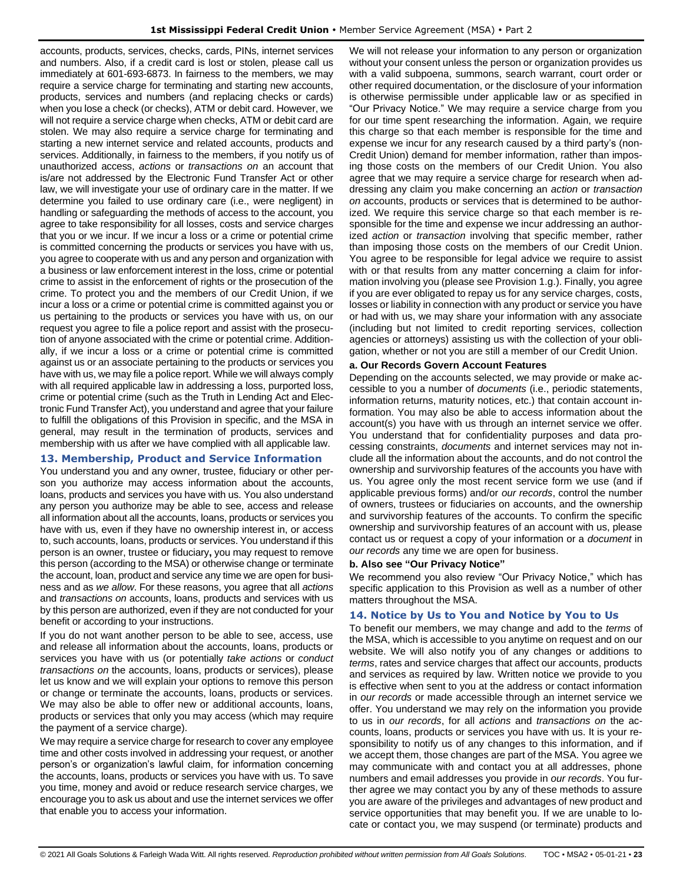accounts, products, services, checks, cards, PINs, internet services and numbers. Also, if a credit card is lost or stolen, please call us immediately at 601-693-6873. In fairness to the members, we may require a service charge for terminating and starting new accounts, products, services and numbers (and replacing checks or cards) when you lose a check (or checks), ATM or debit card. However, we will not require a service charge when checks, ATM or debit card are stolen. We may also require a service charge for terminating and starting a new internet service and related accounts, products and services. Additionally, in fairness to the members, if you notify us of unauthorized access, *actions* or *transactions on* an account that is/are not addressed by the Electronic Fund Transfer Act or other law, we will investigate your use of ordinary care in the matter. If we determine you failed to use ordinary care (i.e., were negligent) in handling or safeguarding the methods of access to the account, you agree to take responsibility for all losses, costs and service charges that you or we incur. If we incur a loss or a crime or potential crime is committed concerning the products or services you have with us, you agree to cooperate with us and any person and organization with a business or law enforcement interest in the loss, crime or potential crime to assist in the enforcement of rights or the prosecution of the crime. To protect you and the members of our Credit Union, if we incur a loss or a crime or potential crime is committed against you or us pertaining to the products or services you have with us, on our request you agree to file a police report and assist with the prosecution of anyone associated with the crime or potential crime. Additionally, if we incur a loss or a crime or potential crime is committed against us or an associate pertaining to the products or services you have with us, we may file a police report. While we will always comply with all required applicable law in addressing a loss, purported loss, crime or potential crime (such as the Truth in Lending Act and Electronic Fund Transfer Act), you understand and agree that your failure to fulfill the obligations of this Provision in specific, and the MSA in general, may result in the termination of products, services and membership with us after we have complied with all applicable law.

## 13. Membership, Product and Service Information

You understand you and any owner, trustee, fiduciary or other person you authorize may access information about the accounts, loans, products and services you have with us. You also understand any person you authorize may be able to see, access and release all information about all the accounts, loans, products or services you have with us, even if they have no ownership interest in, or access to, such accounts, loans, products or services. You understand if this person is an owner, trustee or fiduciary**,** you may request to remove this person (according to the MSA) or otherwise change or terminate the account, loan, product and service any time we are open for business and as *we allow*. For these reasons, you agree that all *actions* and *transactions on* accounts, loans, products and services with us by this person are authorized, even if they are not conducted for your benefit or according to your instructions.

If you do not want another person to be able to see, access, use and release all information about the accounts, loans, products or services you have with us (or potentially *take actions* or *conduct transactions on* the accounts, loans, products or services), please let us know and we will explain your options to remove this person or change or terminate the accounts, loans, products or services. We may also be able to offer new or additional accounts, loans, products or services that only you may access (which may require the payment of a service charge).

We may require a service charge for research to cover any employee time and other costs involved in addressing your request, or another person's or organization's lawful claim, for information concerning the accounts, loans, products or services you have with us. To save you time, money and avoid or reduce research service charges, we encourage you to ask us about and use the internet services we offer that enable you to access your information.

We will not release your information to any person or organization without your consent unless the person or organization provides us with a valid subpoena, summons, search warrant, court order or other required documentation, or the disclosure of your information is otherwise permissible under applicable law or as specified in "Our Privacy Notice." We may require a service charge from you for our time spent researching the information. Again, we require this charge so that each member is responsible for the time and expense we incur for any research caused by a third party's (non-Credit Union) demand for member information, rather than imposing those costs on the members of our Credit Union. You also agree that we may require a service charge for research when addressing any claim you make concerning an *action* or *transaction on* accounts, products or services that is determined to be authorized. We require this service charge so that each member is responsible for the time and expense we incur addressing an authorized *action* or *transaction* involving that specific member, rather than imposing those costs on the members of our Credit Union. You agree to be responsible for legal advice we require to assist with or that results from any matter concerning a claim for information involving you (please see Provision 1.g.). Finally, you agree if you are ever obligated to repay us for any service charges, costs, losses or liability in connection with any product or service you have or had with us, we may share your information with any associate (including but not limited to credit reporting services, collection agencies or attorneys) assisting us with the collection of your obligation, whether or not you are still a member of our Credit Union.

### a. Our Records Govern Account Features

Depending on the accounts selected, we may provide or make accessible to you a number of *documents* (i.e., periodic statements, information returns, maturity notices, etc.) that contain account information. You may also be able to access information about the account(s) you have with us through an internet service we offer. You understand that for confidentiality purposes and data processing constraints, *documents* and internet services may not include all the information about the accounts, and do not control the ownership and survivorship features of the accounts you have with us. You agree only the most recent service form we use (and if applicable previous forms) and/or *our records*, control the number of owners, trustees or fiduciaries on accounts, and the ownership and survivorship features of the accounts. To confirm the specific ownership and survivorship features of an account with us, please contact us or request a copy of your information or a *document* in *our records* any time we are open for business.

### b. Also see "Our Privacy Notice"

We recommend you also review "Our Privacy Notice," which has specific application to this Provision as well as a number of other matters throughout the MSA.

## 14. Notice by Us to You and Notice by You to Us

To benefit our members, we may change and add to the *terms* of the MSA, which is accessible to you anytime on request and on our website. We will also notify you of any changes or additions to *terms*, rates and service charges that affect our accounts, products and services as required by law. Written notice we provide to you is effective when sent to you at the address or contact information in *our records* or made accessible through an internet service we offer. You understand we may rely on the information you provide to us in *our records*, for all *actions* and *transactions on* the accounts, loans, products or services you have with us. It is your responsibility to notify us of any changes to this information, and if we accept them, those changes are part of the MSA. You agree we may communicate with and contact you at all addresses, phone numbers and email addresses you provide in *our records*. You further agree we may contact you by any of these methods to assure you are aware of the privileges and advantages of new product and service opportunities that may benefit you. If we are unable to locate or contact you, we may suspend (or terminate) products and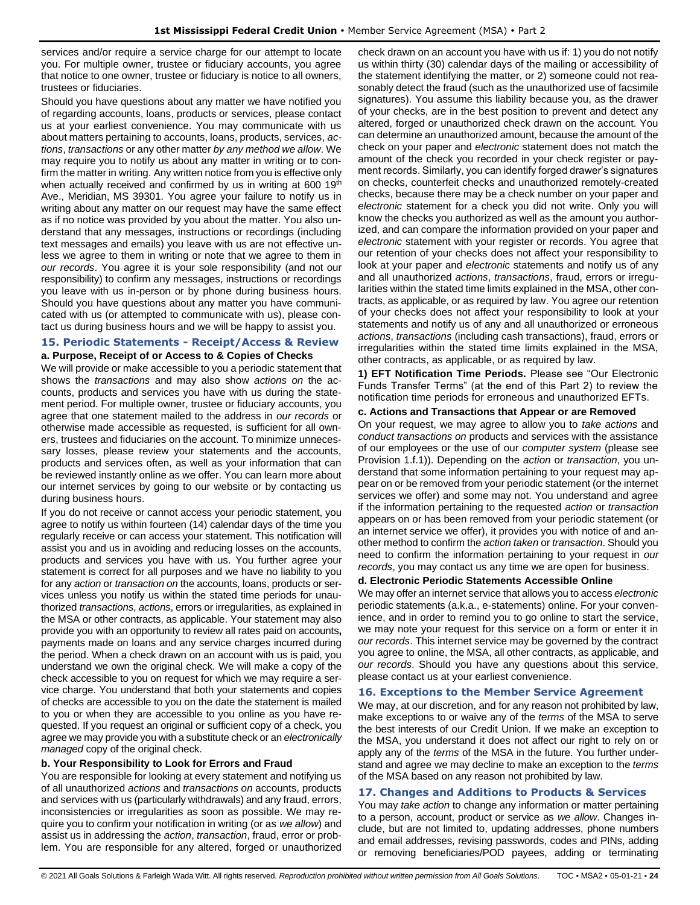services and/or require a service charge for our attempt to locate you. For multiple owner, trustee or fiduciary accounts, you agree that notice to one owner, trustee or fiduciary is notice to all owners, trustees or fiduciaries.

Should you have questions about any matter we have notified you of regarding accounts, loans, products or services, please contact us at your earliest convenience. You may communicate with us about matters pertaining to accounts, loans, products, services, *actions*, *transactions* or any other matter *by any method we allow*. We may require you to notify us about any matter in writing or to confirm the matter in writing. Any written notice from you is effective only when actually received and confirmed by us in writing at 600 19th Ave., Meridian, MS 39301. You agree your failure to notify us in writing about any matter on our request may have the same effect as if no notice was provided by you about the matter. You also understand that any messages, instructions or recordings (including text messages and emails) you leave with us are not effective unless we agree to them in writing or note that we agree to them in *our records*. You agree it is your sole responsibility (and not our responsibility) to confirm any messages, instructions or recordings you leave with us in-person or by phone during business hours. Should you have questions about any matter you have communicated with us (or attempted to communicate with us), please contact us during business hours and we will be happy to assist you.

## 15. Periodic Statements - Receipt/Access & Review

### a. Purpose, Receipt of or Access to & Copies of Checks

We will provide or make accessible to you a periodic statement that shows the *transactions* and may also show *actions on* the accounts, products and services you have with us during the statement period. For multiple owner, trustee or fiduciary accounts, you agree that one statement mailed to the address in *our records* or otherwise made accessible as requested, is sufficient for all owners, trustees and fiduciaries on the account. To minimize unnecessary losses, please review your statements and the accounts, products and services often, as well as your information that can be reviewed instantly online as we offer. You can learn more about our internet services by going to our website or by contacting us during business hours.

If you do not receive or cannot access your periodic statement, you agree to notify us within fourteen (14) calendar days of the time you regularly receive or can access your statement. This notification will assist you and us in avoiding and reducing losses on the accounts, products and services you have with us. You further agree your statement is correct for all purposes and we have no liability to you for any *action* or *transaction on* the accounts, loans, products or services unless you notify us within the stated time periods for unauthorized *transactions*, *actions*, errors or irregularities, as explained in the MSA or other contracts, as applicable. Your statement may also provide you with an opportunity to review all rates paid on accounts**,** payments made on loans and any service charges incurred during the period. When a check drawn on an account with us is paid, you understand we own the original check. We will make a copy of the check accessible to you on request for which we may require a service charge. You understand that both your statements and copies of checks are accessible to you on the date the statement is mailed to you or when they are accessible to you online as you have requested. If you request an original or sufficient copy of a check, you agree we may provide you with a substitute check or an *electronically managed* copy of the original check.

### b. Your Responsibility to Look for Errors and Fraud

You are responsible for looking at every statement and notifying us of all unauthorized *actions* and *transactions on* accounts, products and services with us (particularly withdrawals) and any fraud, errors, inconsistencies or irregularities as soon as possible. We may require you to confirm your notification in writing (or as *we allow*) and assist us in addressing the *action*, *transaction*, fraud, error or problem. You are responsible for any altered, forged or unauthorized check drawn on an account you have with us if: 1) you do not notify us within thirty (30) calendar days of the mailing or accessibility of the statement identifying the matter, or 2) someone could not reasonably detect the fraud (such as the unauthorized use of facsimile signatures). You assume this liability because you, as the drawer of your checks, are in the best position to prevent and detect any altered, forged or unauthorized check drawn on the account. You can determine an unauthorized amount, because the amount of the check on your paper and *electronic* statement does not match the amount of the check you recorded in your check register or payment records. Similarly, you can identify forged drawer's signatures on checks, counterfeit checks and unauthorized remotely-created checks, because there may be a check number on your paper and *electronic* statement for a check you did not write. Only you will know the checks you authorized as well as the amount you authorized, and can compare the information provided on your paper and *electronic* statement with your register or records. You agree that our retention of your checks does not affect your responsibility to look at your paper and *electronic* statements and notify us of any and all unauthorized *actions*, *transactions*, fraud, errors or irregularities within the stated time limits explained in the MSA, other contracts, as applicable, or as required by law. You agree our retention of your checks does not affect your responsibility to look at your statements and notify us of any and all unauthorized or erroneous *actions*, *transactions* (including cash transactions), fraud, errors or irregularities within the stated time limits explained in the MSA, other contracts, as applicable, or as required by law.

**1) EFT Notification Time Periods.** Please see "Our Electronic Funds Transfer Terms" (at the end of this Part 2) to review the notification time periods for erroneous and unauthorized EFTs.

### c. Actions and Transactions that Appear or are Removed

On your request, we may agree to allow you to *take actions* and *conduct transactions on* products and services with the assistance of our employees or the use of our *computer system* (please see Provision 1.f.1)). Depending on the *action* or *transaction*, you understand that some information pertaining to your request may appear on or be removed from your periodic statement (or the internet services we offer) and some may not. You understand and agree if the information pertaining to the requested *action* or *transaction* appears on or has been removed from your periodic statement (or an internet service we offer), it provides you with notice of and another method to confirm the *action taken* or *transaction*. Should you need to confirm the information pertaining to your request in *our records*, you may contact us any time we are open for business.

### d. Electronic Periodic Statements Accessible Online

We may offer an internet service that allows you to access *electronic* periodic statements (a.k.a., e-statements) online. For your convenience, and in order to remind you to go online to start the service, we may note your request for this service on a form or enter it in *our records*. This internet service may be governed by the contract you agree to online, the MSA, all other contracts, as applicable, and *our records*. Should you have any questions about this service, please contact us at your earliest convenience.

## 16. Exceptions to the Member Service Agreement

We may, at our discretion, and for any reason not prohibited by law, make exceptions to or waive any of the *terms* of the MSA to serve the best interests of our Credit Union. If we make an exception to the MSA, you understand it does not affect our right to rely on or apply any of the *terms* of the MSA in the future. You further understand and agree we may decline to make an exception to the *terms* of the MSA based on any reason not prohibited by law.

## 17. Changes and Additions to Products & Services

You may *take action* to change any information or matter pertaining to a person, account, product or service as *we allow*. Changes include, but are not limited to, updating addresses, phone numbers and email addresses, revising passwords, codes and PINs, adding or removing beneficiaries/POD payees, adding or terminating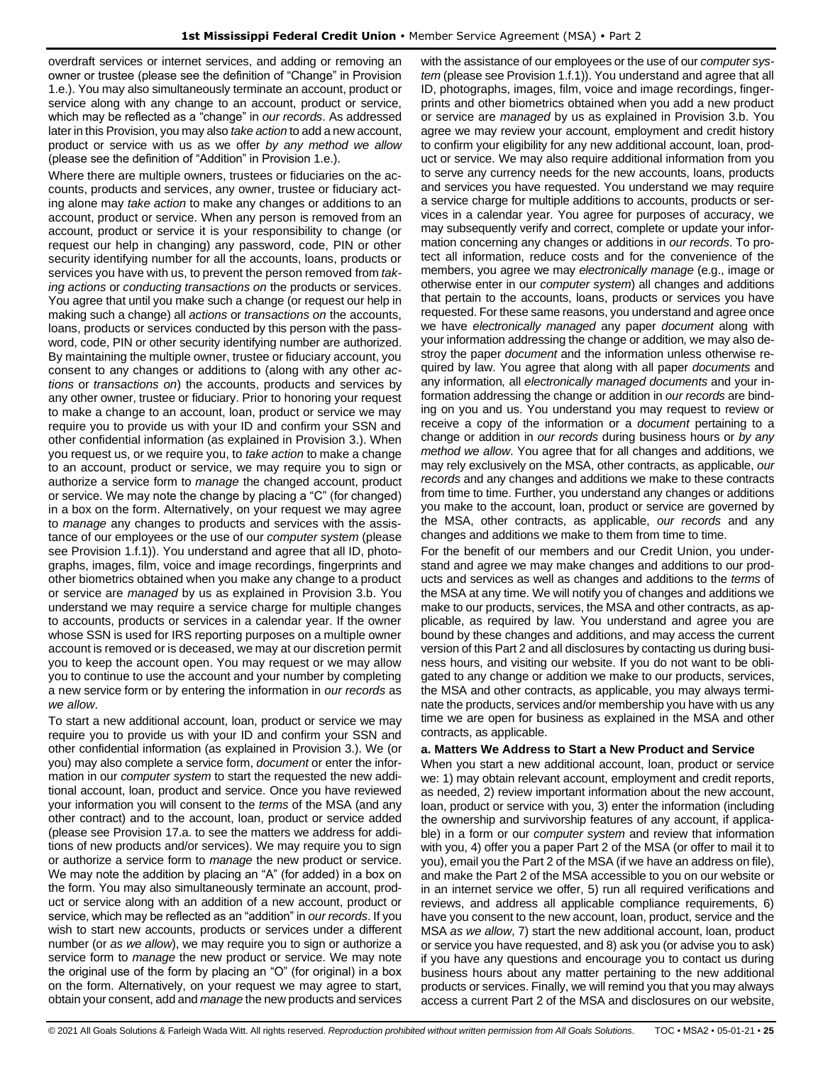overdraft services or internet services, and adding or removing an owner or trustee (please see the definition of "Change" in Provision 1.e.). You may also simultaneously terminate an account, product or service along with any change to an account, product or service, which may be reflected as a "change" in *our records*. As addressed later in this Provision, you may also *take action* to add a new account, product or service with us as we offer *by any method we allow* (please see the definition of "Addition" in Provision 1.e.).

Where there are multiple owners, trustees or fiduciaries on the accounts, products and services, any owner, trustee or fiduciary acting alone may *take action* to make any changes or additions to an account, product or service. When any person is removed from an account, product or service it is your responsibility to change (or request our help in changing) any password, code, PIN or other security identifying number for all the accounts, loans, products or services you have with us, to prevent the person removed from *taking actions* or *conducting transactions on* the products or services. You agree that until you make such a change (or request our help in making such a change) all *actions* or *transactions on* the accounts, loans, products or services conducted by this person with the password, code, PIN or other security identifying number are authorized. By maintaining the multiple owner, trustee or fiduciary account, you consent to any changes or additions to (along with any other *actions* or *transactions on*) the accounts, products and services by any other owner, trustee or fiduciary. Prior to honoring your request to make a change to an account, loan, product or service we may require you to provide us with your ID and confirm your SSN and other confidential information (as explained in Provision 3.). When you request us, or we require you, to *take action* to make a change to an account, product or service, we may require you to sign or authorize a service form to *manage* the changed account, product or service. We may note the change by placing a "C" (for changed) in a box on the form. Alternatively, on your request we may agree to *manage* any changes to products and services with the assistance of our employees or the use of our *computer system* (please see Provision 1.f.1)). You understand and agree that all ID, photographs, images, film, voice and image recordings, fingerprints and other biometrics obtained when you make any change to a product or service are *managed* by us as explained in Provision 3.b. You understand we may require a service charge for multiple changes to accounts, products or services in a calendar year. If the owner whose SSN is used for IRS reporting purposes on a multiple owner account is removed or is deceased, we may at our discretion permit you to keep the account open. You may request or we may allow you to continue to use the account and your number by completing a new service form or by entering the information in *our records* as *we allow*.

To start a new additional account, loan, product or service we may require you to provide us with your ID and confirm your SSN and other confidential information (as explained in Provision 3.). We (or you) may also complete a service form, *document* or enter the information in our *computer system* to start the requested the new additional account, loan, product and service. Once you have reviewed your information you will consent to the *terms* of the MSA (and any other contract) and to the account, loan, product or service added (please see Provision 17.a. to see the matters we address for additions of new products and/or services). We may require you to sign or authorize a service form to *manage* the new product or service. We may note the addition by placing an "A" (for added) in a box on the form. You may also simultaneously terminate an account, product or service along with an addition of a new account, product or service, which may be reflected as an "addition" in *our records*. If you wish to start new accounts, products or services under a different number (or *as we allow*), we may require you to sign or authorize a service form to *manage* the new product or service. We may note the original use of the form by placing an "O" (for original) in a box on the form. Alternatively, on your request we may agree to start, obtain your consent, add and *manage* the new products and services with the assistance of our employees or the use of our *computer system* (please see Provision 1.f.1)). You understand and agree that all ID, photographs, images, film, voice and image recordings, fingerprints and other biometrics obtained when you add a new product or service are *managed* by us as explained in Provision 3.b. You agree we may review your account, employment and credit history to confirm your eligibility for any new additional account, loan, product or service. We may also require additional information from you to serve any currency needs for the new accounts, loans, products and services you have requested. You understand we may require a service charge for multiple additions to accounts, products or services in a calendar year. You agree for purposes of accuracy, we may subsequently verify and correct, complete or update your information concerning any changes or additions in *our records*. To protect all information, reduce costs and for the convenience of the members, you agree we may *electronically manage* (e.g., image or otherwise enter in our *computer system*) all changes and additions that pertain to the accounts, loans, products or services you have requested. For these same reasons, you understand and agree once we have *electronically managed* any paper *document* along with your information addressing the change or addition*,* we may also destroy the paper *document* and the information unless otherwise required by law. You agree that along with all paper *documents* and any information*,* all *electronically managed documents* and your information addressing the change or addition in *our records* are binding on you and us. You understand you may request to review or receive a copy of the information or a *document* pertaining to a change or addition in *our records* during business hours or *by any method we allow*. You agree that for all changes and additions, we may rely exclusively on the MSA, other contracts, as applicable, *our records* and any changes and additions we make to these contracts from time to time. Further, you understand any changes or additions you make to the account, loan, product or service are governed by the MSA, other contracts, as applicable, *our records* and any changes and additions we make to them from time to time.

For the benefit of our members and our Credit Union, you understand and agree we may make changes and additions to our products and services as well as changes and additions to the *terms* of the MSA at any time. We will notify you of changes and additions we make to our products, services, the MSA and other contracts, as applicable, as required by law. You understand and agree you are bound by these changes and additions, and may access the current version of this Part 2 and all disclosures by contacting us during business hours, and visiting our website. If you do not want to be obligated to any change or addition we make to our products, services, the MSA and other contracts, as applicable, you may always terminate the products, services and/or membership you have with us any time we are open for business as explained in the MSA and other contracts, as applicable.

**a. Matters We Address to Start a New Product and Service**

When you start a new additional account, loan, product or service we: 1) may obtain relevant account, employment and credit reports, as needed, 2) review important information about the new account, loan, product or service with you, 3) enter the information (including the ownership and survivorship features of any account, if applicable) in a form or our *computer system* and review that information with you, 4) offer you a paper Part 2 of the MSA (or offer to mail it to you), email you the Part 2 of the MSA (if we have an address on file), and make the Part 2 of the MSA accessible to you on our website or in an internet service we offer, 5) run all required verifications and reviews, and address all applicable compliance requirements, 6) have you consent to the new account, loan, product, service and the MSA *as we allow*, 7) start the new additional account, loan, product or service you have requested, and 8) ask you (or advise you to ask) if you have any questions and encourage you to contact us during business hours about any matter pertaining to the new additional products or services. Finally, we will remind you that you may always access a current Part 2 of the MSA and disclosures on our website,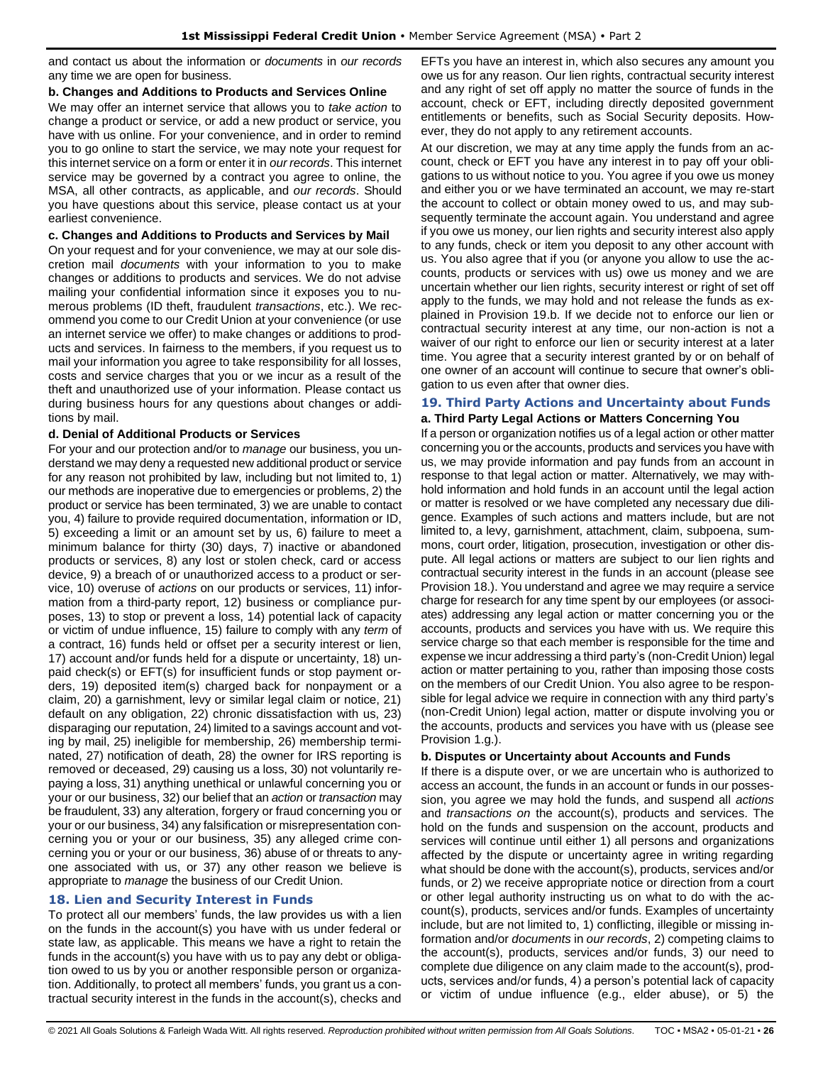and contact us about the information or *documents* in *our records* any time we are open for business.

**b. Changes and Additions to Products and Services Online**

We may offer an internet service that allows you to *take action* to change a product or service, or add a new product or service, you have with us online. For your convenience, and in order to remind you to go online to start the service, we may note your request for this internet service on a form or enter it in *our records*. This internet service may be governed by a contract you agree to online, the MSA, all other contracts, as applicable, and *our records*. Should you have questions about this service, please contact us at your earliest convenience.

**c. Changes and Additions to Products and Services by Mail**

On your request and for your convenience, we may at our sole discretion mail *documents* with your information to you to make changes or additions to products and services. We do not advise mailing your confidential information since it exposes you to numerous problems (ID theft, fraudulent *transactions*, etc.). We recommend you come to our Credit Union at your convenience (or use an internet service we offer) to make changes or additions to products and services. In fairness to the members, if you request us to mail your information you agree to take responsibility for all losses, costs and service charges that you or we incur as a result of the theft and unauthorized use of your information. Please contact us during business hours for any questions about changes or additions by mail.

**d. Denial of Additional Products or Services**

For your and our protection and/or to *manage* our business, you understand we may deny a requested new additional product or service for any reason not prohibited by law, including but not limited to, 1) our methods are inoperative due to emergencies or problems, 2) the product or service has been terminated, 3) we are unable to contact you, 4) failure to provide required documentation, information or ID, 5) exceeding a limit or an amount set by us, 6) failure to meet a minimum balance for thirty (30) days, 7) inactive or abandoned products or services, 8) any lost or stolen check, card or access device, 9) a breach of or unauthorized access to a product or service, 10) overuse of *actions* on our products or services, 11) information from a third-party report, 12) business or compliance purposes, 13) to stop or prevent a loss, 14) potential lack of capacity or victim of undue influence, 15) failure to comply with any *term* of a contract, 16) funds held or offset per a security interest or lien, 17) account and/or funds held for a dispute or uncertainty, 18) unpaid check(s) or EFT(s) for insufficient funds or stop payment orders, 19) deposited item(s) charged back for nonpayment or a claim, 20) a garnishment, levy or similar legal claim or notice, 21) default on any obligation, 22) chronic dissatisfaction with us, 23) disparaging our reputation, 24) limited to a savings account and voting by mail, 25) ineligible for membership, 26) membership terminated, 27) notification of death, 28) the owner for IRS reporting is removed or deceased, 29) causing us a loss, 30) not voluntarily repaying a loss, 31) anything unethical or unlawful concerning you or your or our business, 32) our belief that an *action* or *transaction* may be fraudulent, 33) any alteration, forgery or fraud concerning you or your or our business, 34) any falsification or misrepresentation concerning you or your or our business, 35) any alleged crime concerning you or your or our business, 36) abuse of or threats to anyone associated with us, or 37) any other reason we believe is appropriate to *manage* the business of our Credit Union.

## 18. Lien and Security Interest in Funds

To protect all our members' funds, the law provides us with a lien on the funds in the account(s) you have with us under federal or state law, as applicable. This means we have a right to retain the funds in the account(s) you have with us to pay any debt or obligation owed to us by you or another responsible person or organization. Additionally, to protect all members' funds, you grant us a contractual security interest in the funds in the account(s), checks and EFTs you have an interest in, which also secures any amount you owe us for any reason. Our lien rights, contractual security interest and any right of set off apply no matter the source of funds in the account, check or EFT, including directly deposited government entitlements or benefits, such as Social Security deposits. However, they do not apply to any retirement accounts.

At our discretion, we may at any time apply the funds from an account, check or EFT you have any interest in to pay off your obligations to us without notice to you. You agree if you owe us money and either you or we have terminated an account, we may re-start the account to collect or obtain money owed to us, and may subsequently terminate the account again. You understand and agree if you owe us money, our lien rights and security interest also apply to any funds, check or item you deposit to any other account with us. You also agree that if you (or anyone you allow to use the accounts, products or services with us) owe us money and we are uncertain whether our lien rights, security interest or right of set off apply to the funds, we may hold and not release the funds as explained in Provision 19.b. If we decide not to enforce our lien or contractual security interest at any time, our non-action is not a waiver of our right to enforce our lien or security interest at a later time. You agree that a security interest granted by or on behalf of one owner of an account will continue to secure that owner's obligation to us even after that owner dies.

## 19. Third Party Actions and Uncertainty about Funds

**a. Third Party Legal Actions or Matters Concerning You**

If a person or organization notifies us of a legal action or other matter concerning you or the accounts, products and services you have with us, we may provide information and pay funds from an account in response to that legal action or matter. Alternatively, we may withhold information and hold funds in an account until the legal action or matter is resolved or we have completed any necessary due diligence. Examples of such actions and matters include, but are not limited to, a levy, garnishment, attachment, claim, subpoena, summons, court order, litigation, prosecution, investigation or other dispute. All legal actions or matters are subject to our lien rights and contractual security interest in the funds in an account (please see Provision 18.). You understand and agree we may require a service charge for research for any time spent by our employees (or associates) addressing any legal action or matter concerning you or the accounts, products and services you have with us. We require this service charge so that each member is responsible for the time and expense we incur addressing a third party's (non-Credit Union) legal action or matter pertaining to you, rather than imposing those costs on the members of our Credit Union. You also agree to be responsible for legal advice we require in connection with any third party's (non-Credit Union) legal action, matter or dispute involving you or the accounts, products and services you have with us (please see Provision 1.g.).

**b. Disputes or Uncertainty about Accounts and Funds**

If there is a dispute over, or we are uncertain who is authorized to access an account, the funds in an account or funds in our possession, you agree we may hold the funds, and suspend all *actions* and *transactions on* the account(s), products and services. The hold on the funds and suspension on the account, products and services will continue until either 1) all persons and organizations affected by the dispute or uncertainty agree in writing regarding what should be done with the account(s), products, services and/or funds, or 2) we receive appropriate notice or direction from a court or other legal authority instructing us on what to do with the account(s), products, services and/or funds. Examples of uncertainty include, but are not limited to, 1) conflicting, illegible or missing information and/or *documents* in *our records*, 2) competing claims to the account(s), products, services and/or funds, 3) our need to complete due diligence on any claim made to the account(s), products, services and/or funds, 4) a person's potential lack of capacity or victim of undue influence (e.g., elder abuse), or 5) the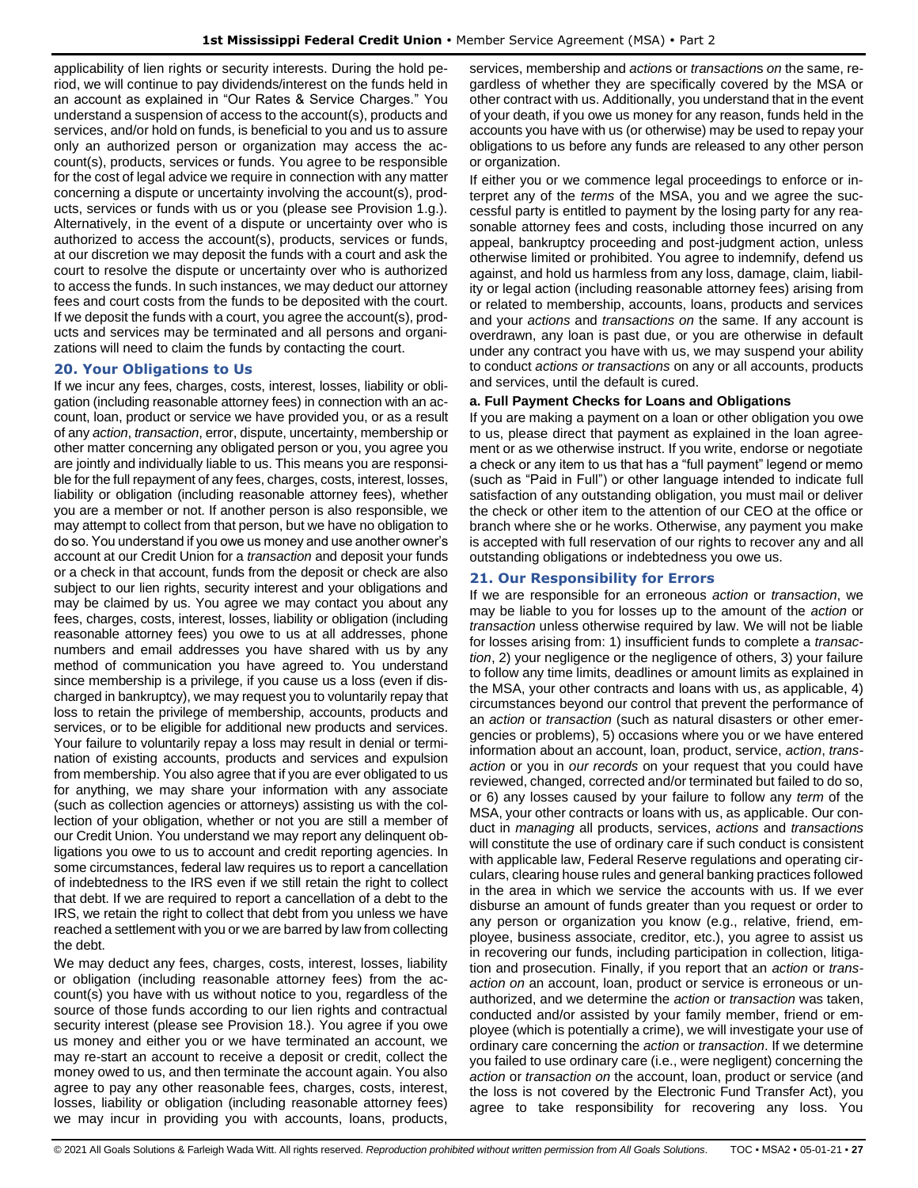applicability of lien rights or security interests. During the hold period, we will continue to pay dividends/interest on the funds held in an account as explained in "Our Rates & Service Charges." You understand a suspension of access to the account(s), products and services, and/or hold on funds, is beneficial to you and us to assure only an authorized person or organization may access the account(s), products, services or funds. You agree to be responsible for the cost of legal advice we require in connection with any matter concerning a dispute or uncertainty involving the account(s), products, services or funds with us or you (please see Provision 1.g.). Alternatively, in the event of a dispute or uncertainty over who is authorized to access the account(s), products, services or funds, at our discretion we may deposit the funds with a court and ask the court to resolve the dispute or uncertainty over who is authorized to access the funds. In such instances, we may deduct our attorney fees and court costs from the funds to be deposited with the court. If we deposit the funds with a court, you agree the account(s), products and services may be terminated and all persons and organizations will need to claim the funds by contacting the court.

## 20. Your Obligations to Us

If we incur any fees, charges, costs, interest, losses, liability or obligation (including reasonable attorney fees) in connection with an account, loan, product or service we have provided you, or as a result of any *action*, *transaction*, error, dispute, uncertainty, membership or other matter concerning any obligated person or you, you agree you are jointly and individually liable to us. This means you are responsible for the full repayment of any fees, charges, costs, interest, losses, liability or obligation (including reasonable attorney fees), whether you are a member or not. If another person is also responsible, we may attempt to collect from that person, but we have no obligation to do so. You understand if you owe us money and use another owner's account at our Credit Union for a *transaction* and deposit your funds or a check in that account, funds from the deposit or check are also subject to our lien rights, security interest and your obligations and may be claimed by us. You agree we may contact you about any fees, charges, costs, interest, losses, liability or obligation (including reasonable attorney fees) you owe to us at all addresses, phone numbers and email addresses you have shared with us by any method of communication you have agreed to. You understand since membership is a privilege, if you cause us a loss (even if discharged in bankruptcy), we may request you to voluntarily repay that loss to retain the privilege of membership, accounts, products and services, or to be eligible for additional new products and services. Your failure to voluntarily repay a loss may result in denial or termination of existing accounts, products and services and expulsion from membership. You also agree that if you are ever obligated to us for anything, we may share your information with any associate (such as collection agencies or attorneys) assisting us with the collection of your obligation, whether or not you are still a member of our Credit Union. You understand we may report any delinquent obligations you owe to us to account and credit reporting agencies. In some circumstances, federal law requires us to report a cancellation of indebtedness to the IRS even if we still retain the right to collect that debt. If we are required to report a cancellation of a debt to the IRS, we retain the right to collect that debt from you unless we have reached a settlement with you or we are barred by law from collecting the debt.

We may deduct any fees, charges, costs, interest, losses, liability or obligation (including reasonable attorney fees) from the account(s) you have with us without notice to you, regardless of the source of those funds according to our lien rights and contractual security interest (please see Provision 18.). You agree if you owe us money and either you or we have terminated an account, we may re-start an account to receive a deposit or credit, collect the money owed to us, and then terminate the account again. You also agree to pay any other reasonable fees, charges, costs, interest, losses, liability or obligation (including reasonable attorney fees) we may incur in providing you with accounts, loans, products, services, membership and *action*s or *transaction*s *on* the same, regardless of whether they are specifically covered by the MSA or other contract with us. Additionally, you understand that in the event of your death, if you owe us money for any reason, funds held in the accounts you have with us (or otherwise) may be used to repay your obligations to us before any funds are released to any other person or organization.

If either you or we commence legal proceedings to enforce or interpret any of the *terms* of the MSA, you and we agree the successful party is entitled to payment by the losing party for any reasonable attorney fees and costs, including those incurred on any appeal, bankruptcy proceeding and post-judgment action, unless otherwise limited or prohibited. You agree to indemnify, defend us against, and hold us harmless from any loss, damage, claim, liability or legal action (including reasonable attorney fees) arising from or related to membership, accounts, loans, products and services and your *actions* and *transactions on* the same. If any account is overdrawn, any loan is past due, or you are otherwise in default under any contract you have with us, we may suspend your ability to conduct *actions or transactions* on any or all accounts, products and services, until the default is cured.

### a. Full Payment Checks for Loans and Obligations

If you are making a payment on a loan or other obligation you owe to us, please direct that payment as explained in the loan agreement or as we otherwise instruct. If you write, endorse or negotiate a check or any item to us that has a "full payment" legend or memo (such as "Paid in Full") or other language intended to indicate full satisfaction of any outstanding obligation, you must mail or deliver the check or other item to the attention of our CEO at the office or branch where she or he works. Otherwise, any payment you make is accepted with full reservation of our rights to recover any and all outstanding obligations or indebtedness you owe us.

## 21. Our Responsibility for Errors

If we are responsible for an erroneous *action* or *transaction*, we may be liable to you for losses up to the amount of the *action* or *transaction* unless otherwise required by law. We will not be liable for losses arising from: 1) insufficient funds to complete a *transaction*, 2) your negligence or the negligence of others, 3) your failure to follow any time limits, deadlines or amount limits as explained in the MSA, your other contracts and loans with us, as applicable, 4) circumstances beyond our control that prevent the performance of an *action* or *transaction* (such as natural disasters or other emergencies or problems), 5) occasions where you or we have entered information about an account, loan, product, service, *action*, *transaction* or you in *our records* on your request that you could have reviewed, changed, corrected and/or terminated but failed to do so, or 6) any losses caused by your failure to follow any *term* of the MSA, your other contracts or loans with us, as applicable. Our conduct in *managing* all products, services, *actions* and *transactions* will constitute the use of ordinary care if such conduct is consistent with applicable law, Federal Reserve regulations and operating circulars, clearing house rules and general banking practices followed in the area in which we service the accounts with us. If we ever disburse an amount of funds greater than you request or order to any person or organization you know (e.g., relative, friend, employee, business associate, creditor, etc.), you agree to assist us in recovering our funds, including participation in collection, litigation and prosecution. Finally, if you report that an *action* or *transaction on* an account, loan, product or service is erroneous or unauthorized, and we determine the *action* or *transaction* was taken, conducted and/or assisted by your family member, friend or employee (which is potentially a crime), we will investigate your use of ordinary care concerning the *action* or *transaction*. If we determine you failed to use ordinary care (i.e., were negligent) concerning the *action* or *transaction on* the account, loan, product or service (and the loss is not covered by the Electronic Fund Transfer Act), you agree to take responsibility for recovering any loss. You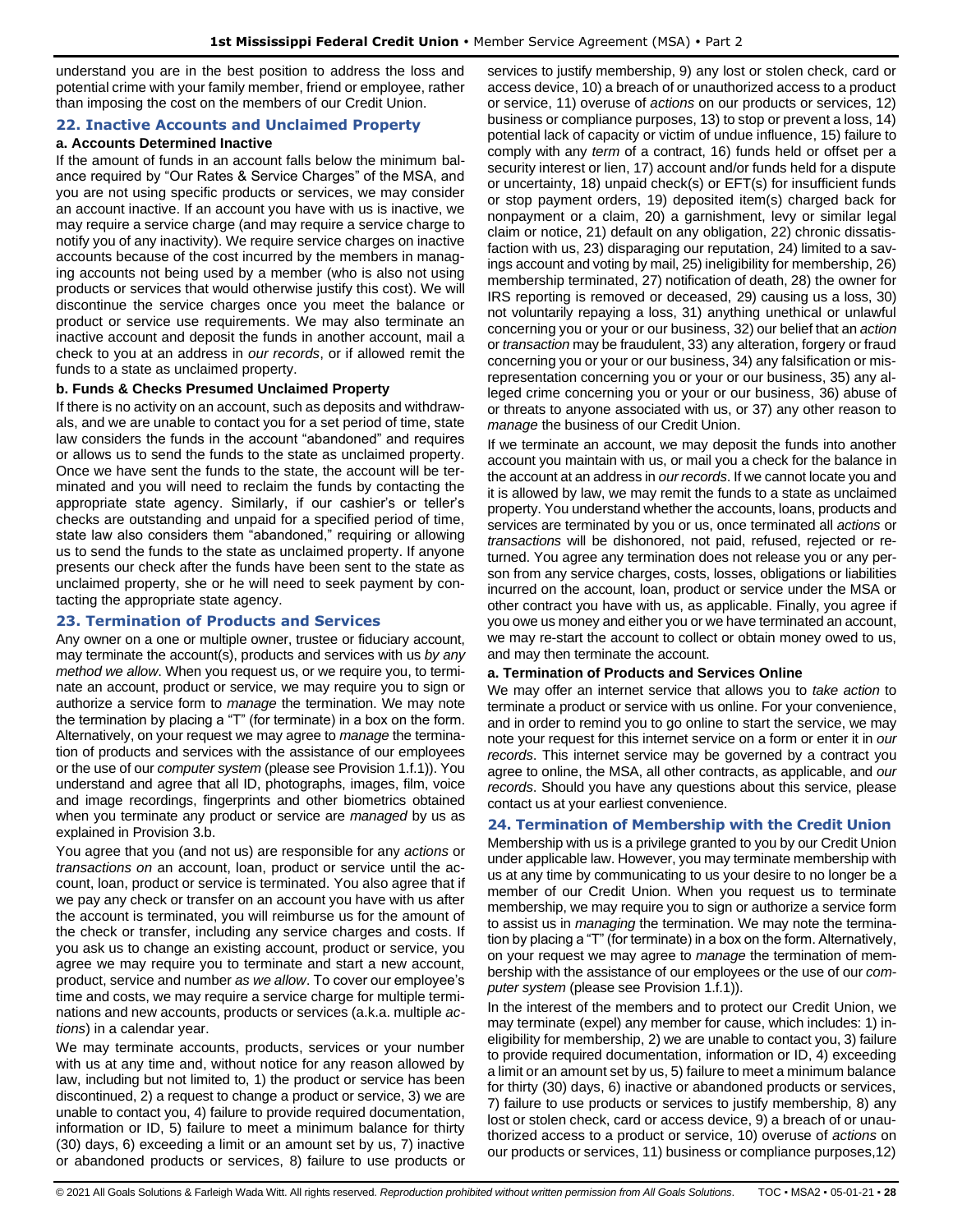understand you are in the best position to address the loss and potential crime with your family member, friend or employee, rather than imposing the cost on the members of our Credit Union.

## 22. Inactive Accounts and Unclaimed Property

### a. Accounts Determined Inactive

If the amount of funds in an account falls below the minimum balance required by "Our Rates & Service Charges" of the MSA, and you are not using specific products or services, we may consider an account inactive. If an account you have with us is inactive, we may require a service charge (and may require a service charge to notify you of any inactivity). We require service charges on inactive accounts because of the cost incurred by the members in managing accounts not being used by a member (who is also not using products or services that would otherwise justify this cost). We will discontinue the service charges once you meet the balance or product or service use requirements. We may also terminate an inactive account and deposit the funds in another account, mail a check to you at an address in *our records*, or if allowed remit the funds to a state as unclaimed property.

### b. Funds & Checks Presumed Unclaimed Property

If there is no activity on an account, such as deposits and withdrawals, and we are unable to contact you for a set period of time, state law considers the funds in the account "abandoned" and requires or allows us to send the funds to the state as unclaimed property. Once we have sent the funds to the state, the account will be terminated and you will need to reclaim the funds by contacting the appropriate state agency. Similarly, if our cashier's or teller's checks are outstanding and unpaid for a specified period of time, state law also considers them "abandoned," requiring or allowing us to send the funds to the state as unclaimed property. If anyone presents our check after the funds have been sent to the state as unclaimed property, she or he will need to seek payment by contacting the appropriate state agency.

## 23. Termination of Products and Services

Any owner on a one or multiple owner, trustee or fiduciary account, may terminate the account(s), products and services with us *by any method we allow*. When you request us, or we require you, to terminate an account, product or service, we may require you to sign or authorize a service form to *manage* the termination. We may note the termination by placing a "T" (for terminate) in a box on the form. Alternatively, on your request we may agree to *manage* the termination of products and services with the assistance of our employees or the use of our *computer system* (please see Provision 1.f.1)). You understand and agree that all ID, photographs, images, film, voice and image recordings, fingerprints and other biometrics obtained when you terminate any product or service are *managed* by us as explained in Provision 3.b.

You agree that you (and not us) are responsible for any *actions* or *transactions on* an account, loan, product or service until the account, loan, product or service is terminated. You also agree that if we pay any check or transfer on an account you have with us after the account is terminated, you will reimburse us for the amount of the check or transfer, including any service charges and costs. If you ask us to change an existing account, product or service, you agree we may require you to terminate and start a new account, product, service and number *as we allow*. To cover our employee's time and costs, we may require a service charge for multiple terminations and new accounts, products or services (a.k.a. multiple *actions*) in a calendar year.

We may terminate accounts, products, services or your number with us at any time and, without notice for any reason allowed by law, including but not limited to, 1) the product or service has been discontinued, 2) a request to change a product or service, 3) we are unable to contact you, 4) failure to provide required documentation, information or ID, 5) failure to meet a minimum balance for thirty (30) days, 6) exceeding a limit or an amount set by us, 7) inactive or abandoned products or services, 8) failure to use products or services to justify membership, 9) any lost or stolen check, card or access device, 10) a breach of or unauthorized access to a product or service, 11) overuse of *actions* on our products or services, 12) business or compliance purposes, 13) to stop or prevent a loss, 14) potential lack of capacity or victim of undue influence, 15) failure to comply with any *term* of a contract, 16) funds held or offset per a security interest or lien, 17) account and/or funds held for a dispute or uncertainty, 18) unpaid check(s) or EFT(s) for insufficient funds or stop payment orders, 19) deposited item(s) charged back for nonpayment or a claim, 20) a garnishment, levy or similar legal claim or notice, 21) default on any obligation, 22) chronic dissatisfaction with us, 23) disparaging our reputation, 24) limited to a savings account and voting by mail, 25) ineligibility for membership, 26) membership terminated, 27) notification of death, 28) the owner for IRS reporting is removed or deceased, 29) causing us a loss, 30) not voluntarily repaying a loss, 31) anything unethical or unlawful concerning you or your or our business, 32) our belief that an *action* or *transaction* may be fraudulent, 33) any alteration, forgery or fraud concerning you or your or our business, 34) any falsification or misrepresentation concerning you or your or our business, 35) any alleged crime concerning you or your or our business, 36) abuse of or threats to anyone associated with us, or 37) any other reason to *manage* the business of our Credit Union.

If we terminate an account, we may deposit the funds into another account you maintain with us, or mail you a check for the balance in the account at an address in *our records*. If we cannot locate you and it is allowed by law, we may remit the funds to a state as unclaimed property. You understand whether the accounts, loans, products and services are terminated by you or us, once terminated all *actions* or *transactions* will be dishonored, not paid, refused, rejected or returned. You agree any termination does not release you or any person from any service charges, costs, losses, obligations or liabilities incurred on the account, loan, product or service under the MSA or other contract you have with us, as applicable. Finally, you agree if you owe us money and either you or we have terminated an account, we may re-start the account to collect or obtain money owed to us, and may then terminate the account.

### a. Termination of Products and Services Online

We may offer an internet service that allows you to *take action* to terminate a product or service with us online. For your convenience, and in order to remind you to go online to start the service, we may note your request for this internet service on a form or enter it in *our records*. This internet service may be governed by a contract you agree to online, the MSA, all other contracts, as applicable, and *our records*. Should you have any questions about this service, please contact us at your earliest convenience.

## 24. Termination of Membership with the Credit Union

Membership with us is a privilege granted to you by our Credit Union under applicable law. However, you may terminate membership with us at any time by communicating to us your desire to no longer be a member of our Credit Union. When you request us to terminate membership, we may require you to sign or authorize a service form to assist us in *managing* the termination. We may note the termination by placing a "T" (for terminate) in a box on the form. Alternatively, on your request we may agree to *manage* the termination of membership with the assistance of our employees or the use of our *computer system* (please see Provision 1.f.1)).

In the interest of the members and to protect our Credit Union, we may terminate (expel) any member for cause, which includes: 1) ineligibility for membership, 2) we are unable to contact you, 3) failure to provide required documentation, information or ID, 4) exceeding a limit or an amount set by us, 5) failure to meet a minimum balance for thirty (30) days, 6) inactive or abandoned products or services, 7) failure to use products or services to justify membership, 8) any lost or stolen check, card or access device, 9) a breach of or unauthorized access to a product or service, 10) overuse of *actions* on our products or services, 11) business or compliance purposes,12)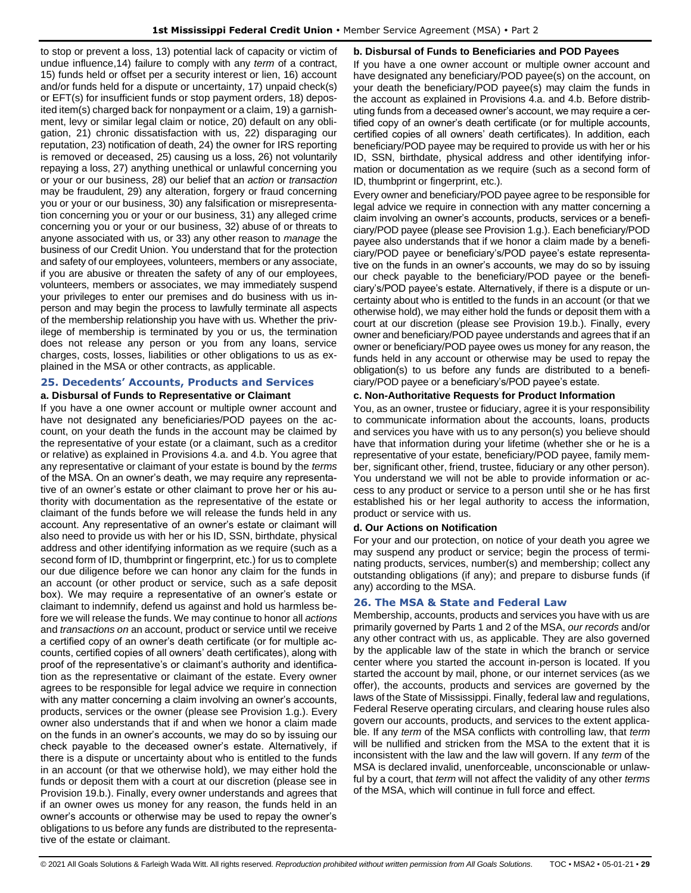to stop or prevent a loss, 13) potential lack of capacity or victim of undue influence,14) failure to comply with any *term* of a contract, 15) funds held or offset per a security interest or lien, 16) account and/or funds held for a dispute or uncertainty, 17) unpaid check(s) or EFT(s) for insufficient funds or stop payment orders, 18) deposited item(s) charged back for nonpayment or a claim, 19) a garnishment, levy or similar legal claim or notice, 20) default on any obligation, 21) chronic dissatisfaction with us, 22) disparaging our reputation, 23) notification of death, 24) the owner for IRS reporting is removed or deceased, 25) causing us a loss, 26) not voluntarily repaying a loss, 27) anything unethical or unlawful concerning you or your or our business, 28) our belief that an *action* or *transaction* may be fraudulent, 29) any alteration, forgery or fraud concerning you or your or our business, 30) any falsification or misrepresentation concerning you or your or our business, 31) any alleged crime concerning you or your or our business, 32) abuse of or threats to anyone associated with us, or 33) any other reason to *manage* the business of our Credit Union. You understand that for the protection and safety of our employees, volunteers, members or any associate, if you are abusive or threaten the safety of any of our employees, volunteers, members or associates, we may immediately suspend your privileges to enter our premises and do business with us in-person and may begin the process to lawfully terminate all aspects of the membership relationship you have with us. Whether the privilege of membership is terminated by you or us, the termination does not release any person or you from any loans, service charges, costs, losses, liabilities or other obligations to us as explained in the MSA or other contracts, as applicable.

## 25. Decedents' Accounts, Products and Services

### a. Disbursal of Funds to Representative or Claimant

If you have a one owner account or multiple owner account and have not designated any beneficiaries/POD payees on the account, on your death the funds in the account may be claimed by the representative of your estate (or a claimant, such as a creditor or relative) as explained in Provisions 4.a. and 4.b. You agree that any representative or claimant of your estate is bound by the *terms* of the MSA. On an owner's death, we may require any representative of an owner's estate or other claimant to prove her or his authority with documentation as the representative of the estate or claimant of the funds before we will release the funds held in any account. Any representative of an owner's estate or claimant will also need to provide us with her or his ID, SSN, birthdate, physical address and other identifying information as we require (such as a second form of ID, thumbprint or fingerprint, etc.) for us to complete our due diligence before we can honor any claim for the funds in an account (or other product or service, such as a safe deposit box). We may require a representative of an owner's estate or claimant to indemnify, defend us against and hold us harmless before we will release the funds. We may continue to honor all *actions* and *transactions on* an account, product or service until we receive a certified copy of an owner's death certificate (or for multiple accounts, certified copies of all owners' death certificates), along with proof of the representative's or claimant's authority and identification as the representative or claimant of the estate. Every owner agrees to be responsible for legal advice we require in connection with any matter concerning a claim involving an owner's accounts, products, services or the owner (please see Provision 1.g.). Every owner also understands that if and when we honor a claim made on the funds in an owner's accounts, we may do so by issuing our check payable to the deceased owner's estate. Alternatively, if there is a dispute or uncertainty about who is entitled to the funds in an account (or that we otherwise hold), we may either hold the funds or deposit them with a court at our discretion (please see in Provision 19.b.). Finally, every owner understands and agrees that if an owner owes us money for any reason, the funds held in an owner's accounts or otherwise may be used to repay the owner's obligations to us before any funds are distributed to the representative of the estate or claimant.

### b. Disbursal of Funds to Beneficiaries and POD Payees

If you have a one owner account or multiple owner account and have designated any beneficiary/POD payee(s) on the account, on your death the beneficiary/POD payee(s) may claim the funds in the account as explained in Provisions 4.a. and 4.b. Before distributing funds from a deceased owner's account, we may require a certified copy of an owner's death certificate (or for multiple accounts, certified copies of all owners' death certificates). In addition, each beneficiary/POD payee may be required to provide us with her or his ID, SSN, birthdate, physical address and other identifying information or documentation as we require (such as a second form of ID, thumbprint or fingerprint, etc.).

Every owner and beneficiary/POD payee agree to be responsible for legal advice we require in connection with any matter concerning a claim involving an owner's accounts, products, services or a beneficiary/POD payee (please see Provision 1.g.). Each beneficiary/POD payee also understands that if we honor a claim made by a beneficiary/POD payee or beneficiary's/POD payee's estate representative on the funds in an owner's accounts, we may do so by issuing our check payable to the beneficiary/POD payee or the beneficiary's/POD payee's estate. Alternatively, if there is a dispute or uncertainty about who is entitled to the funds in an account (or that we otherwise hold), we may either hold the funds or deposit them with a court at our discretion (please see Provision 19.b.). Finally, every owner and beneficiary/POD payee understands and agrees that if an owner or beneficiary/POD payee owes us money for any reason, the funds held in any account or otherwise may be used to repay the obligation(s) to us before any funds are distributed to a beneficiary/POD payee or a beneficiary's/POD payee's estate.

### c. Non-Authoritative Requests for Product Information

You, as an owner, trustee or fiduciary, agree it is your responsibility to communicate information about the accounts, loans, products and services you have with us to any person(s) you believe should have that information during your lifetime (whether she or he is a representative of your estate, beneficiary/POD payee, family member, significant other, friend, trustee, fiduciary or any other person). You understand we will not be able to provide information or access to any product or service to a person until she or he has first established his or her legal authority to access the information, product or service with us.

### d. Our Actions on Notification

For your and our protection, on notice of your death you agree we may suspend any product or service; begin the process of terminating products, services, number(s) and membership; collect any outstanding obligations (if any); and prepare to disburse funds (if any) according to the MSA.

## 26. The MSA & State and Federal Law

Membership, accounts, products and services you have with us are primarily governed by Parts 1 and 2 of the MSA, *our records* and/or any other contract with us, as applicable. They are also governed by the applicable law of the state in which the branch or service center where you started the account in-person is located. If you started the account by mail, phone, or our internet services (as we offer), the accounts, products and services are governed by the laws of the State of Mississippi. Finally, federal law and regulations, Federal Reserve operating circulars, and clearing house rules also govern our accounts, products, and services to the extent applicable. If any *term* of the MSA conflicts with controlling law, that *term* will be nullified and stricken from the MSA to the extent that it is inconsistent with the law and the law will govern. If any *term* of the MSA is declared invalid, unenforceable, unconscionable or unlawful by a court, that *term* will not affect the validity of any other *terms* of the MSA, which will continue in full force and effect.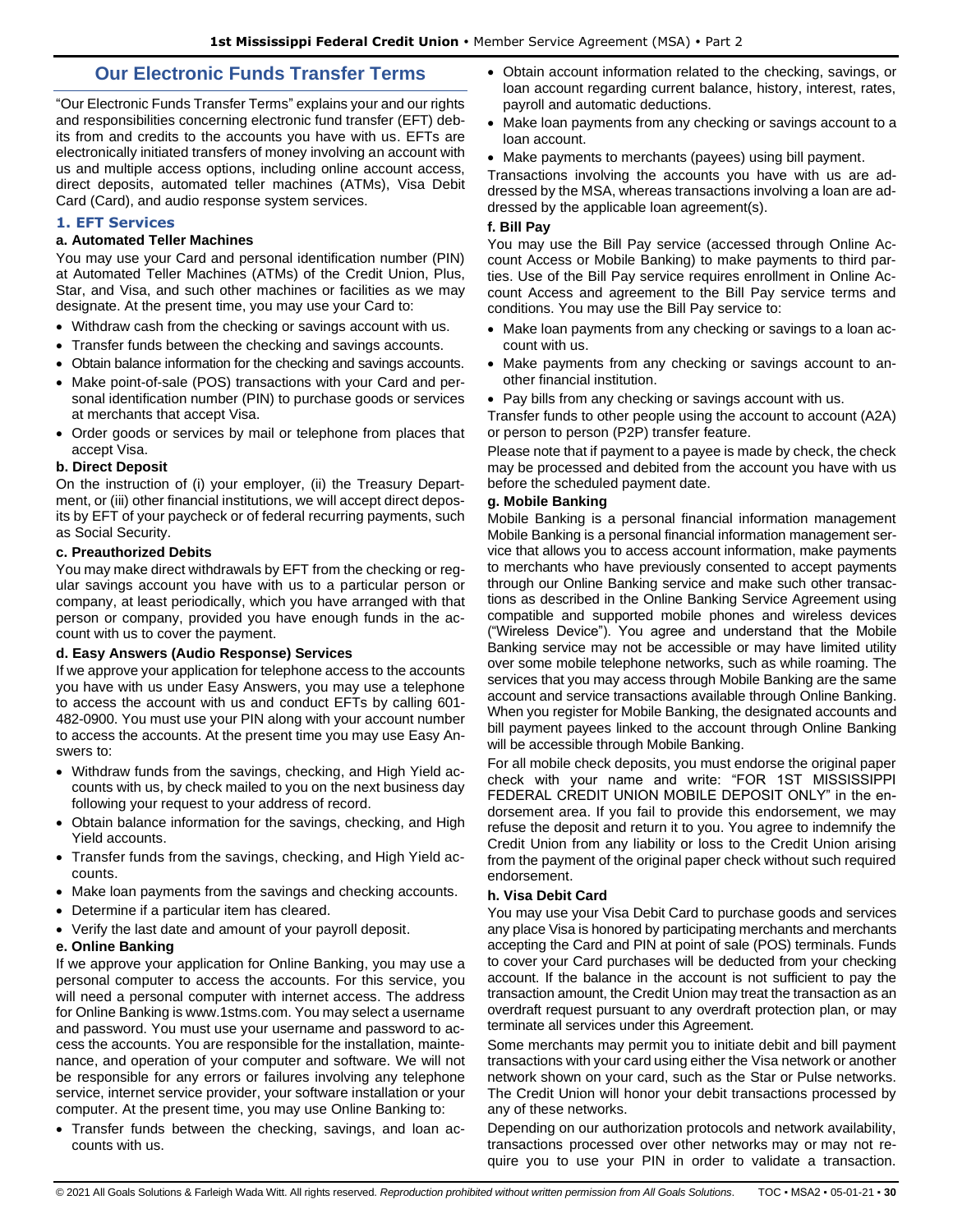## Our Electronic Funds Transfer Terms

"Our Electronic Funds Transfer Terms" explains your and our rights and responsibilities concerning electronic fund transfer (EFT) debits from and credits to the accounts you have with us. EFTs are electronically initiated transfers of money involving an account with us and multiple access options, including online account access, direct deposits, automated teller machines (ATMs), Visa Debit Card (Card), and audio response system services.

### 1. EFT Services

#### a. Automated Teller Machines

You may use your Card and personal identification number (PIN) at Automated Teller Machines (ATMs) of the Credit Union, Plus, Star, and Visa, and such other machines or facilities as we may designate. At the present time, you may use your Card to:

- Withdraw cash from the checking or savings account with us.
- Transfer funds between the checking and savings accounts.
- Obtain balance information for the checking and savings accounts.
- Make point-of-sale (POS) transactions with your Card and personal identification number (PIN) to purchase goods or services at merchants that accept Visa.
- Order goods or services by mail or telephone from places that accept Visa.

#### b. Direct Deposit

On the instruction of (i) your employer, (ii) the Treasury Department, or (iii) other financial institutions, we will accept direct deposits by EFT of your paycheck or of federal recurring payments, such as Social Security.

#### c. Preauthorized Debits

You may make direct withdrawals by EFT from the checking or regular savings account you have with us to a particular person or company, at least periodically, which you have arranged with that person or company, provided you have enough funds in the account with us to cover the payment.

#### d. Easy Answers (Audio Response) Services

If we approve your application for telephone access to the accounts you have with us under Easy Answers, you may use a telephone to access the account with us and conduct EFTs by calling 601-482-0900. You must use your PIN along with your account number to access the accounts. At the present time you may use Easy Answers to:

- Withdraw funds from the savings, checking, and High Yield accounts with us, by check mailed to you on the next business day following your request to your address of record.
- Obtain balance information for the savings, checking, and High Yield accounts.
- Transfer funds from the savings, checking, and High Yield accounts.
- Make loan payments from the savings and checking accounts.
- Determine if a particular item has cleared.
- Verify the last date and amount of your payroll deposit.

#### e. Online Banking

If we approve your application for Online Banking, you may use a personal computer to access the accounts. For this service, you will need a personal computer with internet access. The address for Online Banking is www.1stms.com. You may select a username and password. You must use your username and password to access the accounts. You are responsible for the installation, maintenance, and operation of your computer and software. We will not be responsible for any errors or failures involving any telephone service, internet service provider, your software installation or your computer. At the present time, you may use Online Banking to:

- Transfer funds between the checking, savings, and loan accounts with us.
- Obtain account information related to the checking, savings, or loan account regarding current balance, history, interest, rates, payroll and automatic deductions.
- Make loan payments from any checking or savings account to a loan account.
- Make payments to merchants (payees) using bill payment.

Transactions involving the accounts you have with us are addressed by the MSA, whereas transactions involving a loan are addressed by the applicable loan agreement(s).

#### f. Bill Pay

You may use the Bill Pay service (accessed through Online Account Access or Mobile Banking) to make payments to third parties. Use of the Bill Pay service requires enrollment in Online Account Access and agreement to the Bill Pay service terms and conditions. You may use the Bill Pay service to:

- Make loan payments from any checking or savings to a loan account with us.
- Make payments from any checking or savings account to another financial institution.
- Pay bills from any checking or savings account with us.

Transfer funds to other people using the account to account (A2A) or person to person (P2P) transfer feature.

Please note that if payment to a payee is made by check, the check may be processed and debited from the account you have with us before the scheduled payment date.

#### g. Mobile Banking

Mobile Banking is a personal financial information management Mobile Banking is a personal financial information management service that allows you to access account information, make payments to merchants who have previously consented to accept payments through our Online Banking service and make such other transactions as described in the Online Banking Service Agreement using compatible and supported mobile phones and wireless devices ("Wireless Device"). You agree and understand that the Mobile Banking service may not be accessible or may have limited utility over some mobile telephone networks, such as while roaming. The services that you may access through Mobile Banking are the same account and service transactions available through Online Banking. When you register for Mobile Banking, the designated accounts and bill payment payees linked to the account through Online Banking will be accessible through Mobile Banking.

For all mobile check deposits, you must endorse the original paper check with your name and write: "FOR 1ST MISSISSIPPI FEDERAL CREDIT UNION MOBILE DEPOSIT ONLY" in the endorsement area. If you fail to provide this endorsement, we may refuse the deposit and return it to you. You agree to indemnify the Credit Union from any liability or loss to the Credit Union arising from the payment of the original paper check without such required endorsement.

#### h. Visa Debit Card

You may use your Visa Debit Card to purchase goods and services any place Visa is honored by participating merchants and merchants accepting the Card and PIN at point of sale (POS) terminals. Funds to cover your Card purchases will be deducted from your checking account. If the balance in the account is not sufficient to pay the transaction amount, the Credit Union may treat the transaction as an overdraft request pursuant to any overdraft protection plan, or may terminate all services under this Agreement.

Some merchants may permit you to initiate debit and bill payment transactions with your card using either the Visa network or another network shown on your card, such as the Star or Pulse networks. The Credit Union will honor your debit transactions processed by any of these networks.

Depending on our authorization protocols and network availability, transactions processed over other networks may or may not require you to use your PIN in order to validate a transaction.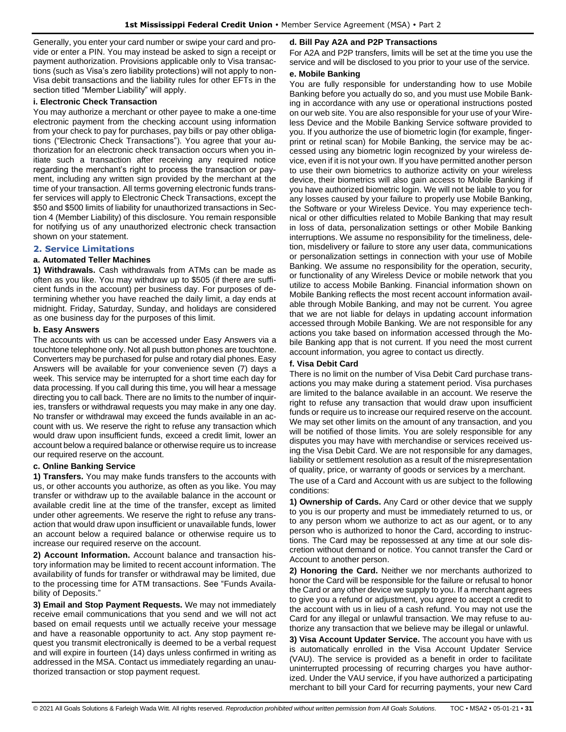Generally, you enter your card number or swipe your card and provide or enter a PIN. You may instead be asked to sign a receipt or payment authorization. Provisions applicable only to Visa transactions (such as Visa's zero liability protections) will not apply to non-Visa debit transactions and the liability rules for other EFTs in the section titled "Member Liability" will apply.

**i. Electronic Check Transaction**

You may authorize a merchant or other payee to make a one-time electronic payment from the checking account using information from your check to pay for purchases, pay bills or pay other obligations ("Electronic Check Transactions"). You agree that your authorization for an electronic check transaction occurs when you initiate such a transaction after receiving any required notice regarding the merchant's right to process the transaction or payment, including any written sign provided by the merchant at the time of your transaction. All terms governing electronic funds transfer services will apply to Electronic Check Transactions, except the $50 and $500 limits of liability for unauthorized transactions in Section 4 (Member Liability) of this disclosure. You remain responsible for notifying us of any unauthorized electronic check transaction shown on your statement.

## 2. Service Limitations

**a. Automated Teller Machines**

**1) Withdrawals.** Cash withdrawals from ATMs can be made as often as you like. You may withdraw up to $505 (if there are sufficient funds in the account) per business day. For purposes of determining whether you have reached the daily limit, a day ends at midnight. Friday, Saturday, Sunday, and holidays are considered as one business day for the purposes of this limit.

**b. Easy Answers**

The accounts with us can be accessed under Easy Answers via a touchtone telephone only. Not all push button phones are touchtone. Converters may be purchased for pulse and rotary dial phones. Easy Answers will be available for your convenience seven (7) days a week. This service may be interrupted for a short time each day for data processing. If you call during this time, you will hear a message directing you to call back. There are no limits to the number of inquiries, transfers or withdrawal requests you may make in any one day. No transfer or withdrawal may exceed the funds available in an account with us. We reserve the right to refuse any transaction which would draw upon insufficient funds, exceed a credit limit, lower an account below a required balance or otherwise require us to increase our required reserve on the account.

**c. Online Banking Service**

**1) Transfers.** You may make funds transfers to the accounts with us, or other accounts you authorize, as often as you like. You may transfer or withdraw up to the available balance in the account or available credit line at the time of the transfer, except as limited under other agreements. We reserve the right to refuse any transaction that would draw upon insufficient or unavailable funds, lower an account below a required balance or otherwise require us to increase our required reserve on the account.

**2) Account Information.** Account balance and transaction history information may be limited to recent account information. The availability of funds for transfer or withdrawal may be limited, due to the processing time for ATM transactions. See "Funds Availability of Deposits."

**3) Email and Stop Payment Requests.** We may not immediately receive email communications that you send and we will not act based on email requests until we actually receive your message and have a reasonable opportunity to act. Any stop payment request you transmit electronically is deemed to be a verbal request and will expire in fourteen (14) days unless confirmed in writing as addressed in the MSA. Contact us immediately regarding an unauthorized transaction or stop payment request.

**d. Bill Pay A2A and P2P Transactions**

For A2A and P2P transfers, limits will be set at the time you use the service and will be disclosed to you prior to your use of the service.

**e. Mobile Banking**

You are fully responsible for understanding how to use Mobile Banking before you actually do so, and you must use Mobile Banking in accordance with any use or operational instructions posted on our web site. You are also responsible for your use of your Wireless Device and the Mobile Banking Service software provided to you. If you authorize the use of biometric login (for example, fingerprint or retinal scan) for Mobile Banking, the service may be accessed using any biometric login recognized by your wireless device, even if it is not your own. If you have permitted another person to use their own biometrics to authorize activity on your wireless device, their biometrics will also gain access to Mobile Banking if you have authorized biometric login. We will not be liable to you for any losses caused by your failure to properly use Mobile Banking, the Software or your Wireless Device. You may experience technical or other difficulties related to Mobile Banking that may result in loss of data, personalization settings or other Mobile Banking interruptions. We assume no responsibility for the timeliness, deletion, misdelivery or failure to store any user data, communications or personalization settings in connection with your use of Mobile Banking. We assume no responsibility for the operation, security, or functionality of any Wireless Device or mobile network that you utilize to access Mobile Banking. Financial information shown on Mobile Banking reflects the most recent account information available through Mobile Banking, and may not be current. You agree that we are not liable for delays in updating account information accessed through Mobile Banking. We are not responsible for any actions you take based on information accessed through the Mobile Banking app that is not current. If you need the most current account information, you agree to contact us directly.

**f. Visa Debit Card**

There is no limit on the number of Visa Debit Card purchase transactions you may make during a statement period. Visa purchases are limited to the balance available in an account. We reserve the right to refuse any transaction that would draw upon insufficient funds or require us to increase our required reserve on the account. We may set other limits on the amount of any transaction, and you will be notified of those limits. You are solely responsible for any disputes you may have with merchandise or services received using the Visa Debit Card. We are not responsible for any damages, liability or settlement resolution as a result of the misrepresentation of quality, price, or warranty of goods or services by a merchant.

The use of a Card and Account with us are subject to the following conditions:

**1) Ownership of Cards.** Any Card or other device that we supply to you is our property and must be immediately returned to us, or to any person whom we authorize to act as our agent, or to any person who is authorized to honor the Card, according to instructions. The Card may be repossessed at any time at our sole discretion without demand or notice. You cannot transfer the Card or Account to another person.

**2) Honoring the Card.** Neither we nor merchants authorized to honor the Card will be responsible for the failure or refusal to honor the Card or any other device we supply to you. If a merchant agrees to give you a refund or adjustment, you agree to accept a credit to the account with us in lieu of a cash refund. You may not use the Card for any illegal or unlawful transaction. We may refuse to authorize any transaction that we believe may be illegal or unlawful.

**3) Visa Account Updater Service.** The account you have with us is automatically enrolled in the Visa Account Updater Service (VAU). The service is provided as a benefit in order to facilitate uninterrupted processing of recurring charges you have authorized. Under the VAU service, if you have authorized a participating merchant to bill your Card for recurring payments, your new Card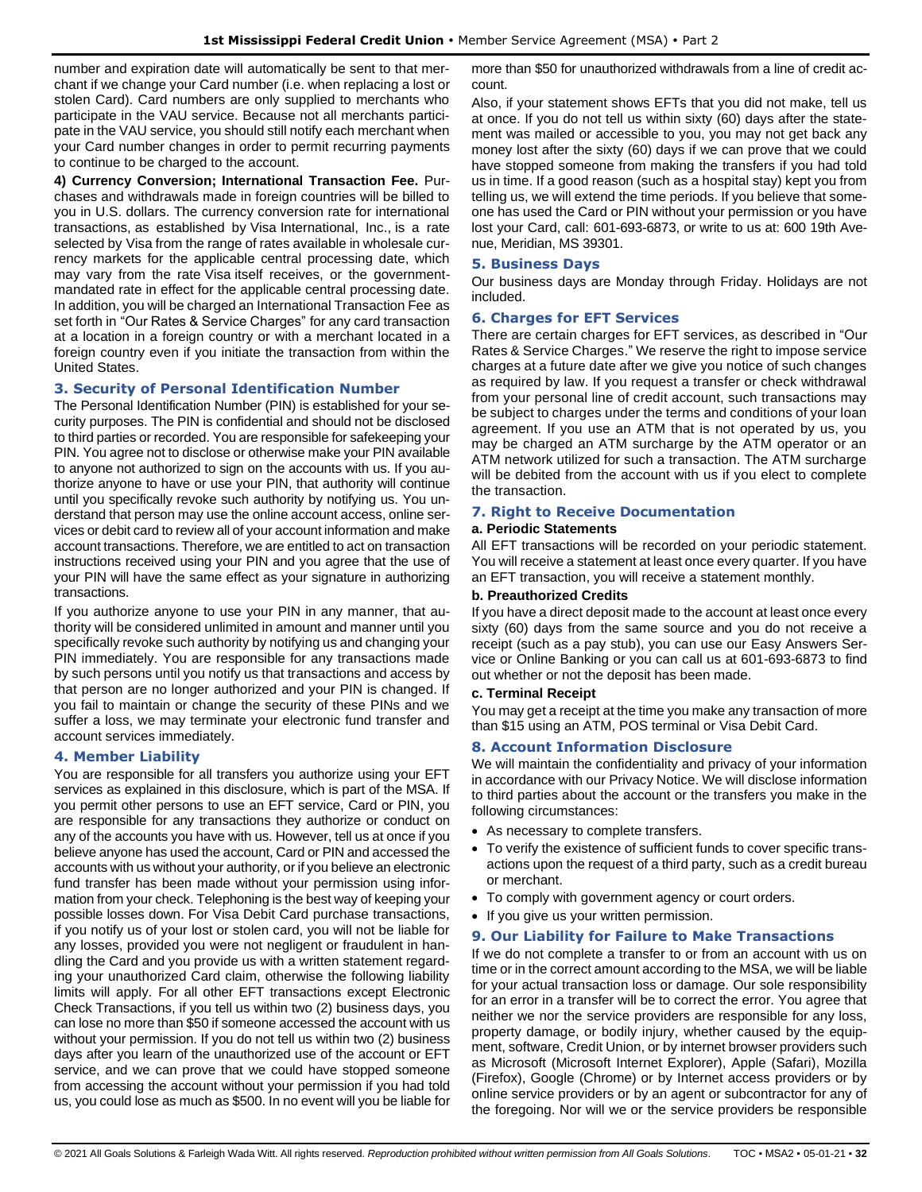number and expiration date will automatically be sent to that merchant if we change your Card number (i.e. when replacing a lost or stolen Card). Card numbers are only supplied to merchants who participate in the VAU service. Because not all merchants participate in the VAU service, you should still notify each merchant when your Card number changes in order to permit recurring payments to continue to be charged to the account.

**4) Currency Conversion; International Transaction Fee.** Purchases and withdrawals made in foreign countries will be billed to you in U.S. dollars. The currency conversion rate for international transactions, as established by Visa International, Inc., is a rate selected by Visa from the range of rates available in wholesale currency markets for the applicable central processing date, which may vary from the rate Visa itself receives, or the government-mandated rate in effect for the applicable central processing date. In addition, you will be charged an International Transaction Fee as set forth in "Our Rates & Service Charges" for any card transaction at a location in a foreign country or with a merchant located in a foreign country even if you initiate the transaction from within the United States.

### 3. Security of Personal Identification Number

The Personal Identification Number (PIN) is established for your security purposes. The PIN is confidential and should not be disclosed to third parties or recorded. You are responsible for safekeeping your PIN. You agree not to disclose or otherwise make your PIN available to anyone not authorized to sign on the accounts with us. If you authorize anyone to have or use your PIN, that authority will continue until you specifically revoke such authority by notifying us. You understand that person may use the online account access, online services or debit card to review all of your account information and make account transactions. Therefore, we are entitled to act on transaction instructions received using your PIN and you agree that the use of your PIN will have the same effect as your signature in authorizing transactions.

If you authorize anyone to use your PIN in any manner, that authority will be considered unlimited in amount and manner until you specifically revoke such authority by notifying us and changing your PIN immediately. You are responsible for any transactions made by such persons until you notify us that transactions and access by that person are no longer authorized and your PIN is changed. If you fail to maintain or change the security of these PINs and we suffer a loss, we may terminate your electronic fund transfer and account services immediately.

### 4. Member Liability

You are responsible for all transfers you authorize using your EFT services as explained in this disclosure, which is part of the MSA. If you permit other persons to use an EFT service, Card or PIN, you are responsible for any transactions they authorize or conduct on any of the accounts you have with us. However, tell us at once if you believe anyone has used the account, Card or PIN and accessed the accounts with us without your authority, or if you believe an electronic fund transfer has been made without your permission using information from your check. Telephoning is the best way of keeping your possible losses down. For Visa Debit Card purchase transactions, if you notify us of your lost or stolen card, you will not be liable for any losses, provided you were not negligent or fraudulent in handling the Card and you provide us with a written statement regarding your unauthorized Card claim, otherwise the following liability limits will apply. For all other EFT transactions except Electronic Check Transactions, if you tell us within two (2) business days, you can lose no more than $50 if someone accessed the account with us without your permission. If you do not tell us within two (2) business days after you learn of the unauthorized use of the account or EFT service, and we can prove that we could have stopped someone from accessing the account without your permission if you had told us, you could lose as much as $500. In no event will you be liable for more than $50 for unauthorized withdrawals from a line of credit account.

Also, if your statement shows EFTs that you did not make, tell us at once. If you do not tell us within sixty (60) days after the statement was mailed or accessible to you, you may not get back any money lost after the sixty (60) days if we can prove that we could have stopped someone from making the transfers if you had told us in time. If a good reason (such as a hospital stay) kept you from telling us, we will extend the time periods. If you believe that someone has used the Card or PIN without your permission or you have lost your Card, call: 601-693-6873, or write to us at: 600 19th Avenue, Meridian, MS 39301.

### 5. Business Days

Our business days are Monday through Friday. Holidays are not included.

### 6. Charges for EFT Services

There are certain charges for EFT services, as described in "Our Rates & Service Charges." We reserve the right to impose service charges at a future date after we give you notice of such changes as required by law. If you request a transfer or check withdrawal from your personal line of credit account, such transactions may be subject to charges under the terms and conditions of your loan agreement. If you use an ATM that is not operated by us, you may be charged an ATM surcharge by the ATM operator or an ATM network utilized for such a transaction. The ATM surcharge will be debited from the account with us if you elect to complete the transaction.

### 7. Right to Receive Documentation

**a. Periodic Statements**

All EFT transactions will be recorded on your periodic statement. You will receive a statement at least once every quarter. If you have an EFT transaction, you will receive a statement monthly.

**b. Preauthorized Credits**

If you have a direct deposit made to the account at least once every sixty (60) days from the same source and you do not receive a receipt (such as a pay stub), you can use our Easy Answers Service or Online Banking or you can call us at 601-693-6873 to find out whether or not the deposit has been made.

**c. Terminal Receipt**

You may get a receipt at the time you make any transaction of more than $15 using an ATM, POS terminal or Visa Debit Card.

### 8. Account Information Disclosure

We will maintain the confidentiality and privacy of your information in accordance with our Privacy Notice. We will disclose information to third parties about the account or the transfers you make in the following circumstances:

- As necessary to complete transfers.
- To verify the existence of sufficient funds to cover specific transactions upon the request of a third party, such as a credit bureau or merchant.
- To comply with government agency or court orders.
- If you give us your written permission.

### 9. Our Liability for Failure to Make Transactions

If we do not complete a transfer to or from an account with us on time or in the correct amount according to the MSA, we will be liable for your actual transaction loss or damage. Our sole responsibility for an error in a transfer will be to correct the error. You agree that neither we nor the service providers are responsible for any loss, property damage, or bodily injury, whether caused by the equipment, software, Credit Union, or by internet browser providers such as Microsoft (Microsoft Internet Explorer), Apple (Safari), Mozilla (Firefox), Google (Chrome) or by Internet access providers or by online service providers or by an agent or subcontractor for any of the foregoing. Nor will we or the service providers be responsible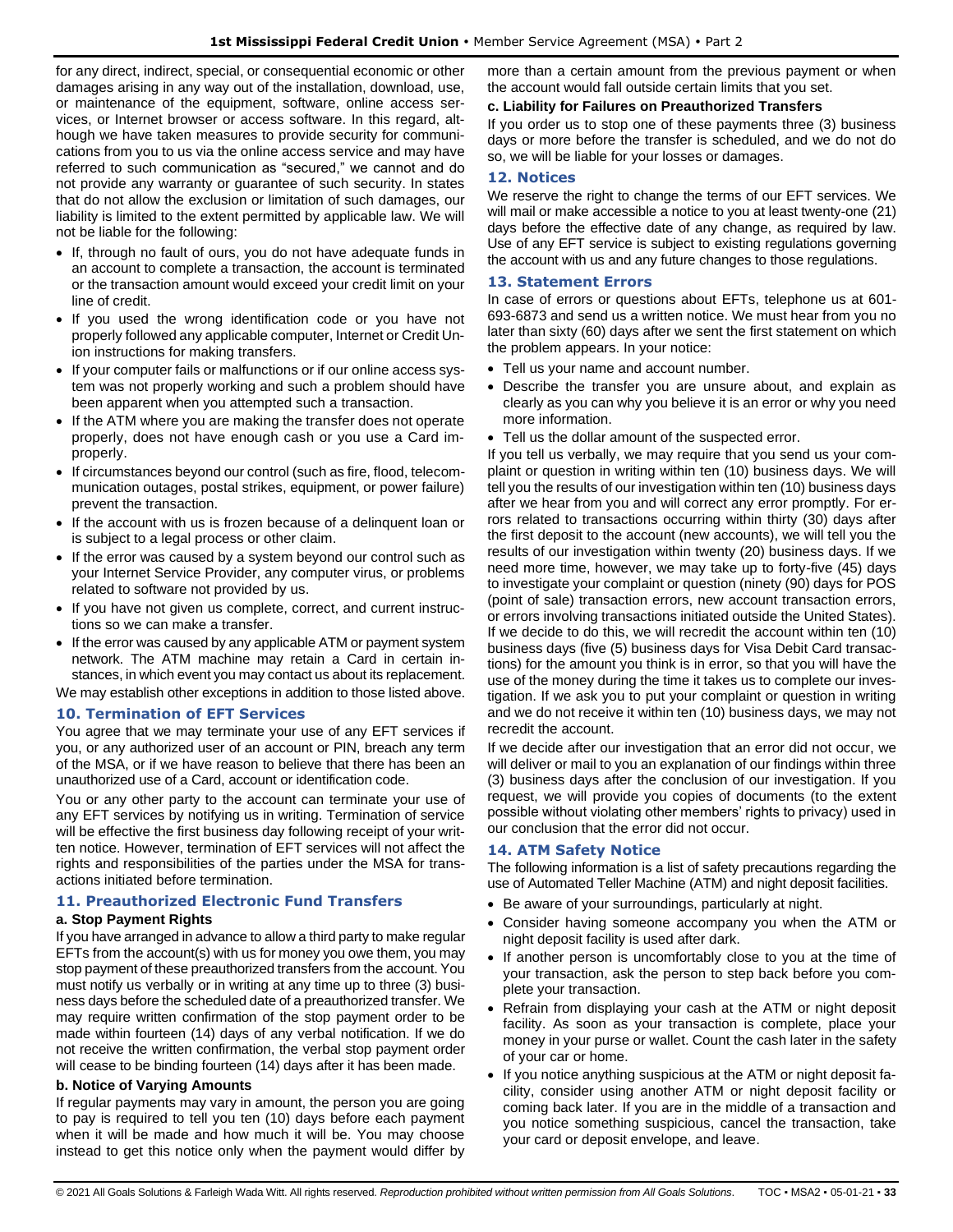for any direct, indirect, special, or consequential economic or other damages arising in any way out of the installation, download, use, or maintenance of the equipment, software, online access services, or Internet browser or access software. In this regard, although we have taken measures to provide security for communications from you to us via the online access service and may have referred to such communication as "secured," we cannot and do not provide any warranty or guarantee of such security. In states that do not allow the exclusion or limitation of such damages, our liability is limited to the extent permitted by applicable law. We will not be liable for the following:

- If, through no fault of ours, you do not have adequate funds in an account to complete a transaction, the account is terminated or the transaction amount would exceed your credit limit on your line of credit.
- If you used the wrong identification code or you have not properly followed any applicable computer, Internet or Credit Union instructions for making transfers.
- If your computer fails or malfunctions or if our online access system was not properly working and such a problem should have been apparent when you attempted such a transaction.
- If the ATM where you are making the transfer does not operate properly, does not have enough cash or you use a Card improperly.
- If circumstances beyond our control (such as fire, flood, telecommunication outages, postal strikes, equipment, or power failure) prevent the transaction.
- If the account with us is frozen because of a delinquent loan or is subject to a legal process or other claim.
- If the error was caused by a system beyond our control such as your Internet Service Provider, any computer virus, or problems related to software not provided by us.
- If you have not given us complete, correct, and current instructions so we can make a transfer.
- If the error was caused by any applicable ATM or payment system network. The ATM machine may retain a Card in certain instances, in which event you may contact us about its replacement.

We may establish other exceptions in addition to those listed above.

## 10. Termination of EFT Services

You agree that we may terminate your use of any EFT services if you, or any authorized user of an account or PIN, breach any term of the MSA, or if we have reason to believe that there has been an unauthorized use of a Card, account or identification code.

You or any other party to the account can terminate your use of any EFT services by notifying us in writing. Termination of service will be effective the first business day following receipt of your written notice. However, termination of EFT services will not affect the rights and responsibilities of the parties under the MSA for transactions initiated before termination.

## 11. Preauthorized Electronic Fund Transfers

### a. Stop Payment Rights

If you have arranged in advance to allow a third party to make regular EFTs from the account(s) with us for money you owe them, you may stop payment of these preauthorized transfers from the account. You must notify us verbally or in writing at any time up to three (3) business days before the scheduled date of a preauthorized transfer. We may require written confirmation of the stop payment order to be made within fourteen (14) days of any verbal notification. If we do not receive the written confirmation, the verbal stop payment order will cease to be binding fourteen (14) days after it has been made.

### b. Notice of Varying Amounts

If regular payments may vary in amount, the person you are going to pay is required to tell you ten (10) days before each payment when it will be made and how much it will be. You may choose instead to get this notice only when the payment would differ by more than a certain amount from the previous payment or when the account would fall outside certain limits that you set.

### c. Liability for Failures on Preauthorized Transfers

If you order us to stop one of these payments three (3) business days or more before the transfer is scheduled, and we do not do so, we will be liable for your losses or damages.

## 12. Notices

We reserve the right to change the terms of our EFT services. We will mail or make accessible a notice to you at least twenty-one (21) days before the effective date of any change, as required by law. Use of any EFT service is subject to existing regulations governing the account with us and any future changes to those regulations.

## 13. Statement Errors

In case of errors or questions about EFTs, telephone us at 601-693-6873 and send us a written notice. We must hear from you no later than sixty (60) days after we sent the first statement on which the problem appears. In your notice:

- Tell us your name and account number.
- Describe the transfer you are unsure about, and explain as clearly as you can why you believe it is an error or why you need more information.
- Tell us the dollar amount of the suspected error.

If you tell us verbally, we may require that you send us your complaint or question in writing within ten (10) business days. We will tell you the results of our investigation within ten (10) business days after we hear from you and will correct any error promptly. For errors related to transactions occurring within thirty (30) days after the first deposit to the account (new accounts), we will tell you the results of our investigation within twenty (20) business days. If we need more time, however, we may take up to forty-five (45) days to investigate your complaint or question (ninety (90) days for POS (point of sale) transaction errors, new account transaction errors, or errors involving transactions initiated outside the United States). If we decide to do this, we will recredit the account within ten (10) business days (five (5) business days for Visa Debit Card transactions) for the amount you think is in error, so that you will have the use of the money during the time it takes us to complete our investigation. If we ask you to put your complaint or question in writing and we do not receive it within ten (10) business days, we may not recredit the account.

If we decide after our investigation that an error did not occur, we will deliver or mail to you an explanation of our findings within three (3) business days after the conclusion of our investigation. If you request, we will provide you copies of documents (to the extent possible without violating other members' rights to privacy) used in our conclusion that the error did not occur.

## 14. ATM Safety Notice

The following information is a list of safety precautions regarding the use of Automated Teller Machine (ATM) and night deposit facilities.

- Be aware of your surroundings, particularly at night.
- Consider having someone accompany you when the ATM or night deposit facility is used after dark.
- If another person is uncomfortably close to you at the time of your transaction, ask the person to step back before you complete your transaction.
- Refrain from displaying your cash at the ATM or night deposit facility. As soon as your transaction is complete, place your money in your purse or wallet. Count the cash later in the safety of your car or home.
- If you notice anything suspicious at the ATM or night deposit facility, consider using another ATM or night deposit facility or coming back later. If you are in the middle of a transaction and you notice something suspicious, cancel the transaction, take your card or deposit envelope, and leave.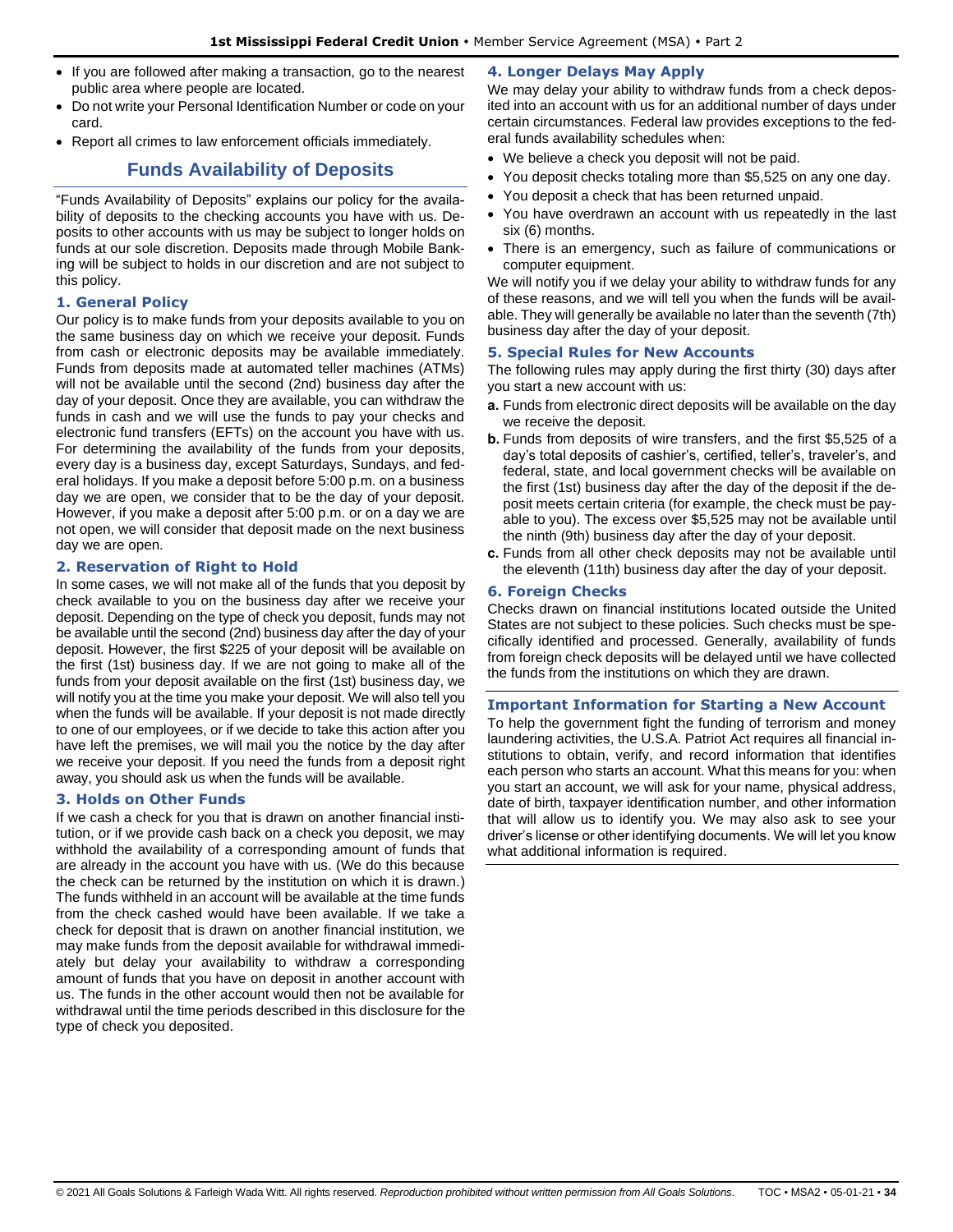- If you are followed after making a transaction, go to the nearest public area where people are located.
- Do not write your Personal Identification Number or code on your card.
- Report all crimes to law enforcement officials immediately.

## Funds Availability of Deposits

"Funds Availability of Deposits" explains our policy for the availability of deposits to the checking accounts you have with us. Deposits to other accounts with us may be subject to longer holds on funds at our sole discretion. Deposits made through Mobile Banking will be subject to holds in our discretion and are not subject to this policy.

### 1. General Policy

Our policy is to make funds from your deposits available to you on the same business day on which we receive your deposit. Funds from cash or electronic deposits may be available immediately. Funds from deposits made at automated teller machines (ATMs) will not be available until the second (2nd) business day after the day of your deposit. Once they are available, you can withdraw the funds in cash and we will use the funds to pay your checks and electronic fund transfers (EFTs) on the account you have with us. For determining the availability of the funds from your deposits, every day is a business day, except Saturdays, Sundays, and federal holidays. If you make a deposit before 5:00 p.m. on a business day we are open, we consider that to be the day of your deposit. However, if you make a deposit after 5:00 p.m. or on a day we are not open, we will consider that deposit made on the next business day we are open.

### 2. Reservation of Right to Hold

In some cases, we will not make all of the funds that you deposit by check available to you on the business day after we receive your deposit. Depending on the type of check you deposit, funds may not be available until the second (2nd) business day after the day of your deposit. However, the first $225 of your deposit will be available on the first (1st) business day. If we are not going to make all of the funds from your deposit available on the first (1st) business day, we will notify you at the time you make your deposit. We will also tell you when the funds will be available. If your deposit is not made directly to one of our employees, or if we decide to take this action after you have left the premises, we will mail you the notice by the day after we receive your deposit. If you need the funds from a deposit right away, you should ask us when the funds will be available.

### 3. Holds on Other Funds

If we cash a check for you that is drawn on another financial institution, or if we provide cash back on a check you deposit, we may withhold the availability of a corresponding amount of funds that are already in the account you have with us. (We do this because the check can be returned by the institution on which it is drawn.) The funds withheld in an account will be available at the time funds from the check cashed would have been available. If we take a check for deposit that is drawn on another financial institution, we may make funds from the deposit available for withdrawal immediately but delay your availability to withdraw a corresponding amount of funds that you have on deposit in another account with us. The funds in the other account would then not be available for withdrawal until the time periods described in this disclosure for the type of check you deposited.

### 4. Longer Delays May Apply

We may delay your ability to withdraw funds from a check deposited into an account with us for an additional number of days under certain circumstances. Federal law provides exceptions to the federal funds availability schedules when:

- We believe a check you deposit will not be paid.
- You deposit checks totaling more than $5,525 on any one day.
- You deposit a check that has been returned unpaid.
- You have overdrawn an account with us repeatedly in the last six (6) months.
- There is an emergency, such as failure of communications or computer equipment.

We will notify you if we delay your ability to withdraw funds for any of these reasons, and we will tell you when the funds will be available. They will generally be available no later than the seventh (7th) business day after the day of your deposit.

### 5. Special Rules for New Accounts

The following rules may apply during the first thirty (30) days after you start a new account with us:

**a.** Funds from electronic direct deposits will be available on the day we receive the deposit.

**b.** Funds from deposits of wire transfers, and the first $5,525 of a day's total deposits of cashier's, certified, teller's, traveler's, and federal, state, and local government checks will be available on the first (1st) business day after the day of the deposit if the deposit meets certain criteria (for example, the check must be payable to you). The excess over $5,525 may not be available until the ninth (9th) business day after the day of your deposit.

**c.** Funds from all other check deposits may not be available until the eleventh (11th) business day after the day of your deposit.

### 6. Foreign Checks

Checks drawn on financial institutions located outside the United States are not subject to these policies. Such checks must be specifically identified and processed. Generally, availability of funds from foreign check deposits will be delayed until we have collected the funds from the institutions on which they are drawn.

### Important Information for Starting a New Account

To help the government fight the funding of terrorism and money laundering activities, the U.S.A. Patriot Act requires all financial institutions to obtain, verify, and record information that identifies each person who starts an account. What this means for you: when you start an account, we will ask for your name, physical address, date of birth, taxpayer identification number, and other information that will allow us to identify you. We may also ask to see your driver's license or other identifying documents. We will let you know what additional information is required.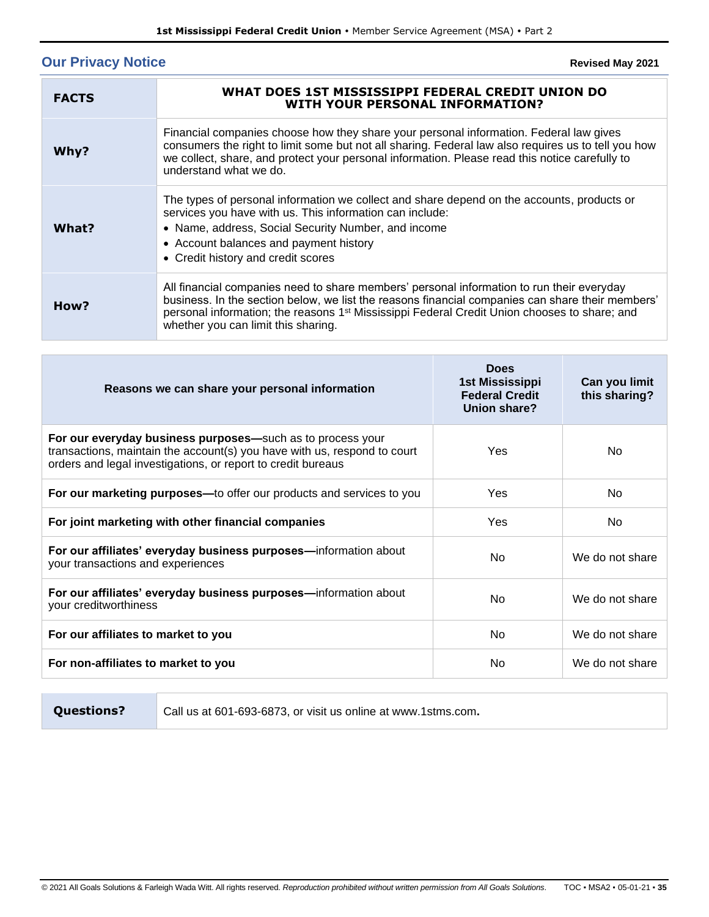## Our Privacy Notice

**Revised May 2021**

| **FACTS** | **WHAT DOES 1ST MISSISSIPPI FEDERAL CREDIT UNION DO WITH YOUR PERSONAL INFORMATION?** |
|---|---|
| **Why?** | Financial companies choose how they share your personal information. Federal law gives consumers the right to limit some but not all sharing. Federal law also requires us to tell you how we collect, share, and protect your personal information. Please read this notice carefully to understand what we do. |
| **What?** | The types of personal information we collect and share depend on the accounts, products or services you have with us. This information can include:<br>• Name, address, Social Security Number, and income<br>• Account balances and payment history<br>• Credit history and credit scores |
| **How?** | All financial companies need to share members' personal information to run their everyday business. In the section below, we list the reasons financial companies can share their members' personal information; the reasons 1st Mississippi Federal Credit Union chooses to share; and whether you can limit this sharing. |

| **Reasons we can share your personal information** | **Does 1st Mississippi Federal Credit Union share?** | **Can you limit this sharing?** |
|---|---|---|
| **For our everyday business purposes—**such as to process your transactions, maintain the account(s) you have with us, respond to court orders and legal investigations, or report to credit bureaus | Yes | No |
| **For our marketing purposes—**to offer our products and services to you | Yes | No |
| **For joint marketing with other financial companies** | Yes | No |
| **For our affiliates' everyday business purposes—**information about your transactions and experiences | No | We do not share |
| **For our affiliates' everyday business purposes—**information about your creditworthiness | No | We do not share |
| **For our affiliates to market to you** | No | We do not share |
| **For non-affiliates to market to you** | No | We do not share |

| **Questions?** | Call us at 601-693-6873, or visit us online at www.1stms.com**.** |
|---|---|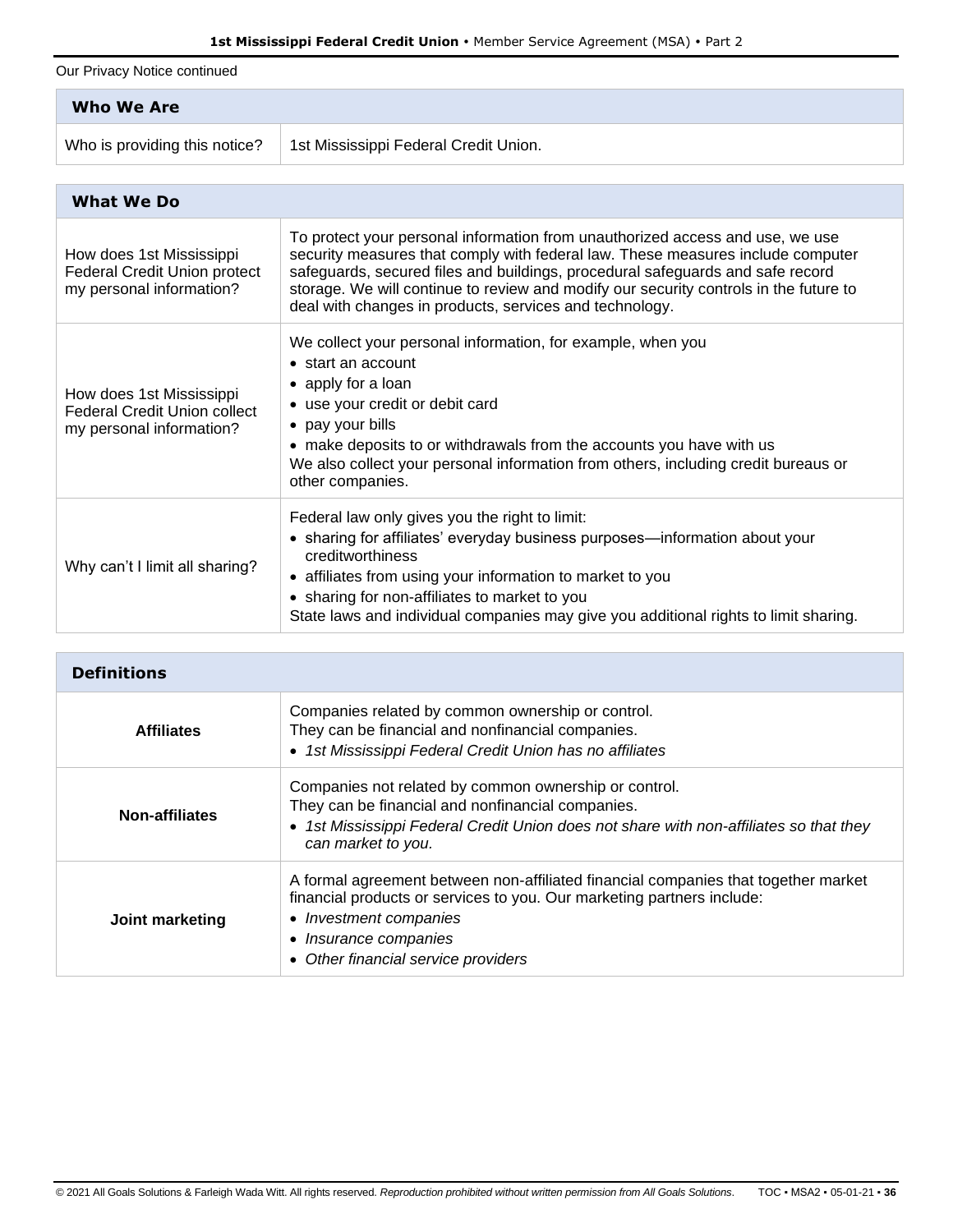Our Privacy Notice continued

| **Who We Are** | |
|---|---|
| Who is providing this notice? | 1st Mississippi Federal Credit Union. |

| **What We Do** | |
|---|---|
| How does 1st Mississippi Federal Credit Union protect my personal information? | To protect your personal information from unauthorized access and use, we use security measures that comply with federal law. These measures include computer safeguards, secured files and buildings, procedural safeguards and safe record storage. We will continue to review and modify our security controls in the future to deal with changes in products, services and technology. |
| How does 1st Mississippi Federal Credit Union collect my personal information? | We collect your personal information, for example, when you<br>• start an account<br>• apply for a loan<br>• use your credit or debit card<br>• pay your bills<br>• make deposits to or withdrawals from the accounts you have with us<br>We also collect your personal information from others, including credit bureaus or other companies. |
| Why can't I limit all sharing? | Federal law only gives you the right to limit:<br>• sharing for affiliates' everyday business purposes—information about your creditworthiness<br>• affiliates from using your information to market to you<br>• sharing for non-affiliates to market to you<br>State laws and individual companies may give you additional rights to limit sharing. |

| **Definitions** | |
|---|---|
| **Affiliates** | Companies related by common ownership or control.<br>They can be financial and nonfinancial companies.<br>• *1st Mississippi Federal Credit Union has no affiliates* |
| **Non-affiliates** | Companies not related by common ownership or control.<br>They can be financial and nonfinancial companies.<br>• *1st Mississippi Federal Credit Union does not share with non-affiliates so that they can market to you.* |
| **Joint marketing** | A formal agreement between non-affiliated financial companies that together market financial products or services to you. Our marketing partners include:<br>• *Investment companies*<br>• *Insurance companies*<br>• *Other financial service providers* |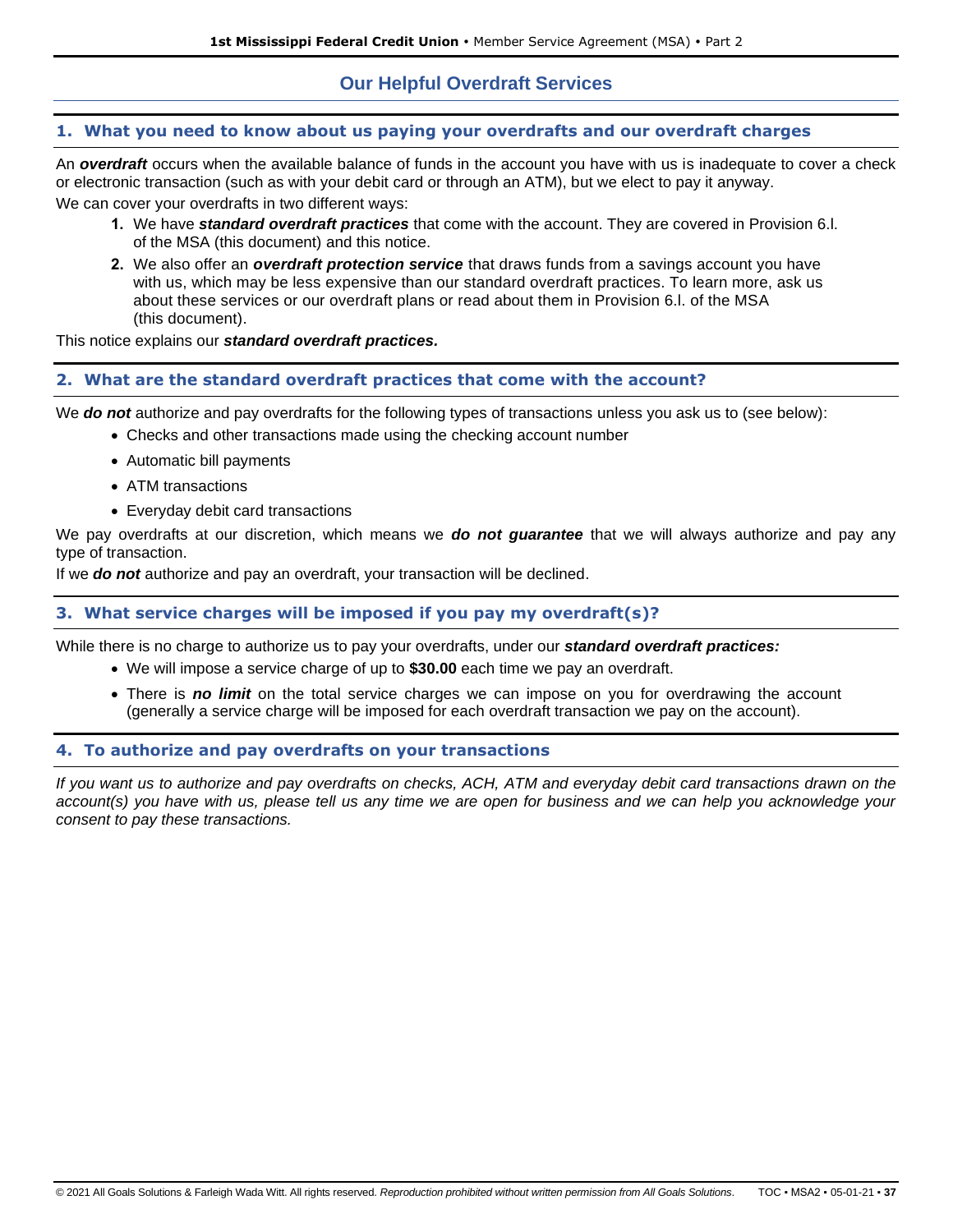# Our Helpful Overdraft Services

## 1. What you need to know about us paying your overdrafts and our overdraft charges

An ***overdraft*** occurs when the available balance of funds in the account you have with us is inadequate to cover a check or electronic transaction (such as with your debit card or through an ATM), but we elect to pay it anyway.

We can cover your overdrafts in two different ways:

1. We have ***standard overdraft practices*** that come with the account. They are covered in Provision 6.l. of the MSA (this document) and this notice.
2. We also offer an ***overdraft protection service*** that draws funds from a savings account you have with us, which may be less expensive than our standard overdraft practices. To learn more, ask us about these services or our overdraft plans or read about them in Provision 6.l. of the MSA (this document).

This notice explains our ***standard overdraft practices.***

## 2. What are the standard overdraft practices that come with the account?

We ***do not*** authorize and pay overdrafts for the following types of transactions unless you ask us to (see below):

- Checks and other transactions made using the checking account number
- Automatic bill payments
- ATM transactions
- Everyday debit card transactions

We pay overdrafts at our discretion, which means we ***do not guarantee*** that we will always authorize and pay any type of transaction.

If we ***do not*** authorize and pay an overdraft, your transaction will be declined.

## 3. What service charges will be imposed if you pay my overdraft(s)?

While there is no charge to authorize us to pay your overdrafts, under our ***standard overdraft practices:***

- We will impose a service charge of up to **$30.00** each time we pay an overdraft.
- There is ***no limit*** on the total service charges we can impose on you for overdrawing the account (generally a service charge will be imposed for each overdraft transaction we pay on the account).

## 4. To authorize and pay overdrafts on your transactions

*If you want us to authorize and pay overdrafts on checks, ACH, ATM and everyday debit card transactions drawn on the account(s) you have with us, please tell us any time we are open for business and we can help you acknowledge your consent to pay these transactions.*